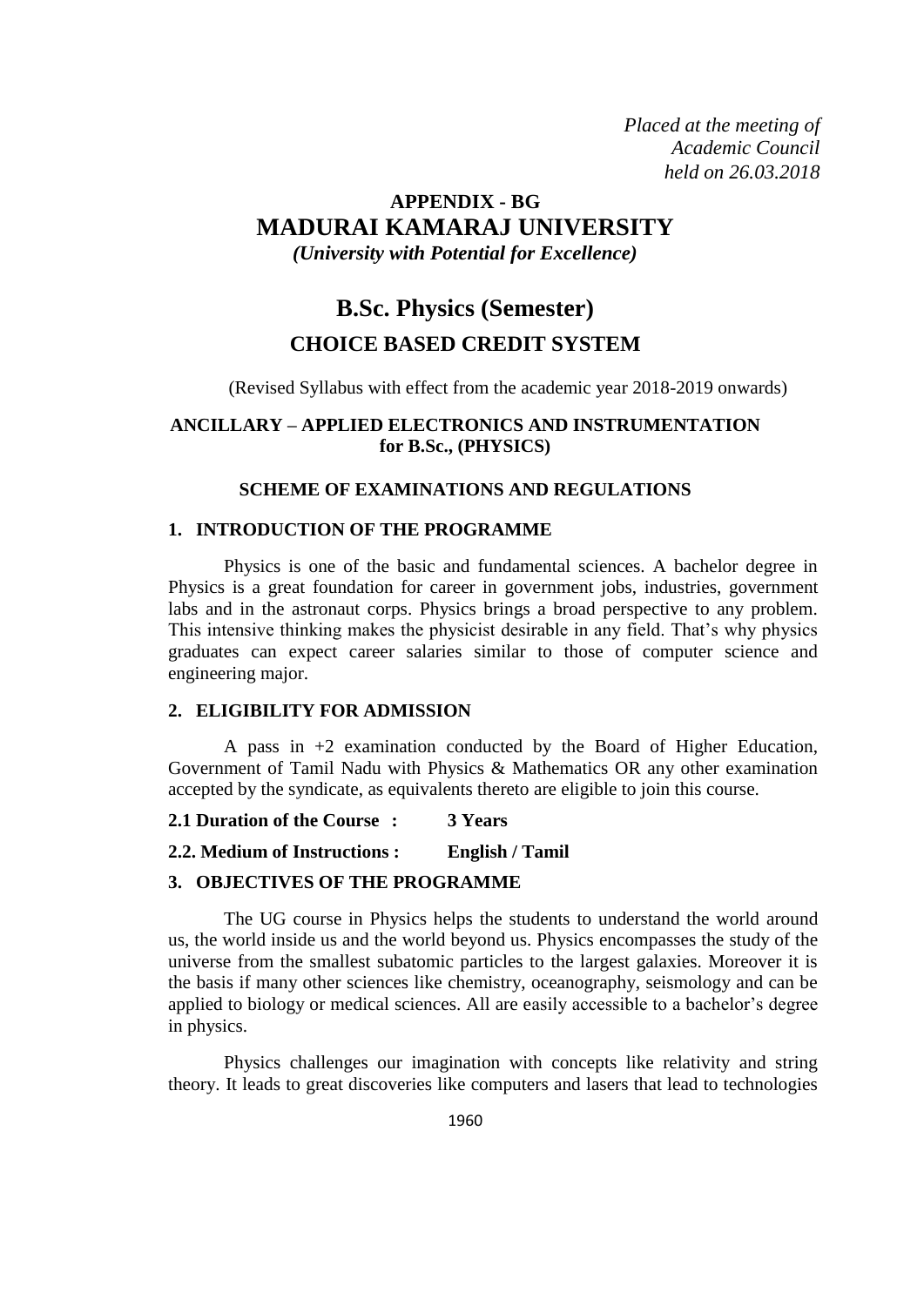*Placed at the meeting of*
*Academic Council*
*held on 26.03.2018*

# APPENDIX - BG

# MADURAI KAMARAJ UNIVERSITY

***(University with Potential for Excellence)***

# B.Sc. Physics (Semester)

## CHOICE BASED CREDIT SYSTEM

(Revised Syllabus with effect from the academic year 2018-2019 onwards)

**ANCILLARY – APPLIED ELECTRONICS AND INSTRUMENTATION for B.Sc., (PHYSICS)**

**SCHEME OF EXAMINATIONS AND REGULATIONS**

### 1. INTRODUCTION OF THE PROGRAMME

Physics is one of the basic and fundamental sciences. A bachelor degree in Physics is a great foundation for career in government jobs, industries, government labs and in the astronaut corps. Physics brings a broad perspective to any problem. This intensive thinking makes the physicist desirable in any field. That's why physics graduates can expect career salaries similar to those of computer science and engineering major.

### 2. ELIGIBILITY FOR ADMISSION

A pass in +2 examination conducted by the Board of Higher Education, Government of Tamil Nadu with Physics & Mathematics OR any other examination accepted by the syndicate, as equivalents thereto are eligible to join this course.

**2.1 Duration of the Course : 3 Years**

**2.2. Medium of Instructions : English / Tamil**

### 3. OBJECTIVES OF THE PROGRAMME

The UG course in Physics helps the students to understand the world around us, the world inside us and the world beyond us. Physics encompasses the study of the universe from the smallest subatomic particles to the largest galaxies. Moreover it is the basis if many other sciences like chemistry, oceanography, seismology and can be applied to biology or medical sciences. All are easily accessible to a bachelor's degree in physics.

Physics challenges our imagination with concepts like relativity and string theory. It leads to great discoveries like computers and lasers that lead to technologies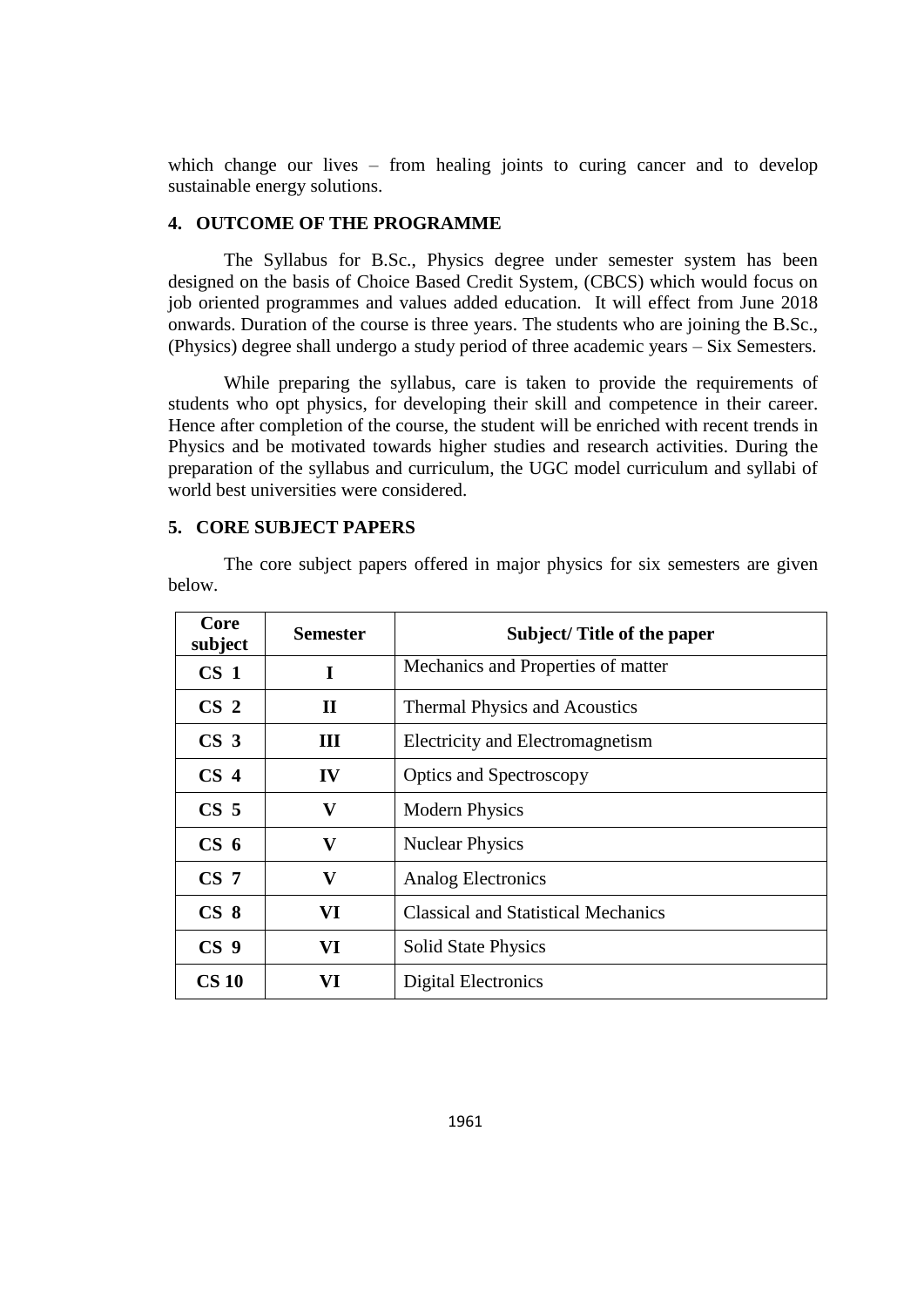which change our lives – from healing joints to curing cancer and to develop sustainable energy solutions.

## 4. OUTCOME OF THE PROGRAMME

The Syllabus for B.Sc., Physics degree under semester system has been designed on the basis of Choice Based Credit System, (CBCS) which would focus on job oriented programmes and values added education. It will effect from June 2018 onwards. Duration of the course is three years. The students who are joining the B.Sc., (Physics) degree shall undergo a study period of three academic years – Six Semesters.

While preparing the syllabus, care is taken to provide the requirements of students who opt physics, for developing their skill and competence in their career. Hence after completion of the course, the student will be enriched with recent trends in Physics and be motivated towards higher studies and research activities. During the preparation of the syllabus and curriculum, the UGC model curriculum and syllabi of world best universities were considered.

## 5. CORE SUBJECT PAPERS

The core subject papers offered in major physics for six semesters are given below.

| Core subject | Semester | Subject/ Title of the paper |
|---|---|---|
| CS 1 | I | Mechanics and Properties of matter |
| CS 2 | II | Thermal Physics and Acoustics |
| CS 3 | III | Electricity and Electromagnetism |
| CS 4 | IV | Optics and Spectroscopy |
| CS 5 | V | Modern Physics |
| CS 6 | V | Nuclear Physics |
| CS 7 | V | Analog Electronics |
| CS 8 | VI | Classical and Statistical Mechanics |
| CS 9 | VI | Solid State Physics |
| CS 10 | VI | Digital Electronics |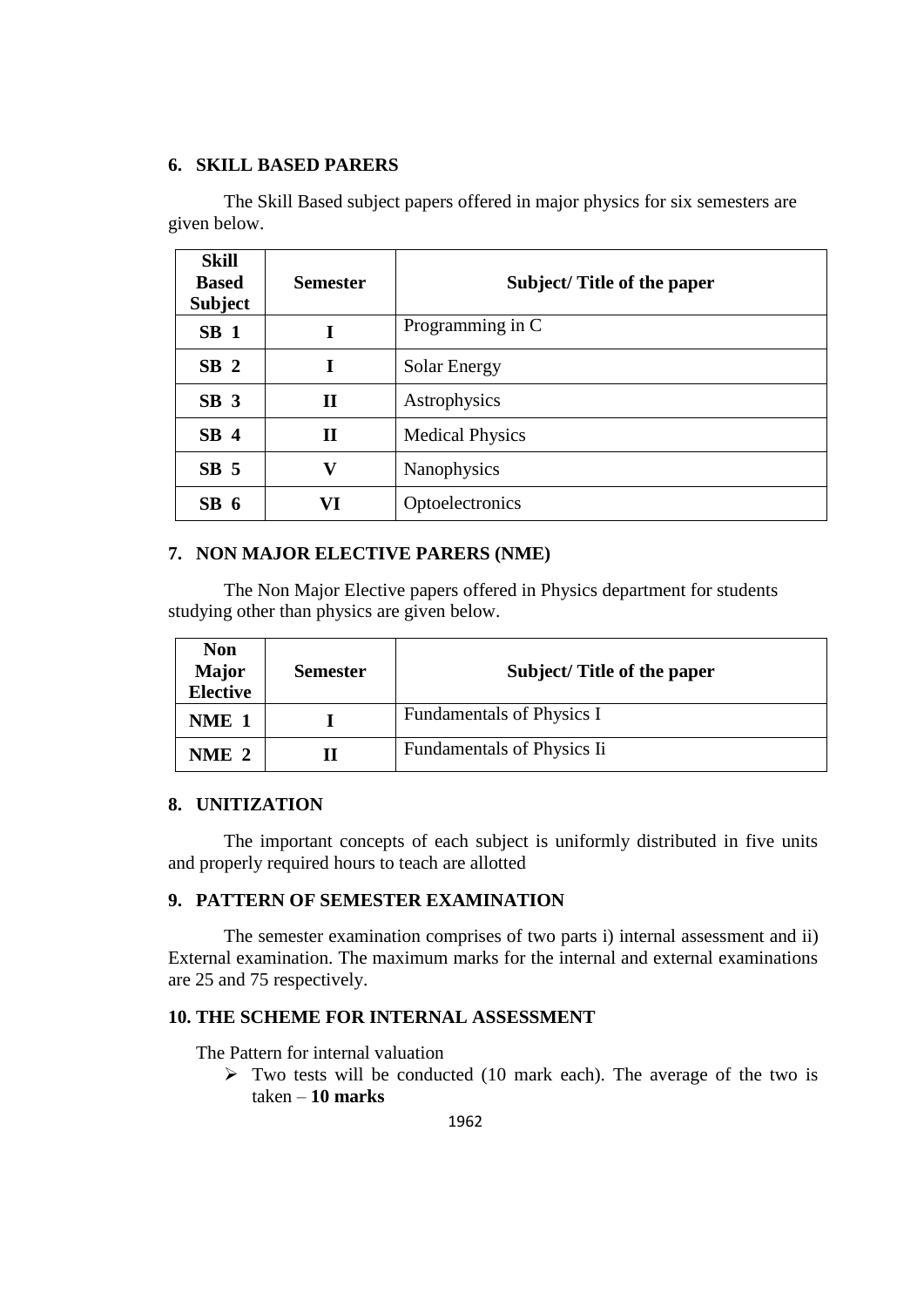## 6. SKILL BASED PARERS

The Skill Based subject papers offered in major physics for six semesters are given below.

| Skill Based Subject | Semester | Subject/ Title of the paper |
|---|---|---|
| **SB 1** | **I** | Programming in C |
| **SB 2** | **I** | Solar Energy |
| **SB 3** | **II** | Astrophysics |
| **SB 4** | **II** | Medical Physics |
| **SB 5** | **V** | Nanophysics |
| **SB 6** | **VI** | Optoelectronics |

## 7. NON MAJOR ELECTIVE PARERS (NME)

The Non Major Elective papers offered in Physics department for students studying other than physics are given below.

| Non Major Elective | Semester | Subject/ Title of the paper |
|---|---|---|
| **NME 1** | **I** | Fundamentals of Physics I |
| **NME 2** | **II** | Fundamentals of Physics Ii |

## 8. UNITIZATION

The important concepts of each subject is uniformly distributed in five units and properly required hours to teach are allotted

## 9. PATTERN OF SEMESTER EXAMINATION

The semester examination comprises of two parts i) internal assessment and ii) External examination. The maximum marks for the internal and external examinations are 25 and 75 respectively.

## 10. THE SCHEME FOR INTERNAL ASSESSMENT

The Pattern for internal valuation

- Two tests will be conducted (10 mark each). The average of the two is taken – **10 marks**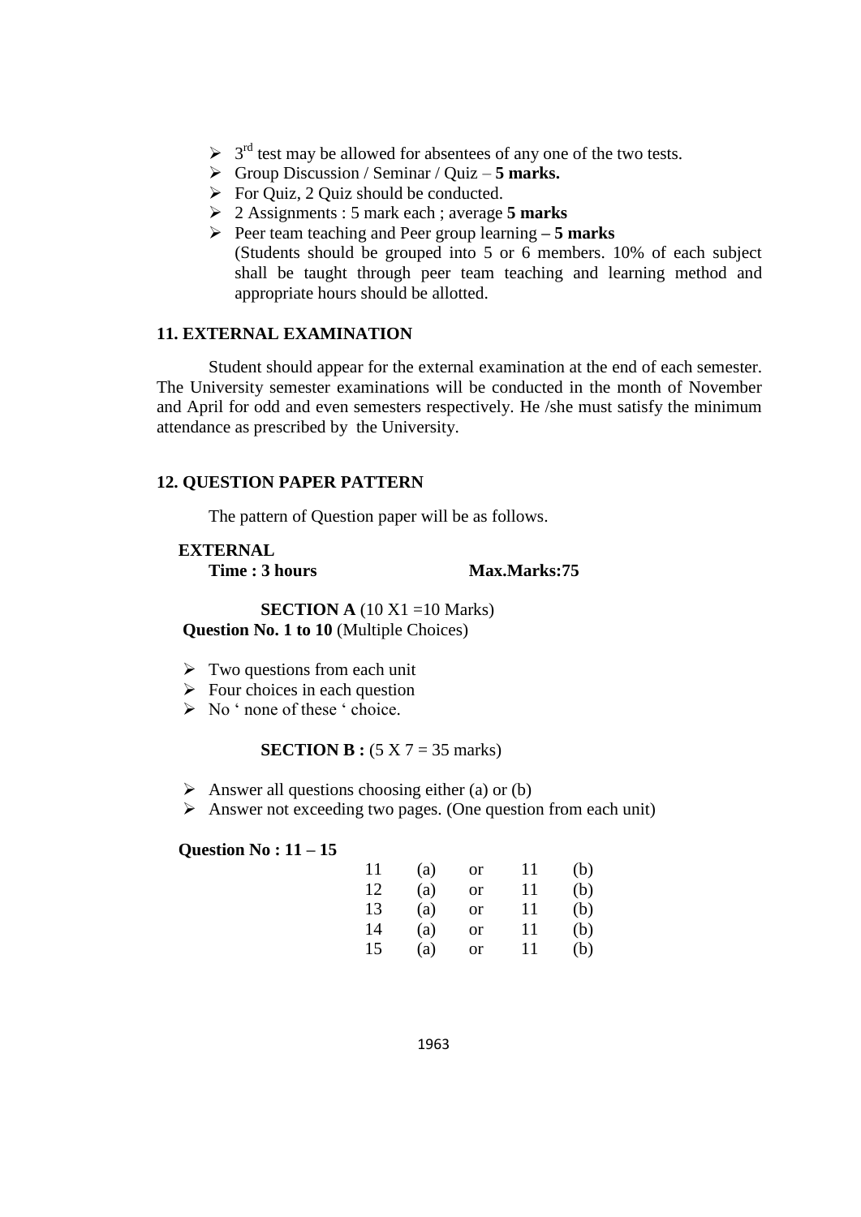- 3[rd] test may be allowed for absentees of any one of the two tests.
- Group Discussion / Seminar / Quiz – **5 marks.**
- For Quiz, 2 Quiz should be conducted.
- 2 Assignments : 5 mark each ; average **5 marks**
- Peer team teaching and Peer group learning **– 5 marks**
  (Students should be grouped into 5 or 6 members. 10% of each subject shall be taught through peer team teaching and learning method and appropriate hours should be allotted.

## 11. EXTERNAL EXAMINATION

Student should appear for the external examination at the end of each semester. The University semester examinations will be conducted in the month of November and April for odd and even semesters respectively. He /she must satisfy the minimum attendance as prescribed by the University.

## 12. QUESTION PAPER PATTERN

The pattern of Question paper will be as follows.

**EXTERNAL**

**Time : 3 hours** **Max.Marks:75**

**SECTION A** (10 X1 =10 Marks)

**Question No. 1 to 10** (Multiple Choices)

- Two questions from each unit
- Four choices in each question
- No ' none of these ' choice.

**SECTION B :** (5 X 7 = 35 marks)

- Answer all questions choosing either (a) or (b)
- Answer not exceeding two pages. (One question from each unit)

**Question No : 11 – 15**

| | | | | |
|---|---|---|---|---|
| 11 | (a) | or | 11 | (b) |
| 12 | (a) | or | 11 | (b) |
| 13 | (a) | or | 11 | (b) |
| 14 | (a) | or | 11 | (b) |
| 15 | (a) | or | 11 | (b) |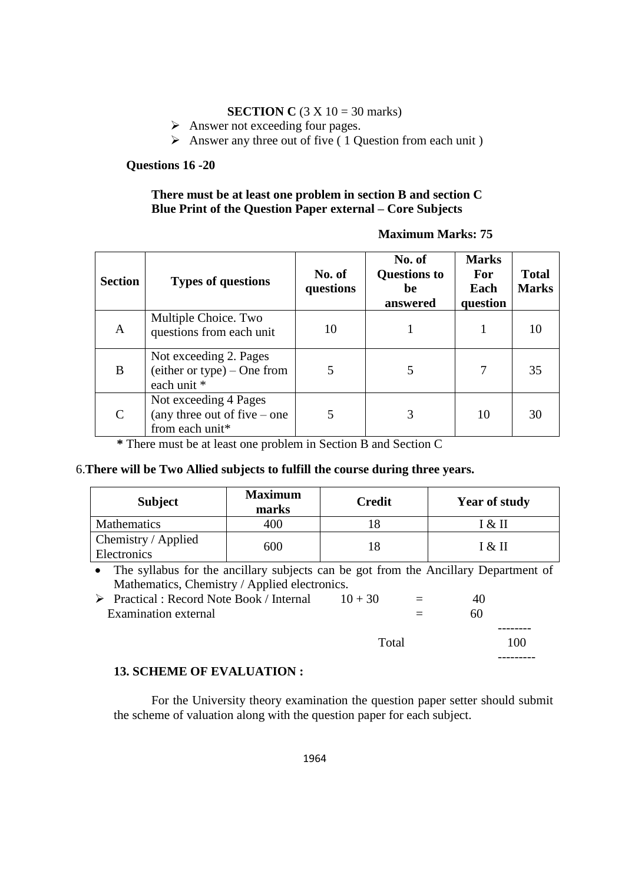**SECTION C** (3 X 10 = 30 marks)

- Answer not exceeding four pages.
- Answer any three out of five ( 1 Question from each unit )

**Questions 16 -20**

**There must be at least one problem in section B and section C**
**Blue Print of the Question Paper external – Core Subjects**

**Maximum Marks: 75**

| Section | Types of questions | No. of questions | No. of Questions to be answered | Marks For Each question | Total Marks |
|---|---|---|---|---|---|
| A | Multiple Choice. Two questions from each unit | 10 | 1 | 1 | 10 |
| B | Not exceeding 2. Pages (either or type) – One from each unit * | 5 | 5 | 7 | 35 |
| C | Not exceeding 4 Pages (any three out of five – one from each unit* | 5 | 3 | 10 | 30 |

**\*** There must be at least one problem in Section B and Section C

6.**There will be Two Allied subjects to fulfill the course during three years.**

| Subject | Maximum marks | Credit | Year of study |
|---|---|---|---|
| Mathematics | 400 | 18 | I & II |
| Chemistry / Applied Electronics | 600 | 18 | I & II |

- The syllabus for the ancillary subjects can be got from the Ancillary Department of Mathematics, Chemistry / Applied electronics.

- Practical : Record Note Book / Internal 10 + 30 = 40
  Examination external = 60

  Total 100

**13. SCHEME OF EVALUATION :**

For the University theory examination the question paper setter should submit the scheme of valuation along with the question paper for each subject.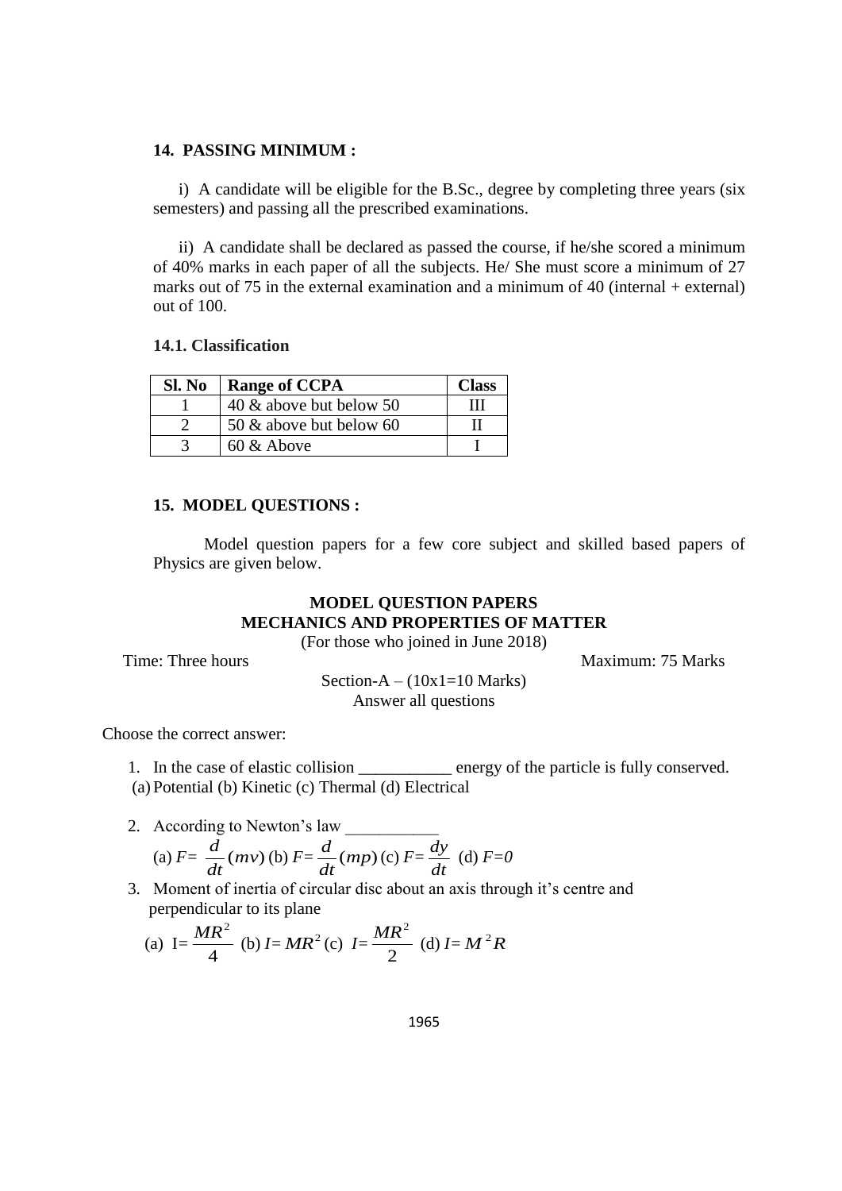### 14. PASSING MINIMUM :

i) A candidate will be eligible for the B.Sc., degree by completing three years (six semesters) and passing all the prescribed examinations.

ii) A candidate shall be declared as passed the course, if he/she scored a minimum of 40% marks in each paper of all the subjects. He/ She must score a minimum of 27 marks out of 75 in the external examination and a minimum of 40 (internal + external) out of 100.

### 14.1. Classification

| Sl. No | Range of CCPA | Class |
|---|---|---|
| 1 | 40 & above but below 50 | III |
| 2 | 50 & above but below 60 | II |
| 3 | 60 & Above | I |

### 15. MODEL QUESTIONS :

Model question papers for a few core subject and skilled based papers of Physics are given below.

**MODEL QUESTION PAPERS**
**MECHANICS AND PROPERTIES OF MATTER**

(For those who joined in June 2018)

Time: Three hours Maximum: 75 Marks

Section-A – (10x1=10 Marks)
Answer all questions

Choose the correct answer:

1. In the case of elastic collision ___________ energy of the particle is fully conserved.
(a) Potential (b) Kinetic (c) Thermal (d) Electrical

2. According to Newton's law ___________
(a) $F= \frac{d}{dt}(mv)$ (b) $F= \frac{d}{dt}(mp)$ (c) $F= \frac{dy}{dt}$ (d) $F=0$

3. Moment of inertia of circular disc about an axis through it's centre and perpendicular to its plane
(a) $I= \frac{MR^2}{4}$ (b) $I= MR^2$ (c) $I= \frac{MR^2}{2}$ (d) $I= M^2R$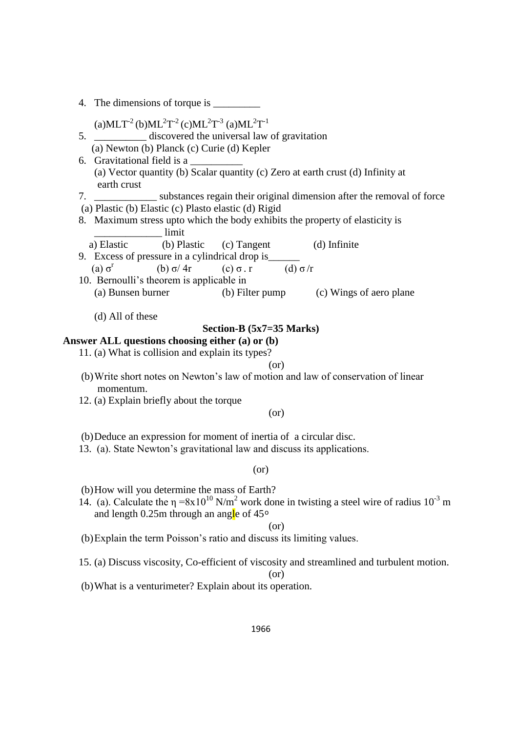4. The dimensions of torque is _________

   (a)$MLT^{-2}$ (b)$ML^2T^{-2}$ (c)$ML^2T^{-3}$ (a)$ML^2T^{-1}$

5. __________ discovered the universal law of gravitation

   (a) Newton (b) Planck (c) Curie (d) Kepler

6. Gravitational field is a __________

   (a) Vector quantity (b) Scalar quantity (c) Zero at earth crust (d) Infinity at earth crust

7. ____________ substances regain their original dimension after the removal of force

   (a) Plastic (b) Elastic (c) Plasto elastic (d) Rigid

8. Maximum stress upto which the body exhibits the property of elasticity is _____________ limit

   a) Elastic (b) Plastic (c) Tangent (d) Infinite

9. Excess of pressure in a cylindrical drop is______

   (a) $\sigma^r$ (b) $\sigma/ 4r$ (c) $\sigma . r$ (d) $\sigma /r$

10. Bernoulli's theorem is applicable in

    (a) Bunsen burner (b) Filter pump (c) Wings of aero plane

    (d) All of these

**Section-B (5x7=35 Marks)**

**Answer ALL questions choosing either (a) or (b)**

11. (a) What is collision and explain its types?

    (or)

    (b) Write short notes on Newton's law of motion and law of conservation of linear momentum.

12. (a) Explain briefly about the torque

    (or)

    (b) Deduce an expression for moment of inertia of a circular disc.

13. (a). State Newton's gravitational law and discuss its applications.

    (or)

    (b) How will you determine the mass of Earth?

14. (a). Calculate the $\eta = 8x10^{10}$ N/m$^2$ work done in twisting a steel wire of radius $10^{-3}$ m and length 0.25m through an angle of 45°

    (or)

    (b) Explain the term Poisson's ratio and discuss its limiting values.

15. (a) Discuss viscosity, Co-efficient of viscosity and streamlined and turbulent motion.

    (or)

    (b) What is a venturimeter? Explain about its operation.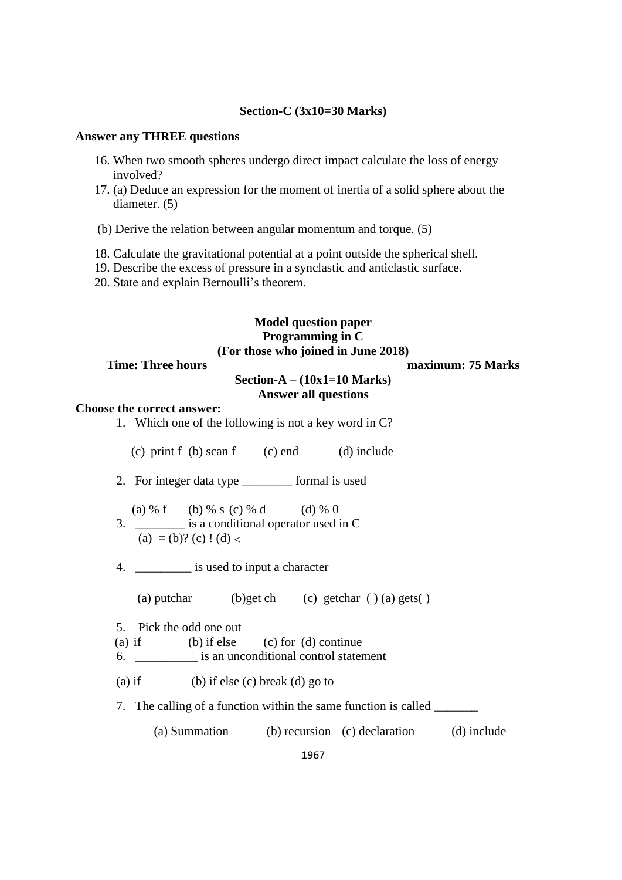**Section-C (3x10=30 Marks)**

**Answer any THREE questions**

16. When two smooth spheres undergo direct impact calculate the loss of energy involved?
17. (a) Deduce an expression for the moment of inertia of a solid sphere about the diameter. (5)

(b) Derive the relation between angular momentum and torque. (5)

18. Calculate the gravitational potential at a point outside the spherical shell.
19. Describe the excess of pressure in a synclastic and anticlastic surface.
20. State and explain Bernoulli's theorem.

**Model question paper**
**Programming in C**
**(For those who joined in June 2018)**

**Time: Three hours** **maximum: 75 Marks**

**Section-A – (10x1=10 Marks)**
**Answer all questions**

**Choose the correct answer:**

1. Which one of the following is not a key word in C?

   (c) print f (b) scan f (c) end (d) include

2. For integer data type ________ formal is used

   (a) % f (b) % s (c) % d (d) % 0

3. ________ is a conditional operator used in C

   (a) = (b)? (c) ! (d) <

4. _________ is used to input a character

   (a) putchar (b)get ch (c) getchar ( ) (a) gets( )

5. Pick the odd one out

   (a) if (b) if else (c) for (d) continue

6. __________ is an unconditional control statement

   (a) if (b) if else (c) break (d) go to

7. The calling of a function within the same function is called _______

   (a) Summation (b) recursion (c) declaration (d) include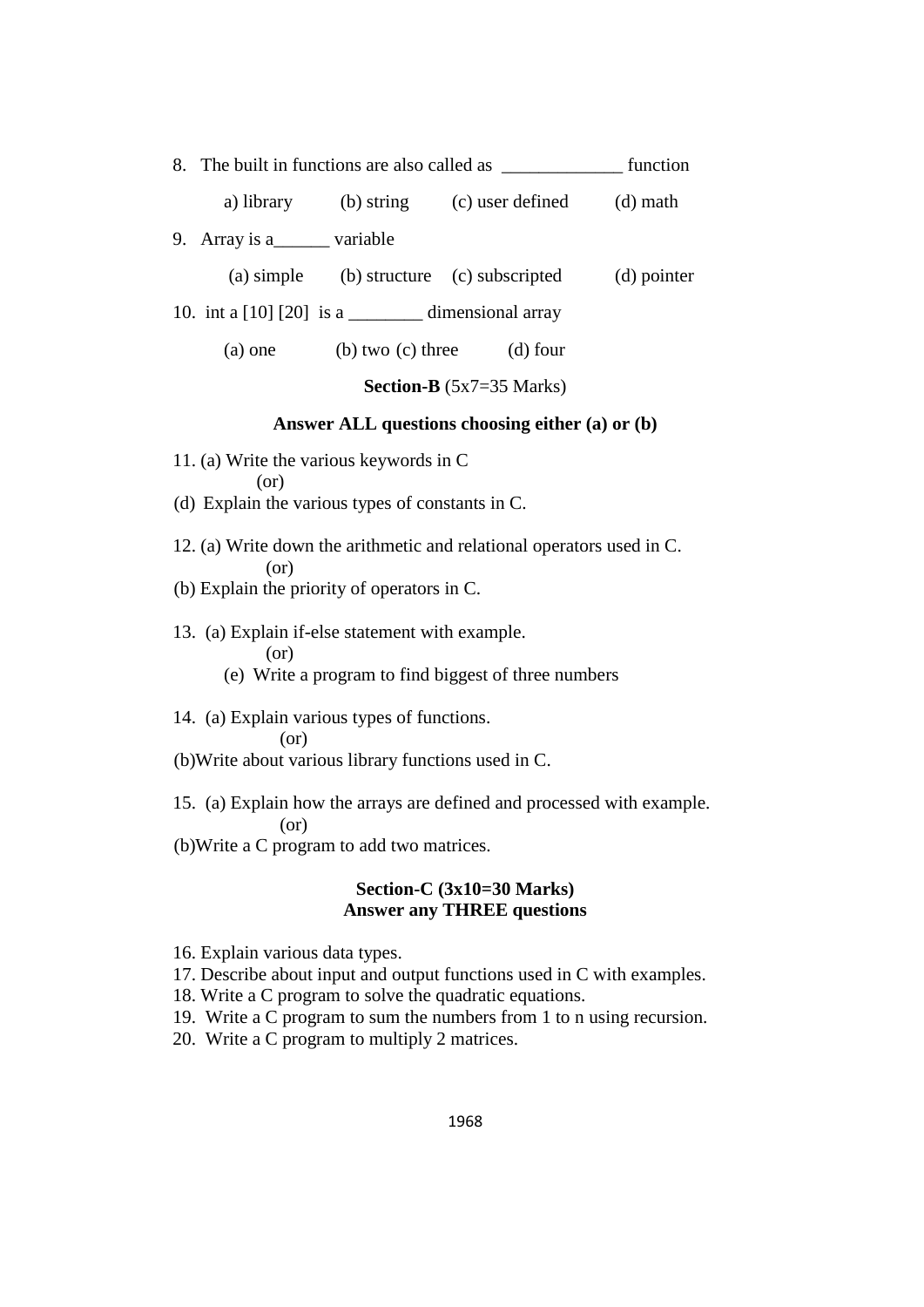8. The built in functions are also called as _____________ function

   a) library (b) string (c) user defined (d) math

9. Array is a______ variable

   (a) simple (b) structure (c) subscripted (d) pointer

10. int a [10] [20] is a ________ dimensional array

   (a) one (b) two (c) three (d) four

**Section-B** (5x7=35 Marks)

**Answer ALL questions choosing either (a) or (b)**

11. (a) Write the various keywords in C

   (or)

(d) Explain the various types of constants in C.

12. (a) Write down the arithmetic and relational operators used in C.

   (or)

(b) Explain the priority of operators in C.

13. (a) Explain if-else statement with example.

   (or)

   (e) Write a program to find biggest of three numbers

14. (a) Explain various types of functions.

   (or)

(b)Write about various library functions used in C.

15. (a) Explain how the arrays are defined and processed with example.

   (or)

(b)Write a C program to add two matrices.

**Section-C (3x10=30 Marks)**

**Answer any THREE questions**

16. Explain various data types.
17. Describe about input and output functions used in C with examples.
18. Write a C program to solve the quadratic equations.
19. Write a C program to sum the numbers from 1 to n using recursion.
20. Write a C program to multiply 2 matrices.

1968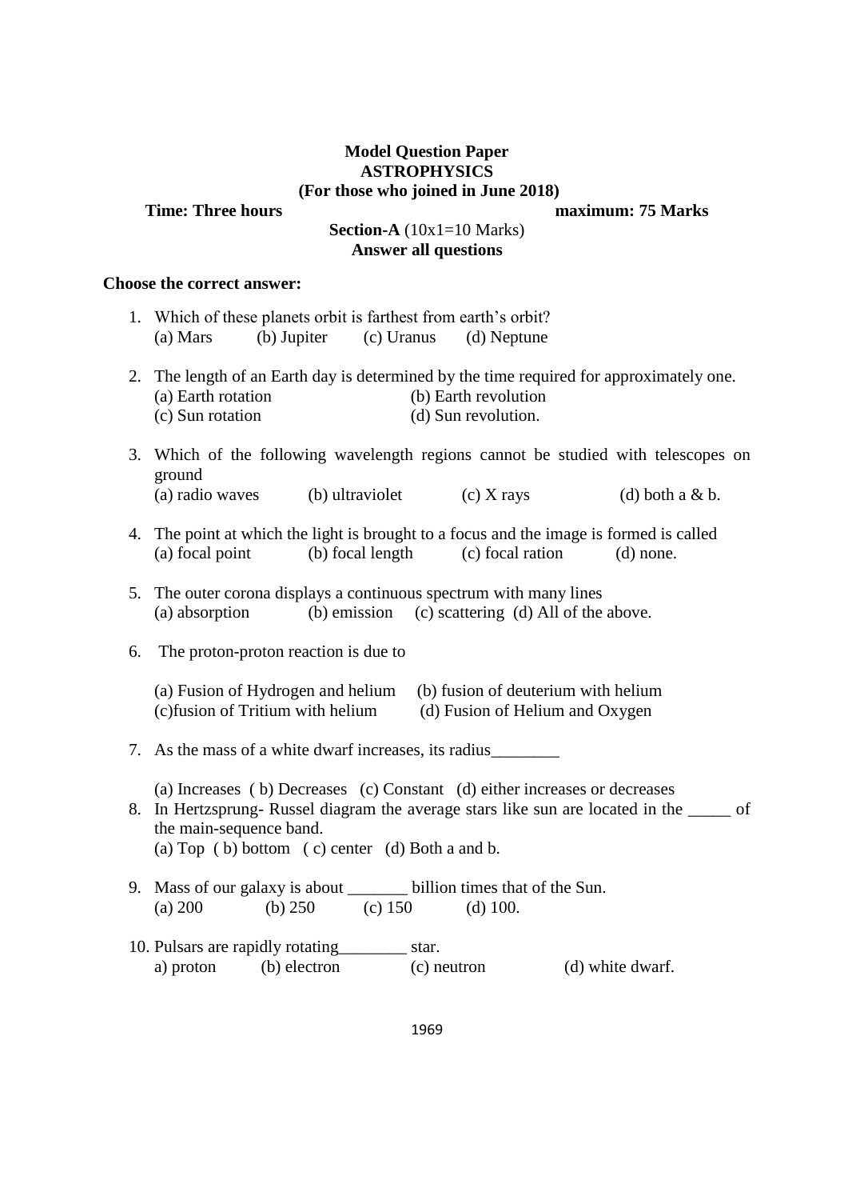**Model Question Paper**
**ASTROPHYSICS**
**(For those who joined in June 2018)**

**Time: Three hours** **maximum: 75 Marks**

**Section-A** (10x1=10 Marks)
**Answer all questions**

**Choose the correct answer:**

1. Which of these planets orbit is farthest from earth's orbit?
   (a) Mars (b) Jupiter (c) Uranus (d) Neptune

2. The length of an Earth day is determined by the time required for approximately one.
   (a) Earth rotation (b) Earth revolution
   (c) Sun rotation (d) Sun revolution.

3. Which of the following wavelength regions cannot be studied with telescopes on ground
   (a) radio waves (b) ultraviolet (c) X rays (d) both a & b.

4. The point at which the light is brought to a focus and the image is formed is called
   (a) focal point (b) focal length (c) focal ration (d) none.

5. The outer corona displays a continuous spectrum with many lines
   (a) absorption (b) emission (c) scattering (d) All of the above.

6. The proton-proton reaction is due to

   (a) Fusion of Hydrogen and helium (b) fusion of deuterium with helium
   (c)fusion of Tritium with helium (d) Fusion of Helium and Oxygen

7. As the mass of a white dwarf increases, its radius________

   (a) Increases ( b) Decreases (c) Constant (d) either increases or decreases

8. In Hertzsprung- Russel diagram the average stars like sun are located in the _____ of the main-sequence band.
   (a) Top ( b) bottom ( c) center (d) Both a and b.

9. Mass of our galaxy is about _______ billion times that of the Sun.
   (a) 200 (b) 250 (c) 150 (d) 100.

10. Pulsars are rapidly rotating________ star.
    a) proton (b) electron (c) neutron (d) white dwarf.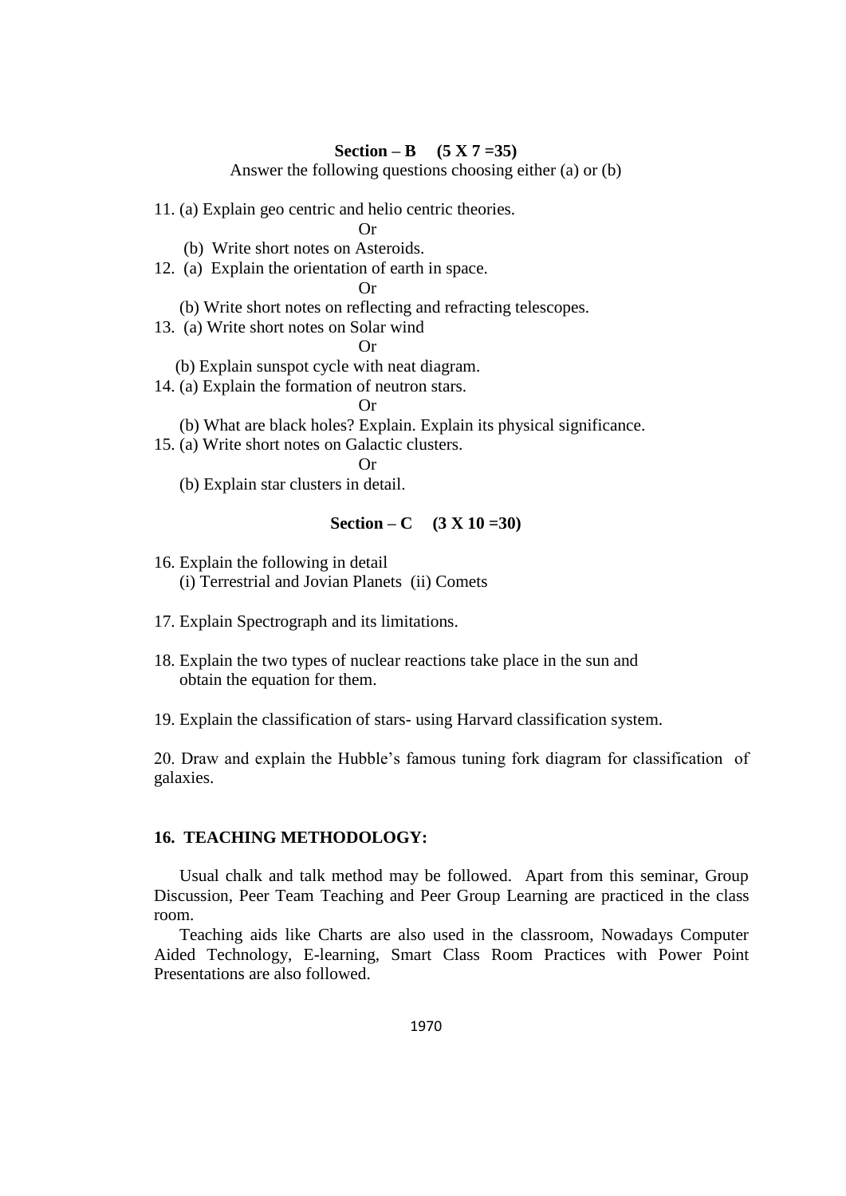**Section – B (5 X 7 =35)**

Answer the following questions choosing either (a) or (b)

11. (a) Explain geo centric and helio centric theories.

Or

(b) Write short notes on Asteroids.

12. (a) Explain the orientation of earth in space.

Or

(b) Write short notes on reflecting and refracting telescopes.

13. (a) Write short notes on Solar wind

Or

(b) Explain sunspot cycle with neat diagram.

14. (a) Explain the formation of neutron stars.

Or

(b) What are black holes? Explain. Explain its physical significance.

15. (a) Write short notes on Galactic clusters.

Or

(b) Explain star clusters in detail.

**Section – C (3 X 10 =30)**

16. Explain the following in detail
    (i) Terrestrial and Jovian Planets (ii) Comets

17. Explain Spectrograph and its limitations.

18. Explain the two types of nuclear reactions take place in the sun and obtain the equation for them.

19. Explain the classification of stars- using Harvard classification system.

20. Draw and explain the Hubble's famous tuning fork diagram for classification of galaxies.

## 16. TEACHING METHODOLOGY:

Usual chalk and talk method may be followed. Apart from this seminar, Group Discussion, Peer Team Teaching and Peer Group Learning are practiced in the class room.

Teaching aids like Charts are also used in the classroom, Nowadays Computer Aided Technology, E-learning, Smart Class Room Practices with Power Point Presentations are also followed.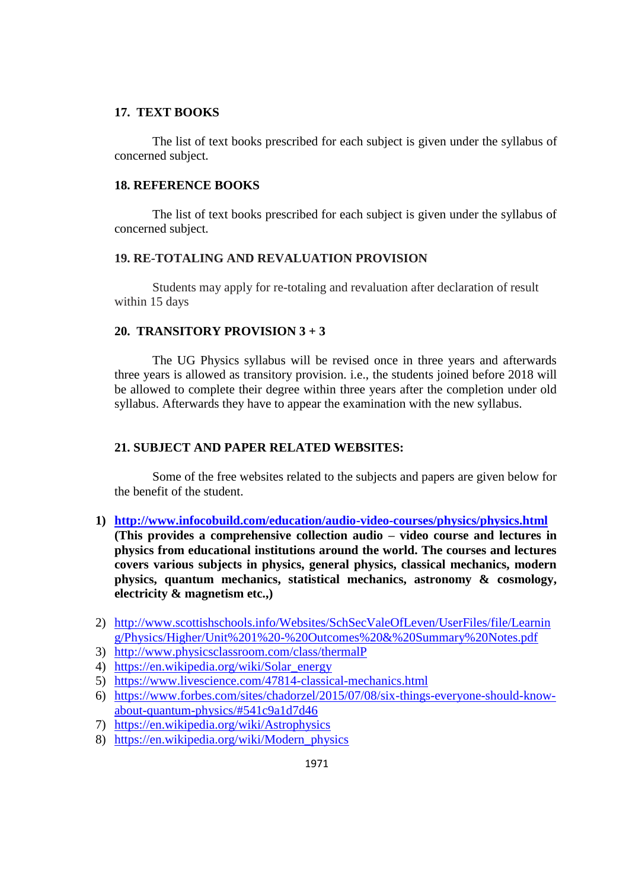## 17. TEXT BOOKS

The list of text books prescribed for each subject is given under the syllabus of concerned subject.

## 18. REFERENCE BOOKS

The list of text books prescribed for each subject is given under the syllabus of concerned subject.

## 19. RE-TOTALING AND REVALUATION PROVISION

Students may apply for re-totaling and revaluation after declaration of result within 15 days

## 20. TRANSITORY PROVISION 3 + 3

The UG Physics syllabus will be revised once in three years and afterwards three years is allowed as transitory provision. i.e., the students joined before 2018 will be allowed to complete their degree within three years after the completion under old syllabus. Afterwards they have to appear the examination with the new syllabus.

## 21. SUBJECT AND PAPER RELATED WEBSITES:

Some of the free websites related to the subjects and papers are given below for the benefit of the student.

1) **http://www.infocobuild.com/education/audio-video-courses/physics/physics.html**
   **(This provides a comprehensive collection audio – video course and lectures in physics from educational institutions around the world. The courses and lectures covers various subjects in physics, general physics, classical mechanics, modern physics, quantum mechanics, statistical mechanics, astronomy & cosmology, electricity & magnetism etc.,)**

2) http://www.scottishschools.info/Websites/SchSecValeOfLeven/UserFiles/file/Learning/Physics/Higher/Unit%201%20-%20Outcomes%20&%20Summary%20Notes.pdf
3) http://www.physicsclassroom.com/class/thermalP
4) https://en.wikipedia.org/wiki/Solar_energy
5) https://www.livescience.com/47814-classical-mechanics.html
6) https://www.forbes.com/sites/chadorzel/2015/07/08/six-things-everyone-should-know-about-quantum-physics/#541c9a1d7d46
7) https://en.wikipedia.org/wiki/Astrophysics
8) https://en.wikipedia.org/wiki/Modern_physics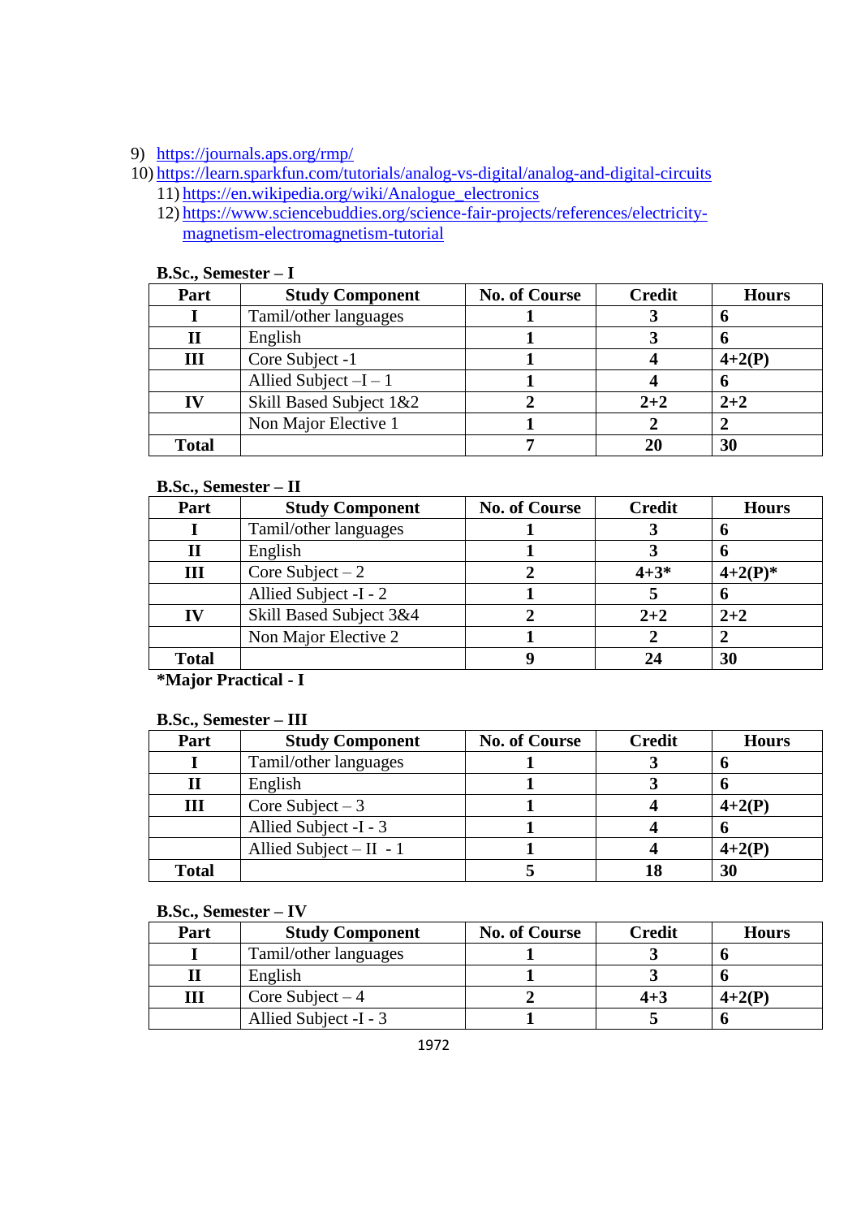9) https://journals.aps.org/rmp/
10) https://learn.sparkfun.com/tutorials/analog-vs-digital/analog-and-digital-circuits
11) https://en.wikipedia.org/wiki/Analogue_electronics
12) https://www.sciencebuddies.org/science-fair-projects/references/electricity-magnetism-electromagnetism-tutorial

**B.Sc., Semester – I**

| Part | Study Component | No. of Course | Credit | Hours |
|---|---|---|---|---|
| I | Tamil/other languages | 1 | 3 | 6 |
| II | English | 1 | 3 | 6 |
| III | Core Subject -1 | 1 | 4 | 4+2(P) |
| | Allied Subject –I – 1 | 1 | 4 | 6 |
| IV | Skill Based Subject 1&2 | 2 | 2+2 | 2+2 |
| | Non Major Elective 1 | 1 | 2 | 2 |
| **Total** | | 7 | 20 | 30 |

**B.Sc., Semester – II**

| Part | Study Component | No. of Course | Credit | Hours |
|---|---|---|---|---|
| I | Tamil/other languages | 1 | 3 | 6 |
| II | English | 1 | 3 | 6 |
| III | Core Subject – 2 | 2 | 4+3* | 4+2(P)* |
| | Allied Subject -I - 2 | 1 | 5 | 6 |
| IV | Skill Based Subject 3&4 | 2 | 2+2 | 2+2 |
| | Non Major Elective 2 | 1 | 2 | 2 |
| **Total** | | 9 | 24 | 30 |

***Major Practical - I**

**B.Sc., Semester – III**

| Part | Study Component | No. of Course | Credit | Hours |
|---|---|---|---|---|
| I | Tamil/other languages | 1 | 3 | 6 |
| II | English | 1 | 3 | 6 |
| III | Core Subject – 3 | 1 | 4 | 4+2(P) |
| | Allied Subject -I - 3 | 1 | 4 | 6 |
| | Allied Subject – II - 1 | 1 | 4 | 4+2(P) |
| **Total** | | 5 | 18 | 30 |

**B.Sc., Semester – IV**

| Part | Study Component | No. of Course | Credit | Hours |
|---|---|---|---|---|
| I | Tamil/other languages | 1 | 3 | 6 |
| II | English | 1 | 3 | 6 |
| III | Core Subject – 4 | 2 | 4+3 | 4+2(P) |
| | Allied Subject -I - 3 | 1 | 5 | 6 |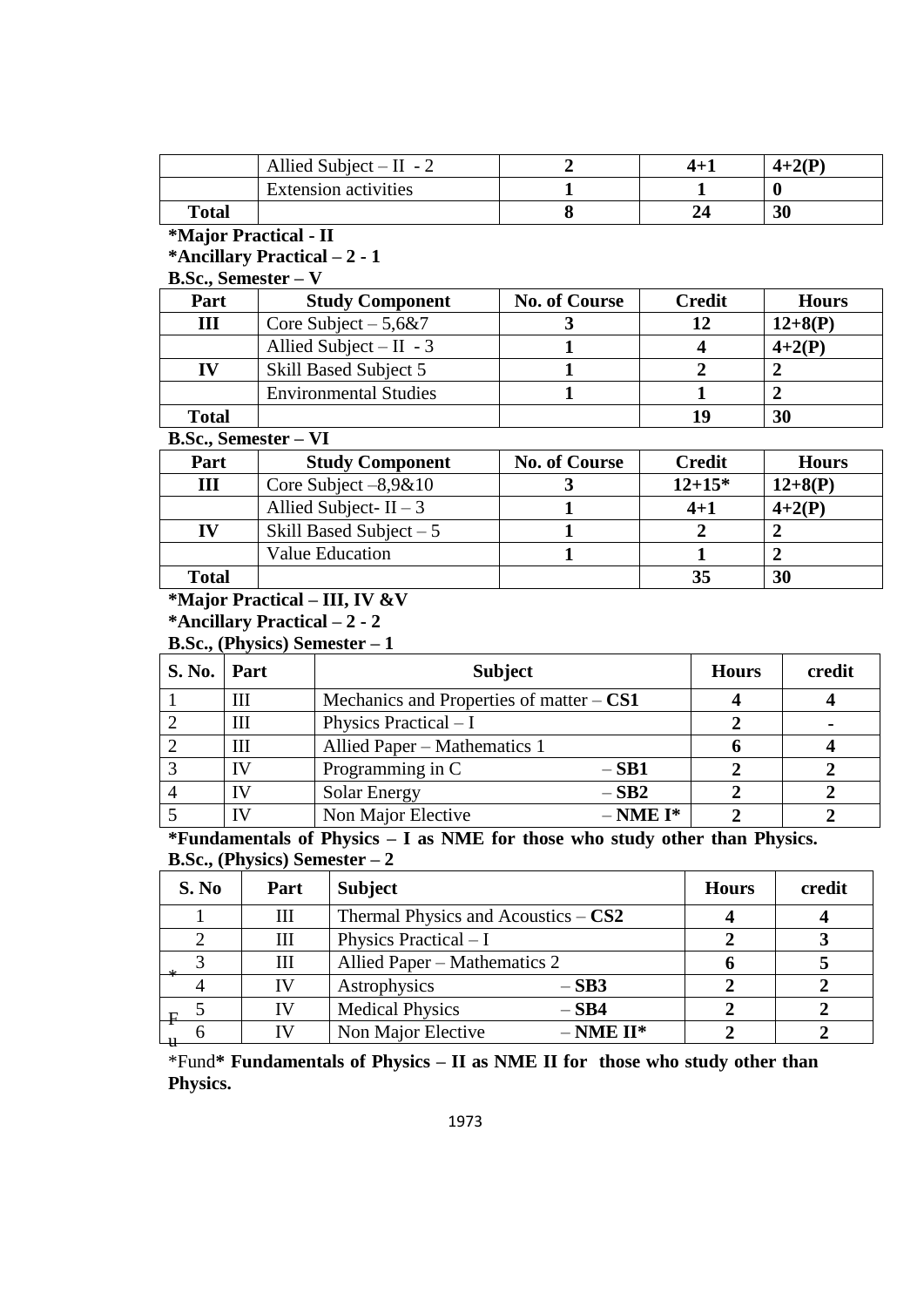| | Allied Subject – II - 2 | 2 | 4+1 | 4+2(P) |
|---|---|---|---|---|
| | Extension activities | 1 | 1 | 0 |
| **Total** | | 8 | 24 | 30 |

***Major Practical - II**

***Ancillary Practical – 2 - 1**

**B.Sc., Semester – V**

| Part | Study Component | No. of Course | Credit | Hours |
|---|---|---|---|---|
| III | Core Subject – 5,6&7 | 3 | 12 | 12+8(P) |
| | Allied Subject – II - 3 | 1 | 4 | 4+2(P) |
| IV | Skill Based Subject 5 | 1 | 2 | 2 |
| | Environmental Studies | 1 | 1 | 2 |
| **Total** | | | 19 | 30 |

**B.Sc., Semester – VI**

| Part | Study Component | No. of Course | Credit | Hours |
|---|---|---|---|---|
| III | Core Subject –8,9&10 | 3 | 12+15* | 12+8(P) |
| | Allied Subject- II – 3 | 1 | 4+1 | 4+2(P) |
| IV | Skill Based Subject – 5 | 1 | 2 | 2 |
| | Value Education | 1 | 1 | 2 |
| **Total** | | | 35 | 30 |

***Major Practical – III, IV &V**

***Ancillary Practical – 2 - 2**

**B.Sc., (Physics) Semester – 1**

| S. No. | Part | Subject | Hours | credit |
|---|---|---|---|---|
| 1 | III | Mechanics and Properties of matter – **CS1** | 4 | 4 |
| 2 | III | Physics Practical – I | 2 | - |
| 2 | III | Allied Paper – Mathematics 1 | 6 | 4 |
| 3 | IV | Programming in C – **SB1** | 2 | 2 |
| 4 | IV | Solar Energy – **SB2** | 2 | 2 |
| 5 | IV | Non Major Elective – **NME I*** | 2 | 2 |

***Fundamentals of Physics – I as NME for those who study other than Physics.**

**B.Sc., (Physics) Semester – 2**

| S. No | Part | Subject | Hours | credit |
|---|---|---|---|---|
| 1 | III | Thermal Physics and Acoustics – **CS2** | 4 | 4 |
| 2 | III | Physics Practical – I | 2 | 3 |
| 3 | III | Allied Paper – Mathematics 2 | 6 | 5 |
| 4 | IV | Astrophysics – **SB3** | 2 | 2 |
| 5 | IV | Medical Physics – **SB4** | 2 | 2 |
| 6 | IV | Non Major Elective – **NME II*** | 2 | 2 |

*Fund*** Fundamentals of Physics – II as NME II for those who study other than Physics.**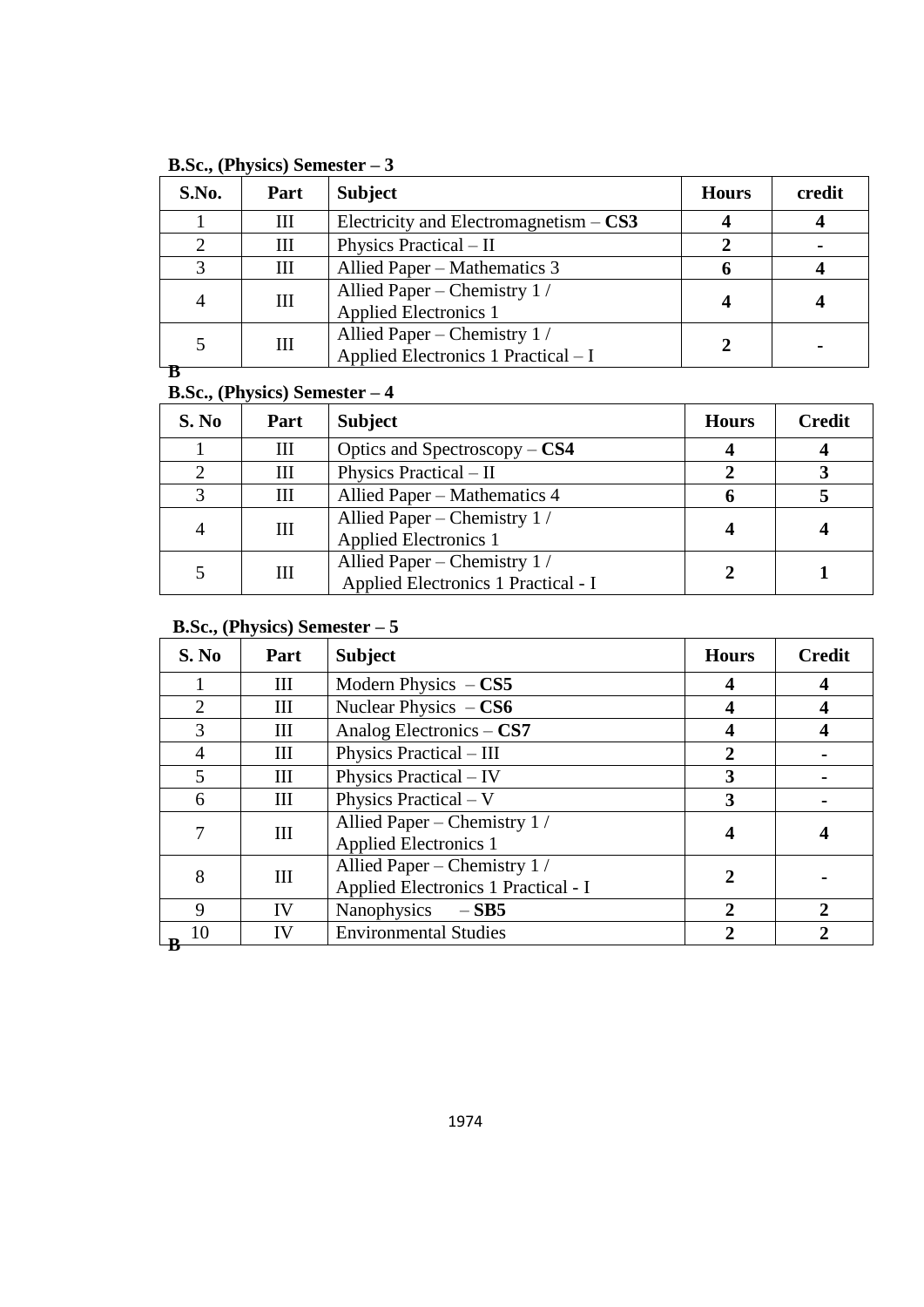**B.Sc., (Physics) Semester – 3**

| S.No. | Part | Subject | Hours | credit |
|---|---|---|---|---|
| 1 | III | Electricity and Electromagnetism – **CS3** | **4** | **4** |
| 2 | III | Physics Practical – II | **2** | **-** |
| 3 | III | Allied Paper – Mathematics 3 | **6** | **4** |
| 4 | III | Allied Paper – Chemistry 1 / Applied Electronics 1 | **4** | **4** |
| 5 | III | Allied Paper – Chemistry 1 / Applied Electronics 1 Practical – I | **2** | **-** |

**B**

**B.Sc., (Physics) Semester – 4**

| S. No | Part | Subject | Hours | Credit |
|---|---|---|---|---|
| 1 | III | Optics and Spectroscopy – **CS4** | **4** | **4** |
| 2 | III | Physics Practical – II | **2** | **3** |
| 3 | III | Allied Paper – Mathematics 4 | **6** | **5** |
| 4 | III | Allied Paper – Chemistry 1 / Applied Electronics 1 | **4** | **4** |
| 5 | III | Allied Paper – Chemistry 1 / Applied Electronics 1 Practical - I | **2** | **1** |

**B.Sc., (Physics) Semester – 5**

| S. No | Part | Subject | Hours | Credit |
|---|---|---|---|---|
| 1 | III | Modern Physics – **CS5** | **4** | **4** |
| 2 | III | Nuclear Physics – **CS6** | **4** | **4** |
| 3 | III | Analog Electronics – **CS7** | **4** | **4** |
| 4 | III | Physics Practical – III | **2** | **-** |
| 5 | III | Physics Practical – IV | **3** | **-** |
| 6 | III | Physics Practical – V | **3** | **-** |
| 7 | III | Allied Paper – Chemistry 1 / Applied Electronics 1 | **4** | **4** |
| 8 | III | Allied Paper – Chemistry 1 / Applied Electronics 1 Practical - I | **2** | **-** |
| 9 | IV | Nanophysics – **SB5** | **2** | **2** |
| 10 | IV | Environmental Studies | **2** | **2** |

**B**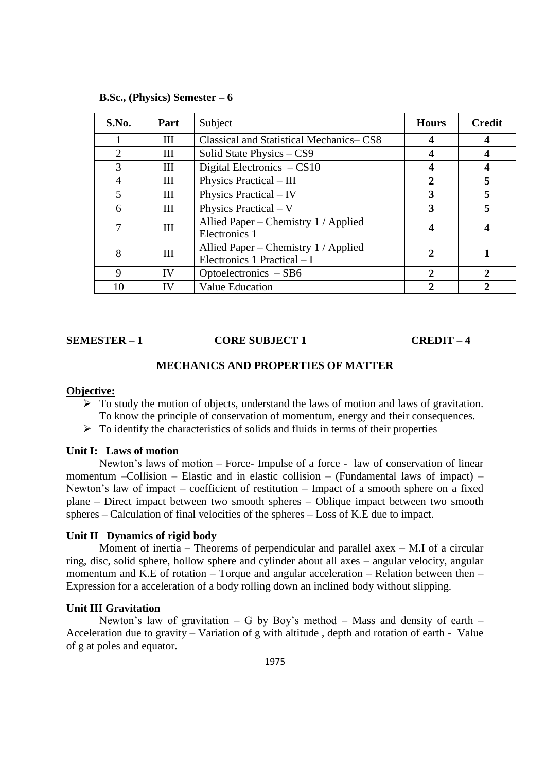**B.Sc., (Physics) Semester – 6**

| S.No. | Part | Subject | Hours | Credit |
|---|---|---|---|---|
| 1 | III | Classical and Statistical Mechanics– CS8 | **4** | **4** |
| 2 | III | Solid State Physics – CS9 | **4** | **4** |
| 3 | III | Digital Electronics – CS10 | **4** | **4** |
| 4 | III | Physics Practical – III | **2** | **5** |
| 5 | III | Physics Practical – IV | **3** | **5** |
| 6 | III | Physics Practical – V | **3** | **5** |
| 7 | III | Allied Paper – Chemistry 1 / Applied Electronics 1 | **4** | **4** |
| 8 | III | Allied Paper – Chemistry 1 / Applied Electronics 1 Practical – I | **2** | **1** |
| 9 | IV | Optoelectronics – SB6 | **2** | **2** |
| 10 | IV | Value Education | **2** | **2** |

**SEMESTER – 1 CORE SUBJECT 1 CREDIT – 4**

## MECHANICS AND PROPERTIES OF MATTER

**Objective:**

- To study the motion of objects, understand the laws of motion and laws of gravitation. To know the principle of conservation of momentum, energy and their consequences.
- To identify the characteristics of solids and fluids in terms of their properties

**Unit I: Laws of motion**

Newton's laws of motion – Force- Impulse of a force - law of conservation of linear momentum –Collision – Elastic and in elastic collision – (Fundamental laws of impact) – Newton's law of impact – coefficient of restitution – Impact of a smooth sphere on a fixed plane – Direct impact between two smooth spheres – Oblique impact between two smooth spheres – Calculation of final velocities of the spheres – Loss of K.E due to impact.

**Unit II Dynamics of rigid body**

Moment of inertia – Theorems of perpendicular and parallel axex – M.I of a circular ring, disc, solid sphere, hollow sphere and cylinder about all axes – angular velocity, angular momentum and K.E of rotation – Torque and angular acceleration – Relation between then – Expression for a acceleration of a body rolling down an inclined body without slipping.

**Unit III Gravitation**

Newton's law of gravitation – G by Boy's method – Mass and density of earth – Acceleration due to gravity – Variation of g with altitude , depth and rotation of earth - Value of g at poles and equator.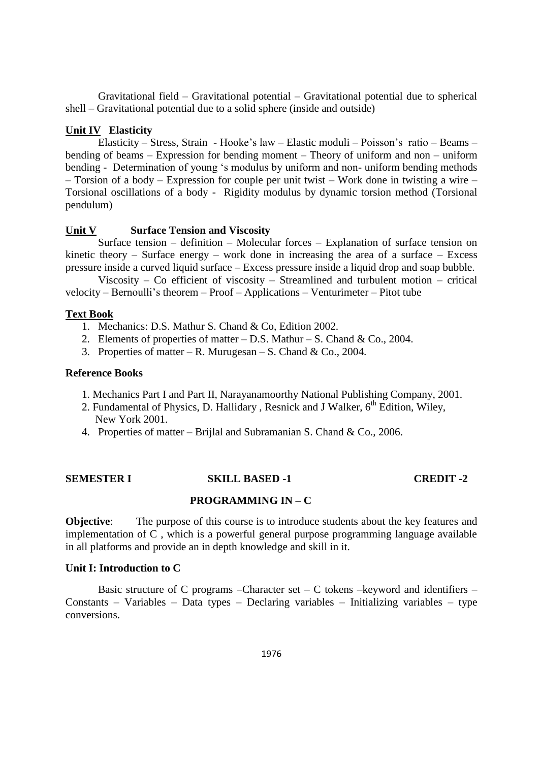Gravitational field – Gravitational potential – Gravitational potential due to spherical shell – Gravitational potential due to a solid sphere (inside and outside)

**Unit IV Elasticity**

Elasticity – Stress, Strain - Hooke's law – Elastic moduli – Poisson's ratio – Beams – bending of beams – Expression for bending moment – Theory of uniform and non – uniform bending - Determination of young 's modulus by uniform and non- uniform bending methods – Torsion of a body – Expression for couple per unit twist – Work done in twisting a wire – Torsional oscillations of a body - Rigidity modulus by dynamic torsion method (Torsional pendulum)

**Unit V Surface Tension and Viscosity**

Surface tension – definition – Molecular forces – Explanation of surface tension on kinetic theory – Surface energy – work done in increasing the area of a surface – Excess pressure inside a curved liquid surface – Excess pressure inside a liquid drop and soap bubble.

Viscosity – Co efficient of viscosity – Streamlined and turbulent motion – critical velocity – Bernoulli's theorem – Proof – Applications – Venturimeter – Pitot tube

**Text Book**

1. Mechanics: D.S. Mathur S. Chand & Co, Edition 2002.
2. Elements of properties of matter – D.S. Mathur – S. Chand & Co., 2004.
3. Properties of matter – R. Murugesan – S. Chand & Co., 2004.

**Reference Books**

1. Mechanics Part I and Part II, Narayanamoorthy National Publishing Company, 2001.
2. Fundamental of Physics, D. Hallidary , Resnick and J Walker, 6th Edition, Wiley, New York 2001.
4. Properties of matter – Brijlal and Subramanian S. Chand & Co., 2006.

**SEMESTER I　　　SKILL BASED -1　　　CREDIT -2**

**PROGRAMMING IN – C**

**Objective**: The purpose of this course is to introduce students about the key features and implementation of C , which is a powerful general purpose programming language available in all platforms and provide an in depth knowledge and skill in it.

**Unit I: Introduction to C**

Basic structure of C programs –Character set – C tokens –keyword and identifiers – Constants – Variables – Data types – Declaring variables – Initializing variables – type conversions.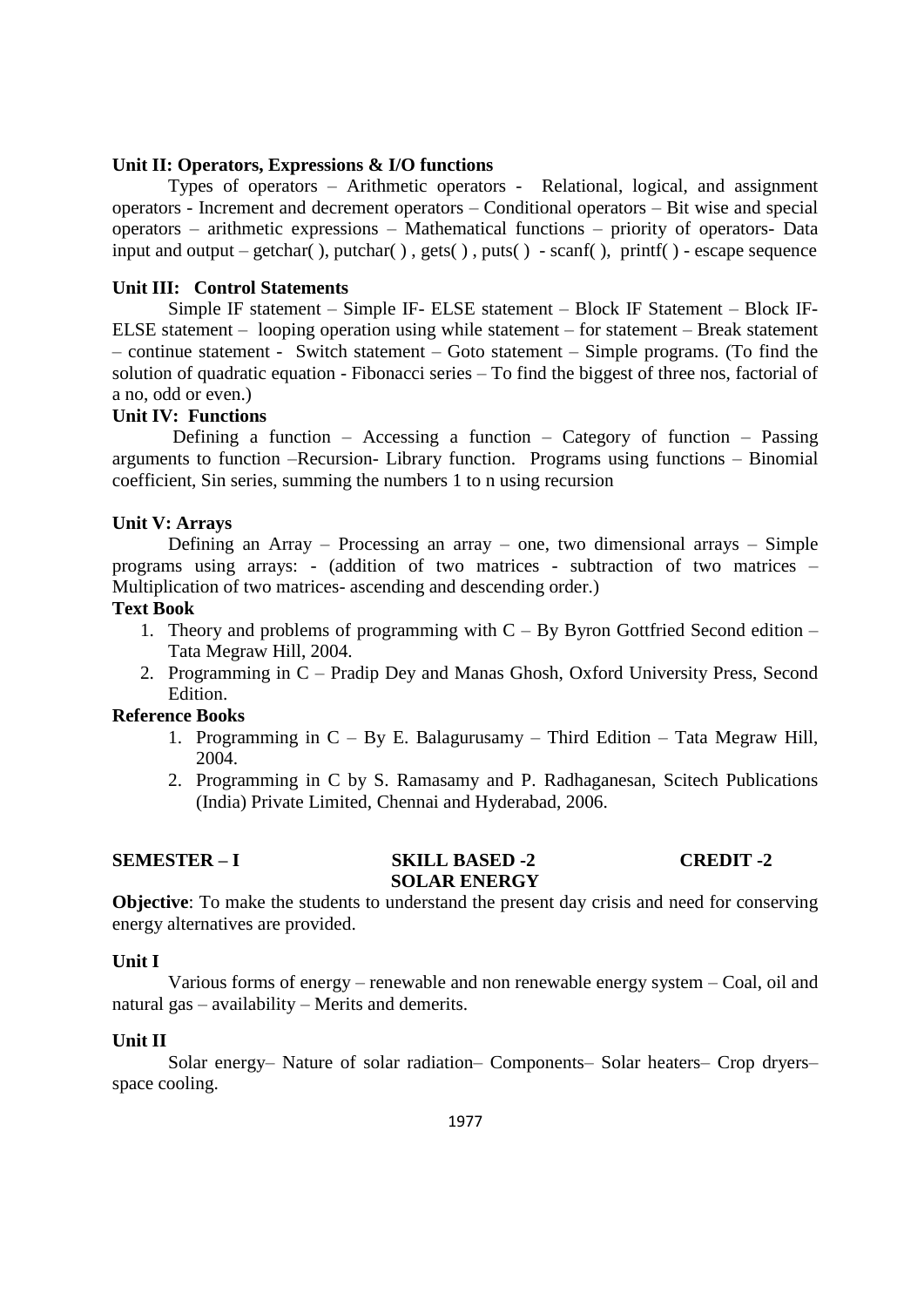**Unit II: Operators, Expressions & I/O functions**

Types of operators – Arithmetic operators - Relational, logical, and assignment operators - Increment and decrement operators – Conditional operators – Bit wise and special operators – arithmetic expressions – Mathematical functions – priority of operators- Data input and output – getchar( ), putchar( ) , gets( ) , puts( ) - scanf( ), printf( ) - escape sequence

**Unit III: Control Statements**

Simple IF statement – Simple IF- ELSE statement – Block IF Statement – Block IF-ELSE statement – looping operation using while statement – for statement – Break statement – continue statement - Switch statement – Goto statement – Simple programs. (To find the solution of quadratic equation - Fibonacci series – To find the biggest of three nos, factorial of a no, odd or even.)

**Unit IV: Functions**

Defining a function – Accessing a function – Category of function – Passing arguments to function –Recursion- Library function. Programs using functions – Binomial coefficient, Sin series, summing the numbers 1 to n using recursion

**Unit V: Arrays**

Defining an Array – Processing an array – one, two dimensional arrays – Simple programs using arrays: - (addition of two matrices - subtraction of two matrices – Multiplication of two matrices- ascending and descending order.)

**Text Book**

1. Theory and problems of programming with C – By Byron Gottfried Second edition – Tata Megraw Hill, 2004.
2. Programming in C – Pradip Dey and Manas Ghosh, Oxford University Press, Second Edition.

**Reference Books**

1. Programming in C – By E. Balagurusamy – Third Edition – Tata Megraw Hill, 2004.
2. Programming in C by S. Ramasamy and P. Radhaganesan, Scitech Publications (India) Private Limited, Chennai and Hyderabad, 2006.

**SEMESTER – I** **SKILL BASED -2** **CREDIT -2**

**SOLAR ENERGY**

**Objective**: To make the students to understand the present day crisis and need for conserving energy alternatives are provided.

**Unit I**

Various forms of energy – renewable and non renewable energy system – Coal, oil and natural gas – availability – Merits and demerits.

**Unit II**

Solar energy– Nature of solar radiation– Components– Solar heaters– Crop dryers– space cooling.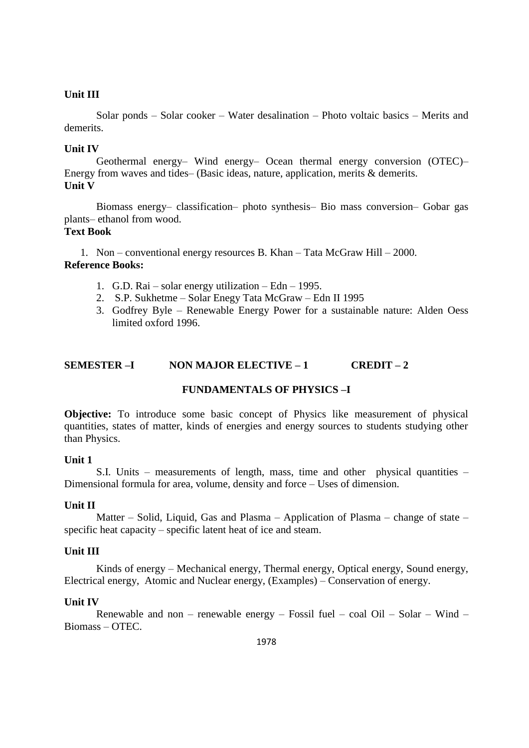**Unit III**

Solar ponds – Solar cooker – Water desalination – Photo voltaic basics – Merits and demerits.

**Unit IV**

Geothermal energy– Wind energy– Ocean thermal energy conversion (OTEC)– Energy from waves and tides– (Basic ideas, nature, application, merits & demerits.

**Unit V**

Biomass energy– classification– photo synthesis– Bio mass conversion– Gobar gas plants– ethanol from wood.

**Text Book**

1. Non – conventional energy resources B. Khan – Tata McGraw Hill – 2000.

**Reference Books:**

1. G.D. Rai – solar energy utilization – Edn – 1995.
2. S.P. Sukhetme – Solar Enegy Tata McGraw – Edn II 1995
3. Godfrey Byle – Renewable Energy Power for a sustainable nature: Alden Oess limited oxford 1996.

**SEMESTER –I NON MAJOR ELECTIVE – 1 CREDIT – 2**

## FUNDAMENTALS OF PHYSICS –I

**Objective:** To introduce some basic concept of Physics like measurement of physical quantities, states of matter, kinds of energies and energy sources to students studying other than Physics.

**Unit 1**

S.I. Units – measurements of length, mass, time and other physical quantities – Dimensional formula for area, volume, density and force – Uses of dimension.

**Unit II**

Matter – Solid, Liquid, Gas and Plasma – Application of Plasma – change of state – specific heat capacity – specific latent heat of ice and steam.

**Unit III**

Kinds of energy – Mechanical energy, Thermal energy, Optical energy, Sound energy, Electrical energy, Atomic and Nuclear energy, (Examples) – Conservation of energy.

**Unit IV**

Renewable and non – renewable energy – Fossil fuel – coal Oil – Solar – Wind – Biomass – OTEC.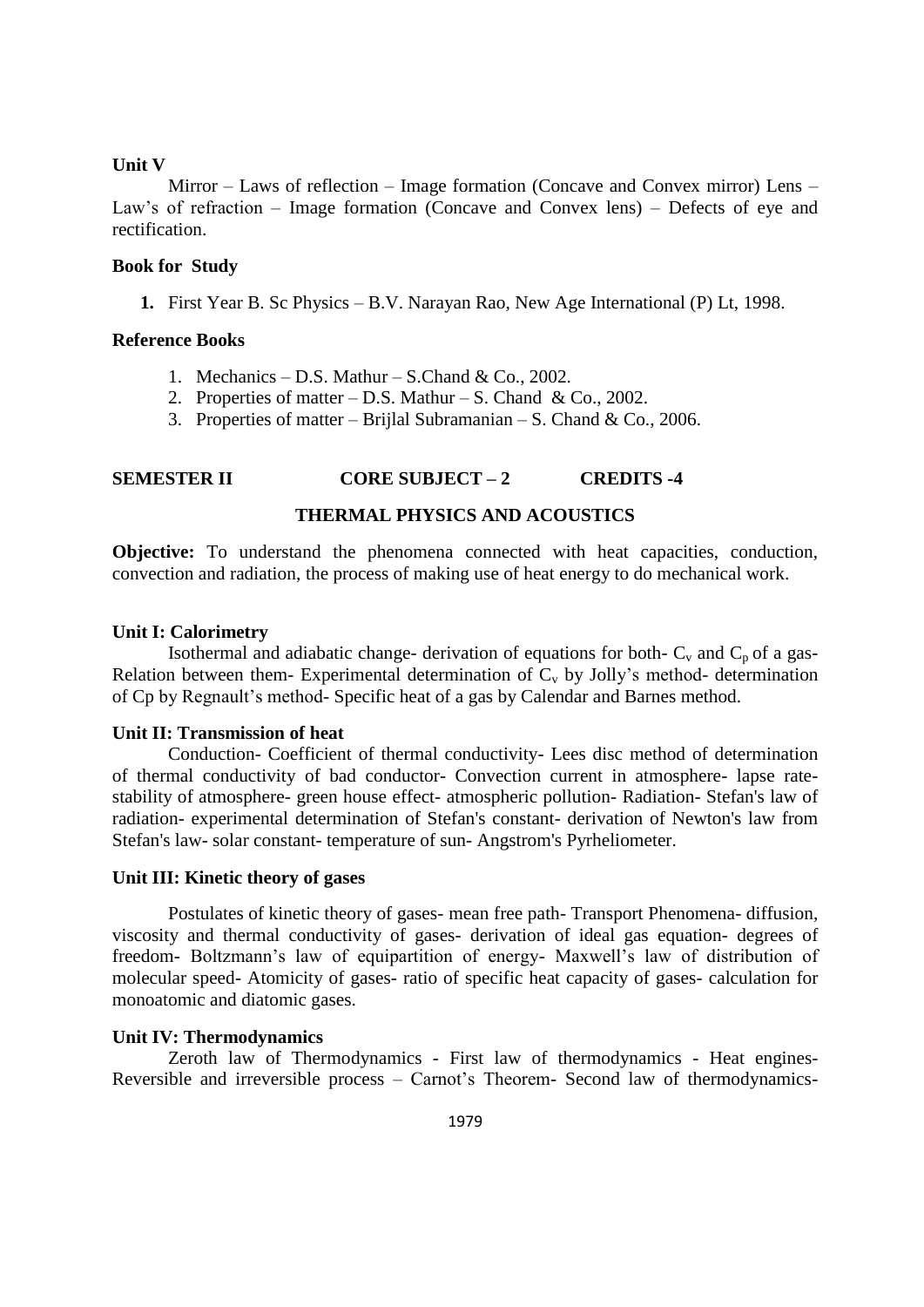**Unit V**

Mirror – Laws of reflection – Image formation (Concave and Convex mirror) Lens – Law's of refraction – Image formation (Concave and Convex lens) – Defects of eye and rectification.

**Book for Study**

1. First Year B. Sc Physics – B.V. Narayan Rao, New Age International (P) Lt, 1998.

**Reference Books**

1. Mechanics – D.S. Mathur – S.Chand & Co., 2002.
2. Properties of matter – D.S. Mathur – S. Chand & Co., 2002.
3. Properties of matter – Brijlal Subramanian – S. Chand & Co., 2006.

**SEMESTER II CORE SUBJECT – 2 CREDITS -4**

**THERMAL PHYSICS AND ACOUSTICS**

**Objective:** To understand the phenomena connected with heat capacities, conduction, convection and radiation, the process of making use of heat energy to do mechanical work.

**Unit I: Calorimetry**

Isothermal and adiabatic change- derivation of equations for both- $C_v$ and $C_p$ of a gas- Relation between them- Experimental determination of $C_v$ by Jolly's method- determination of Cp by Regnault's method- Specific heat of a gas by Calendar and Barnes method.

**Unit II: Transmission of heat**

Conduction- Coefficient of thermal conductivity- Lees disc method of determination of thermal conductivity of bad conductor- Convection current in atmosphere- lapse rate- stability of atmosphere- green house effect- atmospheric pollution- Radiation- Stefan's law of radiation- experimental determination of Stefan's constant- derivation of Newton's law from Stefan's law- solar constant- temperature of sun- Angstrom's Pyrheliometer.

**Unit III: Kinetic theory of gases**

Postulates of kinetic theory of gases- mean free path- Transport Phenomena- diffusion, viscosity and thermal conductivity of gases- derivation of ideal gas equation- degrees of freedom- Boltzmann's law of equipartition of energy- Maxwell's law of distribution of molecular speed- Atomicity of gases- ratio of specific heat capacity of gases- calculation for monoatomic and diatomic gases.

**Unit IV: Thermodynamics**

Zeroth law of Thermodynamics - First law of thermodynamics - Heat engines- Reversible and irreversible process – Carnot's Theorem- Second law of thermodynamics-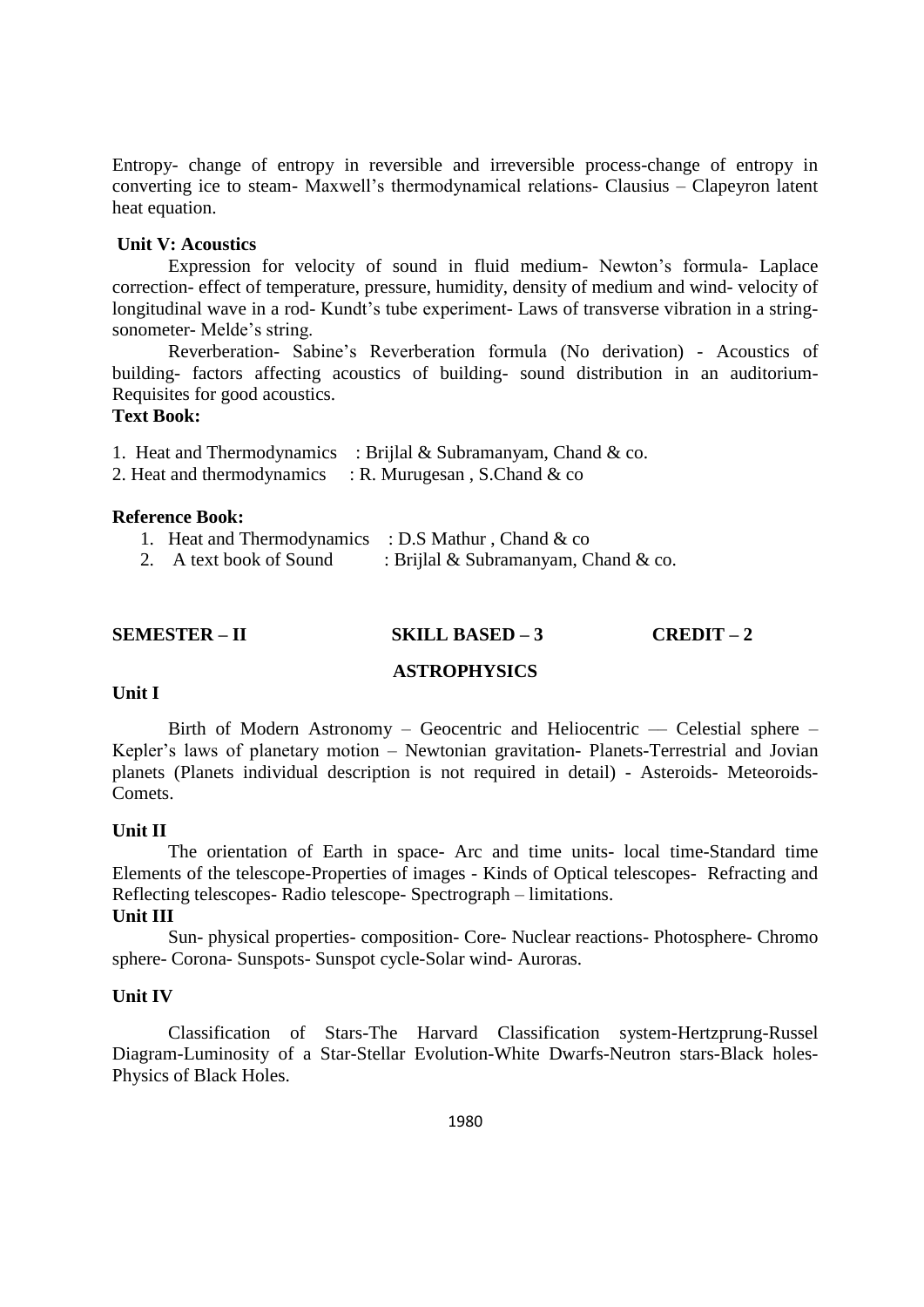Entropy- change of entropy in reversible and irreversible process-change of entropy in converting ice to steam- Maxwell's thermodynamical relations- Clausius – Clapeyron latent heat equation.

**Unit V: Acoustics**

Expression for velocity of sound in fluid medium- Newton's formula- Laplace correction- effect of temperature, pressure, humidity, density of medium and wind- velocity of longitudinal wave in a rod- Kundt's tube experiment- Laws of transverse vibration in a string-sonometer- Melde's string.

Reverberation- Sabine's Reverberation formula (No derivation) - Acoustics of building- factors affecting acoustics of building- sound distribution in an auditorium- Requisites for good acoustics.

**Text Book:**

1. Heat and Thermodynamics : Brijlal & Subramanyam, Chand & co.
2. Heat and thermodynamics : R. Murugesan , S.Chand & co

**Reference Book:**

1. Heat and Thermodynamics : D.S Mathur , Chand & co
2. A text book of Sound : Brijlal & Subramanyam, Chand & co.

**SEMESTER – II SKILL BASED – 3 CREDIT – 2**

## ASTROPHYSICS

**Unit I**

Birth of Modern Astronomy – Geocentric and Heliocentric — Celestial sphere – Kepler's laws of planetary motion – Newtonian gravitation- Planets-Terrestrial and Jovian planets (Planets individual description is not required in detail) - Asteroids- Meteoroids- Comets.

**Unit II**

The orientation of Earth in space- Arc and time units- local time-Standard time Elements of the telescope-Properties of images - Kinds of Optical telescopes- Refracting and Reflecting telescopes- Radio telescope- Spectrograph – limitations.

**Unit III**

Sun- physical properties- composition- Core- Nuclear reactions- Photosphere- Chromo sphere- Corona- Sunspots- Sunspot cycle-Solar wind- Auroras.

**Unit IV**

Classification of Stars-The Harvard Classification system-Hertzprung-Russel Diagram-Luminosity of a Star-Stellar Evolution-White Dwarfs-Neutron stars-Black holes-Physics of Black Holes.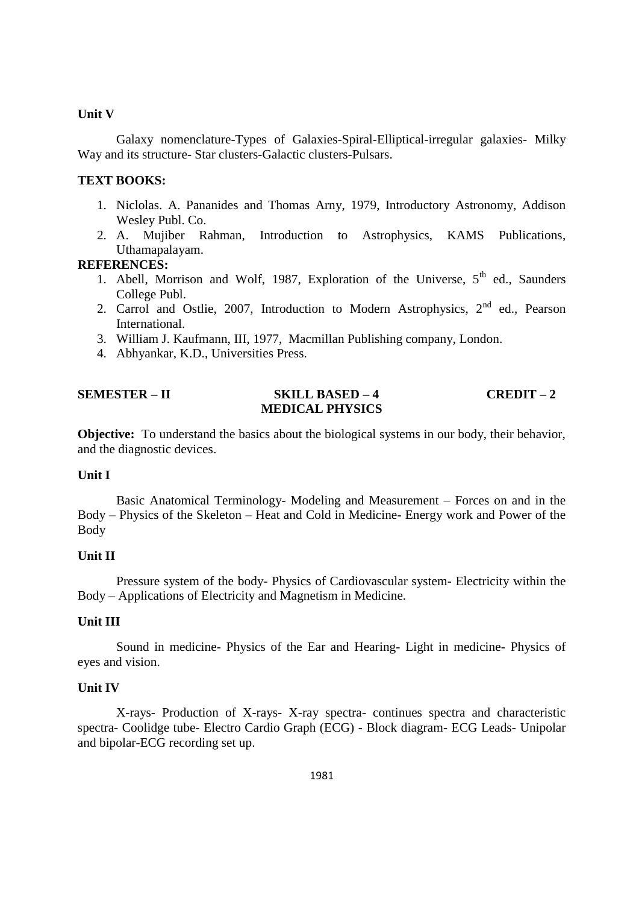**Unit V**

Galaxy nomenclature-Types of Galaxies-Spiral-Elliptical-irregular galaxies- Milky Way and its structure- Star clusters-Galactic clusters-Pulsars.

**TEXT BOOKS:**

1. Niclolas. A. Pananides and Thomas Arny, 1979, Introductory Astronomy, Addison Wesley Publ. Co.
2. A. Mujiber Rahman, Introduction to Astrophysics, KAMS Publications, Uthamapalayam.

**REFERENCES:**

1. Abell, Morrison and Wolf, 1987, Exploration of the Universe, 5th ed., Saunders College Publ.
2. Carrol and Ostlie, 2007, Introduction to Modern Astrophysics, 2nd ed., Pearson International.
3. William J. Kaufmann, III, 1977, Macmillan Publishing company, London.
4. Abhyankar, K.D., Universities Press.

**SEMESTER – II** **SKILL BASED – 4** **CREDIT – 2**

**MEDICAL PHYSICS**

**Objective:** To understand the basics about the biological systems in our body, their behavior, and the diagnostic devices.

**Unit I**

Basic Anatomical Terminology- Modeling and Measurement – Forces on and in the Body – Physics of the Skeleton – Heat and Cold in Medicine- Energy work and Power of the Body

**Unit II**

Pressure system of the body- Physics of Cardiovascular system- Electricity within the Body – Applications of Electricity and Magnetism in Medicine.

**Unit III**

Sound in medicine- Physics of the Ear and Hearing- Light in medicine- Physics of eyes and vision.

**Unit IV**

X-rays- Production of X-rays- X-ray spectra- continues spectra and characteristic spectra- Coolidge tube- Electro Cardio Graph (ECG) - Block diagram- ECG Leads- Unipolar and bipolar-ECG recording set up.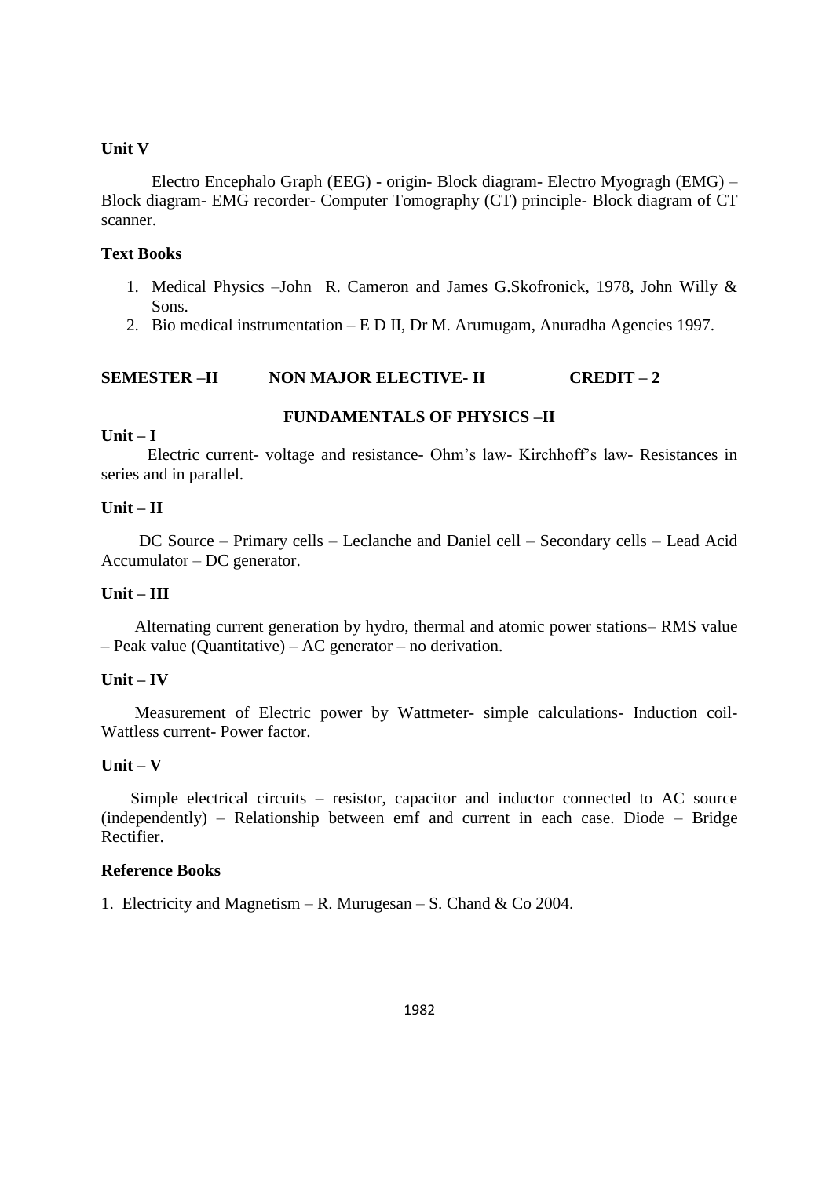**Unit V**

Electro Encephalo Graph (EEG) - origin- Block diagram- Electro Myogragh (EMG) – Block diagram- EMG recorder- Computer Tomography (CT) principle- Block diagram of CT scanner.

**Text Books**

1. Medical Physics –John R. Cameron and James G.Skofronick, 1978, John Willy & Sons.
2. Bio medical instrumentation – E D II, Dr M. Arumugam, Anuradha Agencies 1997.

**SEMESTER –II NON MAJOR ELECTIVE- II CREDIT – 2**

**FUNDAMENTALS OF PHYSICS –II**

**Unit – I**

Electric current- voltage and resistance- Ohm's law- Kirchhoff's law- Resistances in series and in parallel.

**Unit – II**

DC Source – Primary cells – Leclanche and Daniel cell – Secondary cells – Lead Acid Accumulator – DC generator.

**Unit – III**

Alternating current generation by hydro, thermal and atomic power stations– RMS value – Peak value (Quantitative) – AC generator – no derivation.

**Unit – IV**

Measurement of Electric power by Wattmeter- simple calculations- Induction coil- Wattless current- Power factor.

**Unit – V**

Simple electrical circuits – resistor, capacitor and inductor connected to AC source (independently) – Relationship between emf and current in each case. Diode – Bridge Rectifier.

**Reference Books**

1. Electricity and Magnetism – R. Murugesan – S. Chand & Co 2004.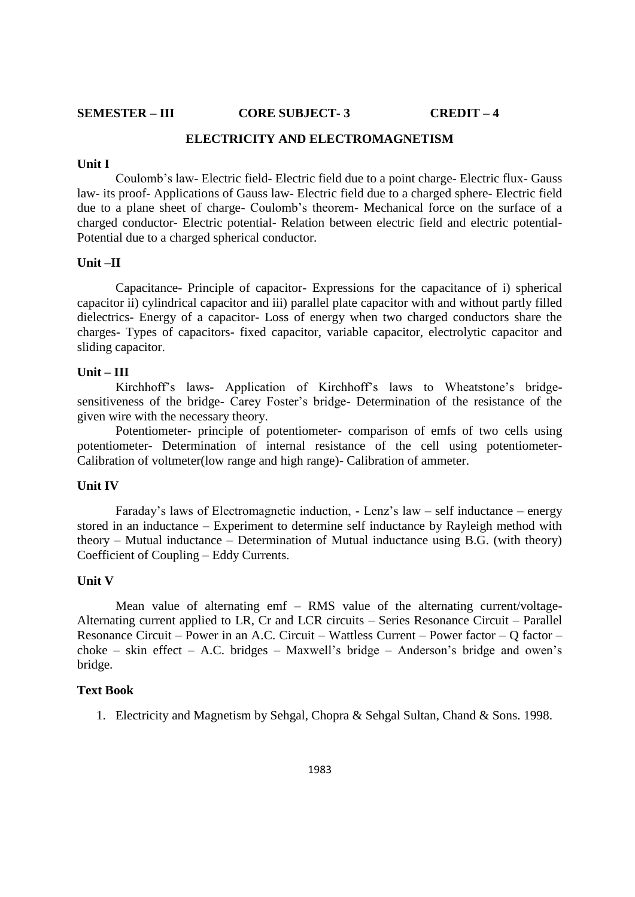**SEMESTER – III CORE SUBJECT- 3 CREDIT – 4**

## ELECTRICITY AND ELECTROMAGNETISM

**Unit I**

Coulomb's law- Electric field- Electric field due to a point charge- Electric flux- Gauss law- its proof- Applications of Gauss law- Electric field due to a charged sphere- Electric field due to a plane sheet of charge- Coulomb's theorem- Mechanical force on the surface of a charged conductor- Electric potential- Relation between electric field and electric potential- Potential due to a charged spherical conductor.

**Unit –II**

Capacitance- Principle of capacitor- Expressions for the capacitance of i) spherical capacitor ii) cylindrical capacitor and iii) parallel plate capacitor with and without partly filled dielectrics- Energy of a capacitor- Loss of energy when two charged conductors share the charges- Types of capacitors- fixed capacitor, variable capacitor, electrolytic capacitor and sliding capacitor.

**Unit – III**

Kirchhoff's laws- Application of Kirchhoff's laws to Wheatstone's bridge- sensitiveness of the bridge- Carey Foster's bridge- Determination of the resistance of the given wire with the necessary theory.

Potentiometer- principle of potentiometer- comparison of emfs of two cells using potentiometer- Determination of internal resistance of the cell using potentiometer- Calibration of voltmeter(low range and high range)- Calibration of ammeter.

**Unit IV**

Faraday's laws of Electromagnetic induction, - Lenz's law – self inductance – energy stored in an inductance – Experiment to determine self inductance by Rayleigh method with theory – Mutual inductance – Determination of Mutual inductance using B.G. (with theory) Coefficient of Coupling – Eddy Currents.

**Unit V**

Mean value of alternating emf – RMS value of the alternating current/voltage- Alternating current applied to LR, Cr and LCR circuits – Series Resonance Circuit – Parallel Resonance Circuit – Power in an A.C. Circuit – Wattless Current – Power factor – Q factor – choke – skin effect – A.C. bridges – Maxwell's bridge – Anderson's bridge and owen's bridge.

**Text Book**

1. Electricity and Magnetism by Sehgal, Chopra & Sehgal Sultan, Chand & Sons. 1998.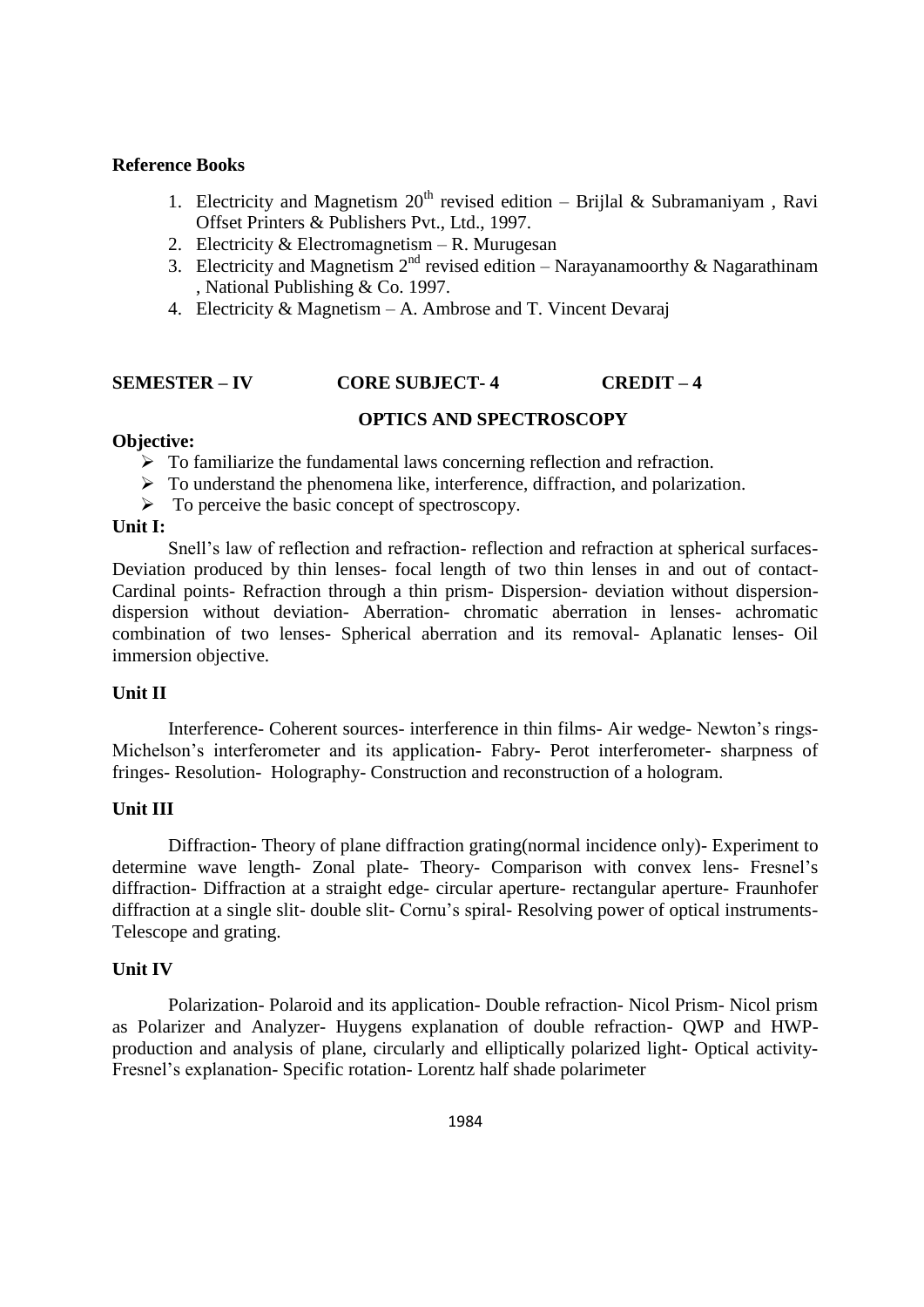**Reference Books**

1. Electricity and Magnetism 20th revised edition – Brijlal & Subramaniyam , Ravi Offset Printers & Publishers Pvt., Ltd., 1997.
2. Electricity & Electromagnetism – R. Murugesan
3. Electricity and Magnetism 2nd revised edition – Narayanamoorthy & Nagarathinam , National Publishing & Co. 1997.
4. Electricity & Magnetism – A. Ambrose and T. Vincent Devaraj

**SEMESTER – IV　　　　CORE SUBJECT- 4　　　　CREDIT – 4**

**OPTICS AND SPECTROSCOPY**

**Objective:**

- To familiarize the fundamental laws concerning reflection and refraction.
- To understand the phenomena like, interference, diffraction, and polarization.
- To perceive the basic concept of spectroscopy.

**Unit I:**

Snell's law of reflection and refraction- reflection and refraction at spherical surfaces- Deviation produced by thin lenses- focal length of two thin lenses in and out of contact- Cardinal points- Refraction through a thin prism- Dispersion- deviation without dispersion- dispersion without deviation- Aberration- chromatic aberration in lenses- achromatic combination of two lenses- Spherical aberration and its removal- Aplanatic lenses- Oil immersion objective.

**Unit II**

Interference- Coherent sources- interference in thin films- Air wedge- Newton's rings- Michelson's interferometer and its application- Fabry- Perot interferometer- sharpness of fringes- Resolution- Holography- Construction and reconstruction of a hologram.

**Unit III**

Diffraction- Theory of plane diffraction grating(normal incidence only)- Experiment to determine wave length- Zonal plate- Theory- Comparison with convex lens- Fresnel's diffraction- Diffraction at a straight edge- circular aperture- rectangular aperture- Fraunhofer diffraction at a single slit- double slit- Cornu's spiral- Resolving power of optical instruments- Telescope and grating.

**Unit IV**

Polarization- Polaroid and its application- Double refraction- Nicol Prism- Nicol prism as Polarizer and Analyzer- Huygens explanation of double refraction- QWP and HWP- production and analysis of plane, circularly and elliptically polarized light- Optical activity- Fresnel's explanation- Specific rotation- Lorentz half shade polarimeter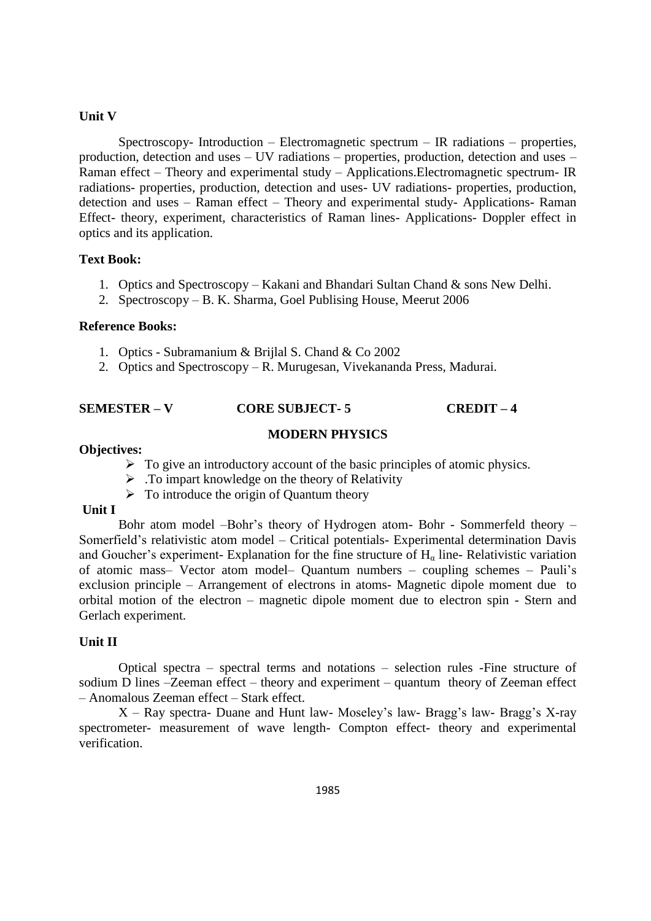**Unit V**

Spectroscopy- Introduction – Electromagnetic spectrum – IR radiations – properties, production, detection and uses – UV radiations – properties, production, detection and uses – Raman effect – Theory and experimental study – Applications.Electromagnetic spectrum- IR radiations- properties, production, detection and uses- UV radiations- properties, production, detection and uses – Raman effect – Theory and experimental study- Applications- Raman Effect- theory, experiment, characteristics of Raman lines- Applications- Doppler effect in optics and its application.

**Text Book:**

1. Optics and Spectroscopy – Kakani and Bhandari Sultan Chand & sons New Delhi.
2. Spectroscopy – B. K. Sharma, Goel Publising House, Meerut 2006

**Reference Books:**

1. Optics - Subramanium & Brijlal S. Chand & Co 2002
2. Optics and Spectroscopy – R. Murugesan, Vivekananda Press, Madurai.

**SEMESTER – V CORE SUBJECT- 5 CREDIT – 4**

**MODERN PHYSICS**

**Objectives:**

- To give an introductory account of the basic principles of atomic physics.
- .To impart knowledge on the theory of Relativity
- To introduce the origin of Quantum theory

**Unit I**

Bohr atom model –Bohr's theory of Hydrogen atom- Bohr - Sommerfeld theory – Somerfield's relativistic atom model – Critical potentials- Experimental determination Davis and Goucher's experiment- Explanation for the fine structure of $H_\alpha$ line- Relativistic variation of atomic mass– Vector atom model– Quantum numbers – coupling schemes – Pauli's exclusion principle – Arrangement of electrons in atoms- Magnetic dipole moment due to orbital motion of the electron – magnetic dipole moment due to electron spin - Stern and Gerlach experiment.

**Unit II**

Optical spectra – spectral terms and notations – selection rules -Fine structure of sodium D lines –Zeeman effect – theory and experiment – quantum theory of Zeeman effect – Anomalous Zeeman effect – Stark effect.

X – Ray spectra- Duane and Hunt law- Moseley's law- Bragg's law- Bragg's X-ray spectrometer- measurement of wave length- Compton effect- theory and experimental verification.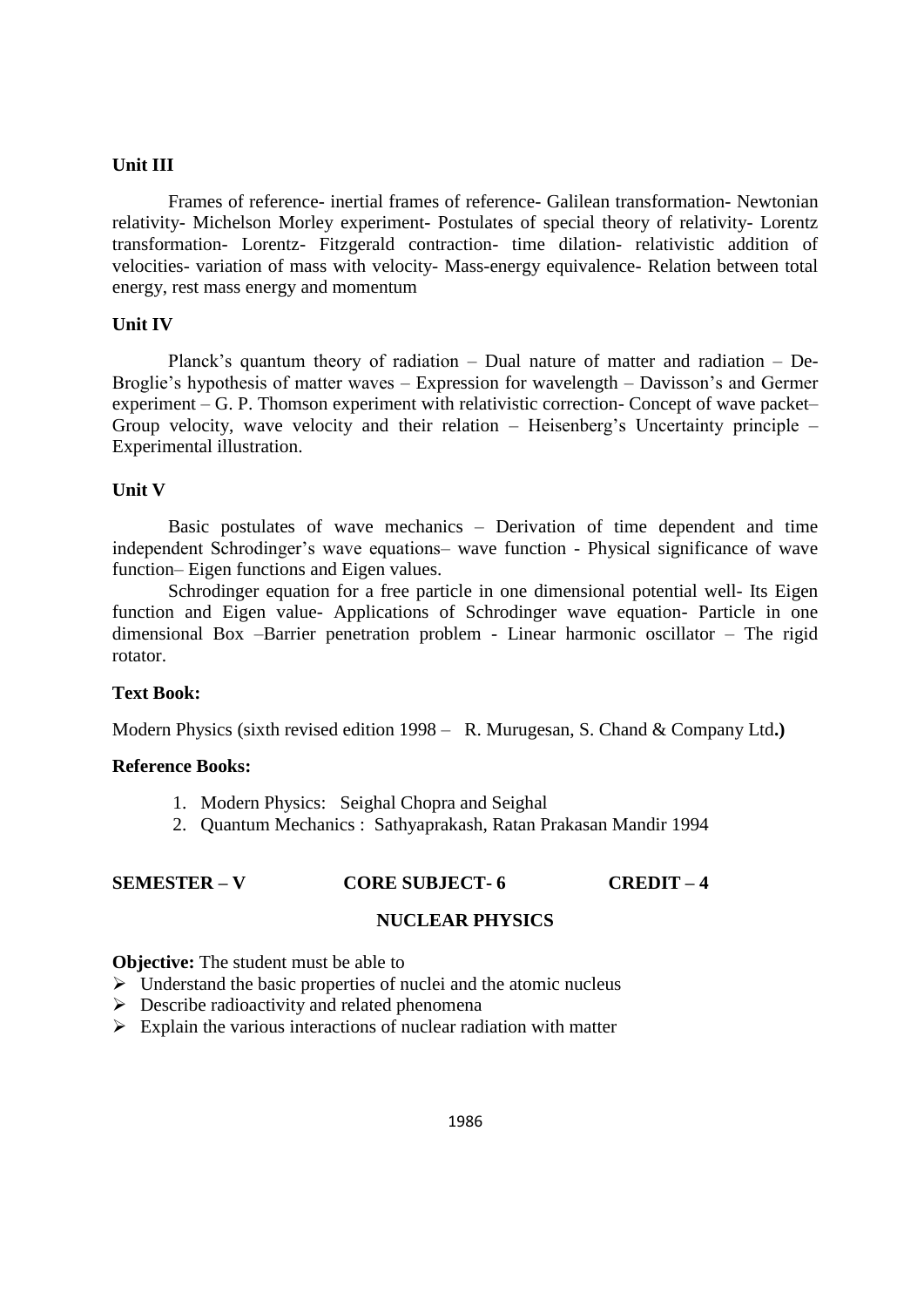**Unit III**

Frames of reference- inertial frames of reference- Galilean transformation- Newtonian relativity- Michelson Morley experiment- Postulates of special theory of relativity- Lorentz transformation- Lorentz- Fitzgerald contraction- time dilation- relativistic addition of velocities- variation of mass with velocity- Mass-energy equivalence- Relation between total energy, rest mass energy and momentum

**Unit IV**

Planck's quantum theory of radiation – Dual nature of matter and radiation – De-Broglie's hypothesis of matter waves – Expression for wavelength – Davisson's and Germer experiment – G. P. Thomson experiment with relativistic correction- Concept of wave packet– Group velocity, wave velocity and their relation – Heisenberg's Uncertainty principle – Experimental illustration.

**Unit V**

Basic postulates of wave mechanics – Derivation of time dependent and time independent Schrodinger's wave equations– wave function - Physical significance of wave function– Eigen functions and Eigen values.

Schrodinger equation for a free particle in one dimensional potential well- Its Eigen function and Eigen value- Applications of Schrodinger wave equation- Particle in one dimensional Box –Barrier penetration problem - Linear harmonic oscillator – The rigid rotator.

**Text Book:**

Modern Physics (sixth revised edition 1998 – R. Murugesan, S. Chand & Company Ltd**.)**

**Reference Books:**

1. Modern Physics: Seighal Chopra and Seighal
2. Quantum Mechanics : Sathyaprakash, Ratan Prakasan Mandir 1994

**SEMESTER – V CORE SUBJECT- 6 CREDIT – 4**

## NUCLEAR PHYSICS

**Objective:** The student must be able to

- Understand the basic properties of nuclei and the atomic nucleus
- Describe radioactivity and related phenomena
- Explain the various interactions of nuclear radiation with matter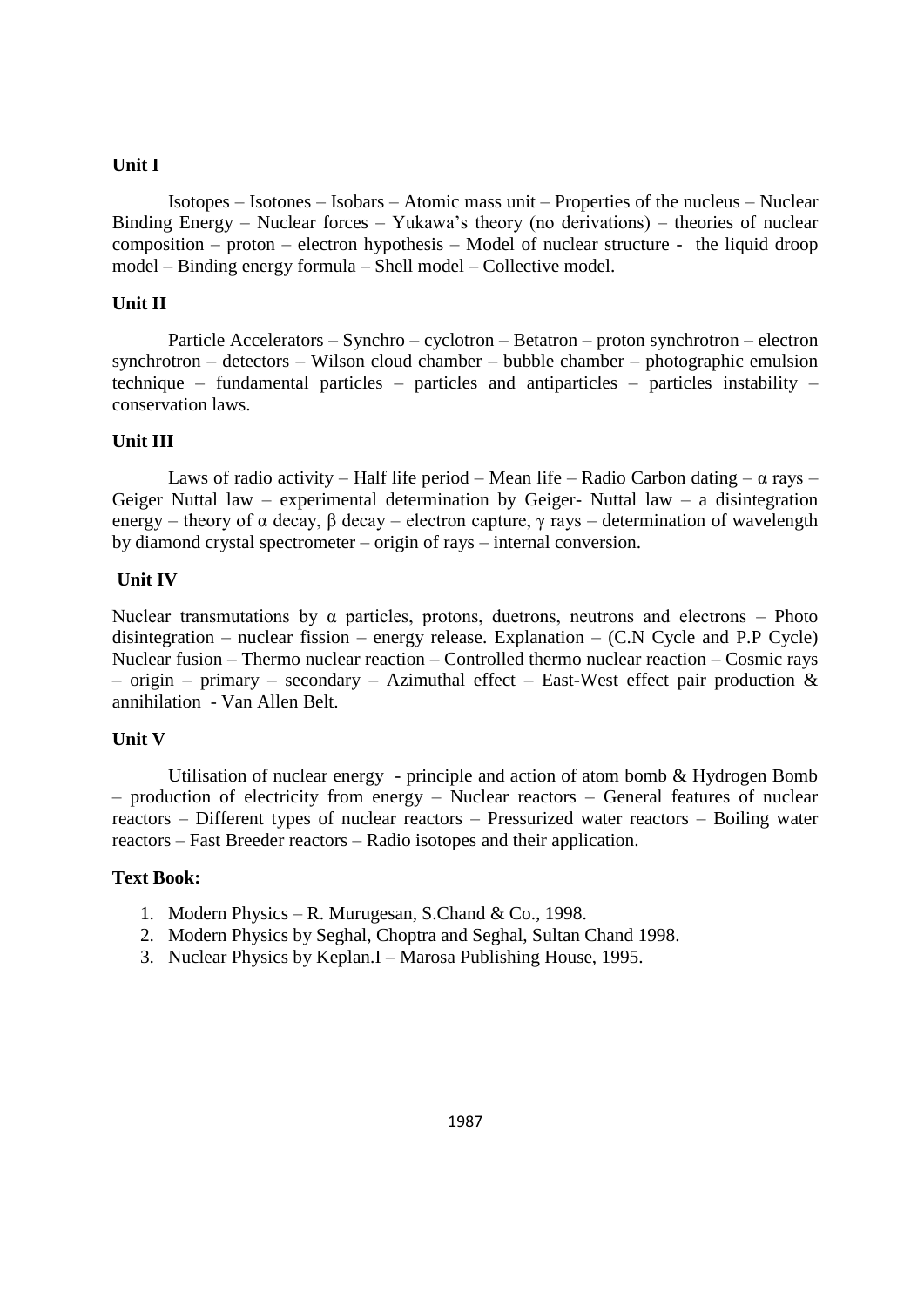**Unit I**

Isotopes – Isotones – Isobars – Atomic mass unit – Properties of the nucleus – Nuclear Binding Energy – Nuclear forces – Yukawa's theory (no derivations) – theories of nuclear composition – proton – electron hypothesis – Model of nuclear structure - the liquid droop model – Binding energy formula – Shell model – Collective model.

**Unit II**

Particle Accelerators – Synchro – cyclotron – Betatron – proton synchrotron – electron synchrotron – detectors – Wilson cloud chamber – bubble chamber – photographic emulsion technique – fundamental particles – particles and antiparticles – particles instability – conservation laws.

**Unit III**

Laws of radio activity – Half life period – Mean life – Radio Carbon dating – α rays – Geiger Nuttal law – experimental determination by Geiger- Nuttal law – a disintegration energy – theory of α decay, β decay – electron capture, γ rays – determination of wavelength by diamond crystal spectrometer – origin of rays – internal conversion.

**Unit IV**

Nuclear transmutations by α particles, protons, duetrons, neutrons and electrons – Photo disintegration – nuclear fission – energy release. Explanation – (C.N Cycle and P.P Cycle) Nuclear fusion – Thermo nuclear reaction – Controlled thermo nuclear reaction – Cosmic rays – origin – primary – secondary – Azimuthal effect – East-West effect pair production & annihilation - Van Allen Belt.

**Unit V**

Utilisation of nuclear energy - principle and action of atom bomb & Hydrogen Bomb – production of electricity from energy – Nuclear reactors – General features of nuclear reactors – Different types of nuclear reactors – Pressurized water reactors – Boiling water reactors – Fast Breeder reactors – Radio isotopes and their application.

**Text Book:**

1. Modern Physics – R. Murugesan, S.Chand & Co., 1998.
2. Modern Physics by Seghal, Choptra and Seghal, Sultan Chand 1998.
3. Nuclear Physics by Keplan.I – Marosa Publishing House, 1995.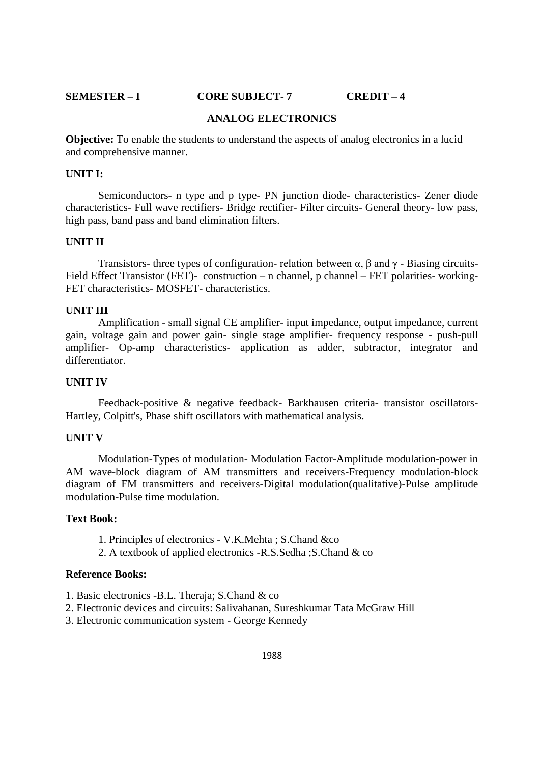**SEMESTER – I** **CORE SUBJECT- 7** **CREDIT – 4**

## ANALOG ELECTRONICS

**Objective:** To enable the students to understand the aspects of analog electronics in a lucid and comprehensive manner.

### UNIT I:

Semiconductors- n type and p type- PN junction diode- characteristics- Zener diode characteristics- Full wave rectifiers- Bridge rectifier- Filter circuits- General theory- low pass, high pass, band pass and band elimination filters.

### UNIT II

Transistors- three types of configuration- relation between $\alpha$, $\beta$ and $\gamma$ - Biasing circuits- Field Effect Transistor (FET)- construction – n channel, p channel – FET polarities- working- FET characteristics- MOSFET- characteristics.

### UNIT III

Amplification - small signal CE amplifier- input impedance, output impedance, current gain, voltage gain and power gain- single stage amplifier- frequency response - push-pull amplifier- Op-amp characteristics- application as adder, subtractor, integrator and differentiator.

### UNIT IV

Feedback-positive & negative feedback- Barkhausen criteria- transistor oscillators- Hartley, Colpitt's, Phase shift oscillators with mathematical analysis.

### UNIT V

Modulation-Types of modulation- Modulation Factor-Amplitude modulation-power in AM wave-block diagram of AM transmitters and receivers-Frequency modulation-block diagram of FM transmitters and receivers-Digital modulation(qualitative)-Pulse amplitude modulation-Pulse time modulation.

### Text Book:

1. Principles of electronics - V.K.Mehta ; S.Chand &co
2. A textbook of applied electronics -R.S.Sedha ;S.Chand & co

### Reference Books:

1. Basic electronics -B.L. Theraja; S.Chand & co
2. Electronic devices and circuits: Salivahanan, Sureshkumar Tata McGraw Hill
3. Electronic communication system - George Kennedy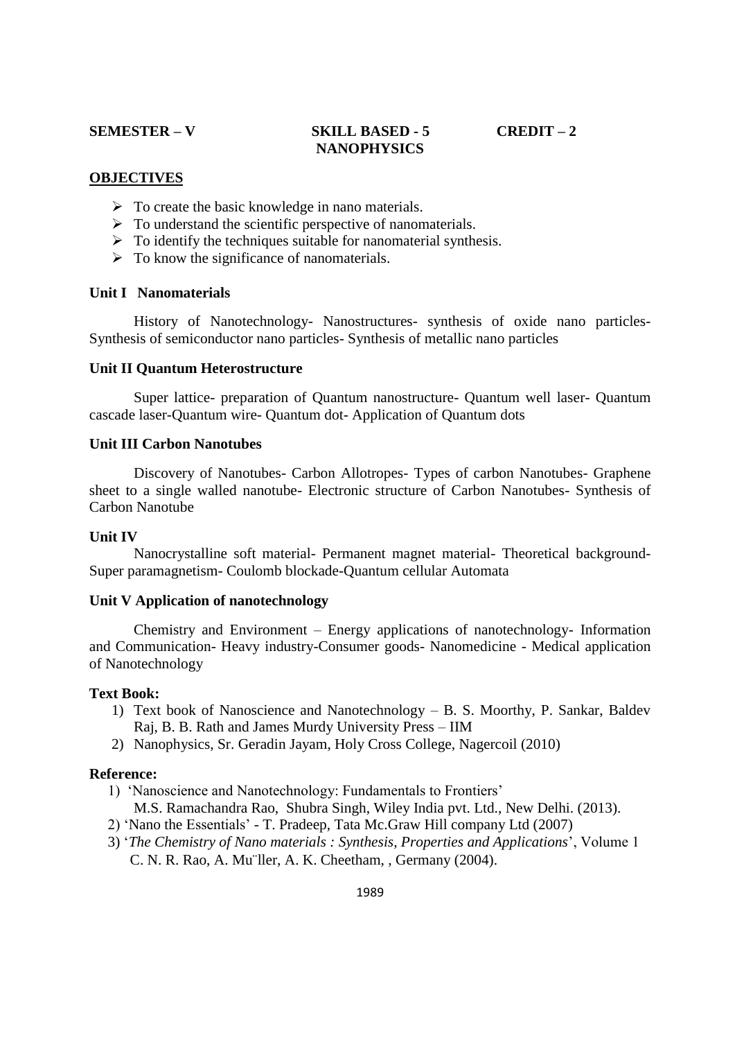**SEMESTER – V** **SKILL BASED - 5** **CREDIT – 2**

**NANOPHYSICS**

## OBJECTIVES

- To create the basic knowledge in nano materials.
- To understand the scientific perspective of nanomaterials.
- To identify the techniques suitable for nanomaterial synthesis.
- To know the significance of nanomaterials.

### Unit I Nanomaterials

History of Nanotechnology- Nanostructures- synthesis of oxide nano particles- Synthesis of semiconductor nano particles- Synthesis of metallic nano particles

### Unit II Quantum Heterostructure

Super lattice- preparation of Quantum nanostructure- Quantum well laser- Quantum cascade laser-Quantum wire- Quantum dot- Application of Quantum dots

### Unit III Carbon Nanotubes

Discovery of Nanotubes- Carbon Allotropes- Types of carbon Nanotubes- Graphene sheet to a single walled nanotube- Electronic structure of Carbon Nanotubes- Synthesis of Carbon Nanotube

### Unit IV

Nanocrystalline soft material- Permanent magnet material- Theoretical background- Super paramagnetism- Coulomb blockade-Quantum cellular Automata

### Unit V Application of nanotechnology

Chemistry and Environment – Energy applications of nanotechnology- Information and Communication- Heavy industry-Consumer goods- Nanomedicine - Medical application of Nanotechnology

**Text Book:**

1) Text book of Nanoscience and Nanotechnology – B. S. Moorthy, P. Sankar, Baldev Raj, B. B. Rath and James Murdy University Press – IIM
2) Nanophysics, Sr. Geradin Jayam, Holy Cross College, Nagercoil (2010)

**Reference:**

1) 'Nanoscience and Nanotechnology: Fundamentals to Frontiers'
   M.S. Ramachandra Rao, Shubra Singh, Wiley India pvt. Ltd., New Delhi. (2013).
2) 'Nano the Essentials' - T. Pradeep, Tata Mc.Graw Hill company Ltd (2007)
3) '*The Chemistry of Nano materials : Synthesis, Properties and Applications*', Volume 1
   C. N. R. Rao, A. Mu¨ller, A. K. Cheetham, , Germany (2004).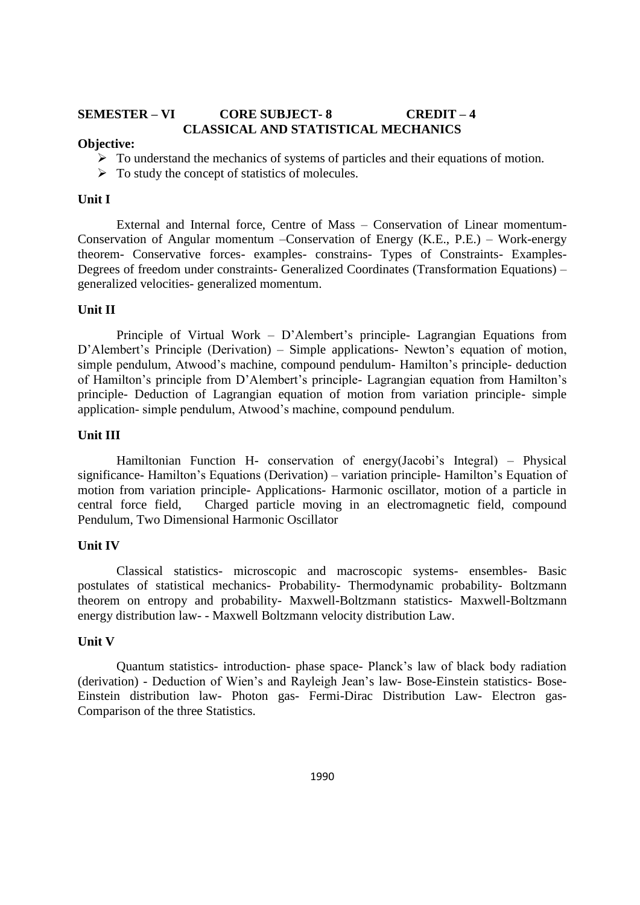**SEMESTER – VI CORE SUBJECT- 8 CREDIT – 4**

## CLASSICAL AND STATISTICAL MECHANICS

**Objective:**

- To understand the mechanics of systems of particles and their equations of motion.
- To study the concept of statistics of molecules.

**Unit I**

External and Internal force, Centre of Mass – Conservation of Linear momentum- Conservation of Angular momentum –Conservation of Energy (K.E., P.E.) – Work-energy theorem- Conservative forces- examples- constrains- Types of Constraints- Examples- Degrees of freedom under constraints- Generalized Coordinates (Transformation Equations) – generalized velocities- generalized momentum.

**Unit II**

Principle of Virtual Work – D'Alembert's principle- Lagrangian Equations from D'Alembert's Principle (Derivation) – Simple applications- Newton's equation of motion, simple pendulum, Atwood's machine, compound pendulum- Hamilton's principle- deduction of Hamilton's principle from D'Alembert's principle- Lagrangian equation from Hamilton's principle- Deduction of Lagrangian equation of motion from variation principle- simple application- simple pendulum, Atwood's machine, compound pendulum.

**Unit III**

Hamiltonian Function H- conservation of energy(Jacobi's Integral) – Physical significance- Hamilton's Equations (Derivation) – variation principle- Hamilton's Equation of motion from variation principle- Applications- Harmonic oscillator, motion of a particle in central force field, Charged particle moving in an electromagnetic field, compound Pendulum, Two Dimensional Harmonic Oscillator

**Unit IV**

Classical statistics- microscopic and macroscopic systems- ensembles- Basic postulates of statistical mechanics- Probability- Thermodynamic probability- Boltzmann theorem on entropy and probability- Maxwell-Boltzmann statistics- Maxwell-Boltzmann energy distribution law- - Maxwell Boltzmann velocity distribution Law.

**Unit V**

Quantum statistics- introduction- phase space- Planck's law of black body radiation (derivation) - Deduction of Wien's and Rayleigh Jean's law- Bose-Einstein statistics- Bose-Einstein distribution law- Photon gas- Fermi-Dirac Distribution Law- Electron gas- Comparison of the three Statistics.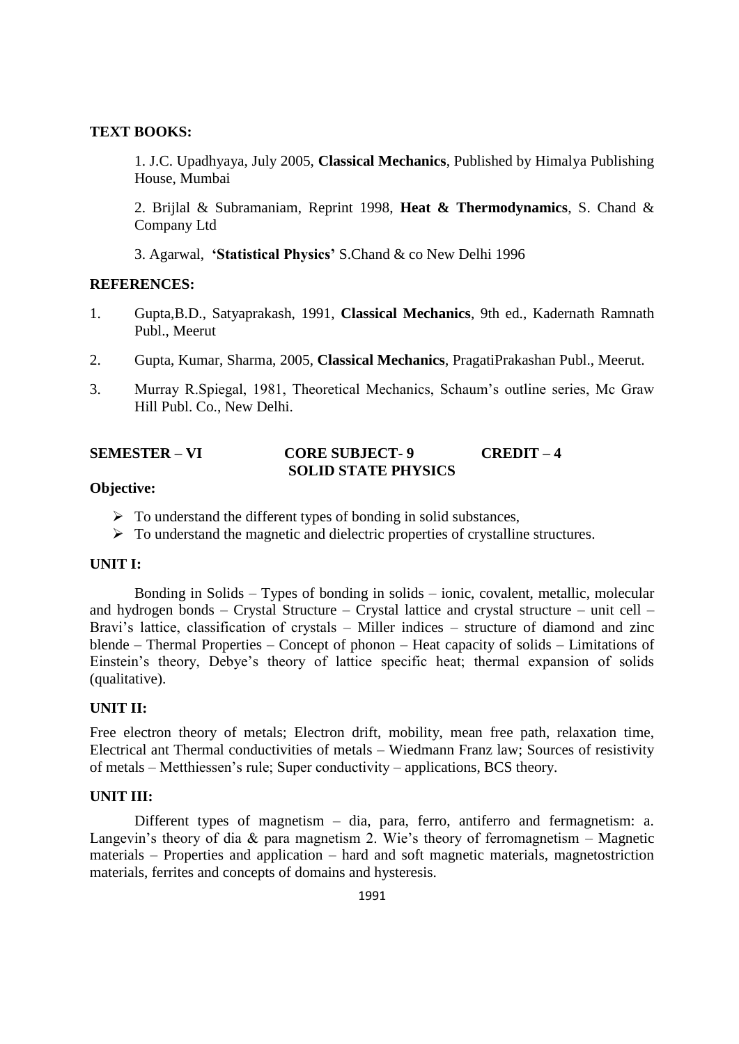**TEXT BOOKS:**

1. J.C. Upadhyaya, July 2005, **Classical Mechanics**, Published by Himalya Publishing House, Mumbai

2. Brijlal & Subramaniam, Reprint 1998, **Heat & Thermodynamics**, S. Chand & Company Ltd

3. Agarwal, **'Statistical Physics'** S.Chand & co New Delhi 1996

**REFERENCES:**

1. Gupta,B.D., Satyaprakash, 1991, **Classical Mechanics**, 9th ed., Kadernath Ramnath Publ., Meerut
2. Gupta, Kumar, Sharma, 2005, **Classical Mechanics**, PragatiPrakashan Publ., Meerut.
3. Murray R.Spiegal, 1981, Theoretical Mechanics, Schaum's outline series, Mc Graw Hill Publ. Co., New Delhi.

**SEMESTER – VI CORE SUBJECT- 9 CREDIT – 4**

**SOLID STATE PHYSICS**

**Objective:**

- To understand the different types of bonding in solid substances,
- To understand the magnetic and dielectric properties of crystalline structures.

**UNIT I:**

Bonding in Solids – Types of bonding in solids – ionic, covalent, metallic, molecular and hydrogen bonds – Crystal Structure – Crystal lattice and crystal structure – unit cell – Bravi's lattice, classification of crystals – Miller indices – structure of diamond and zinc blende – Thermal Properties – Concept of phonon – Heat capacity of solids – Limitations of Einstein's theory, Debye's theory of lattice specific heat; thermal expansion of solids (qualitative).

**UNIT II:**

Free electron theory of metals; Electron drift, mobility, mean free path, relaxation time, Electrical ant Thermal conductivities of metals – Wiedmann Franz law; Sources of resistivity of metals – Metthiessen's rule; Super conductivity – applications, BCS theory.

**UNIT III:**

Different types of magnetism – dia, para, ferro, antiferro and fermagnetism: a. Langevin's theory of dia & para magnetism 2. Wie's theory of ferromagnetism – Magnetic materials – Properties and application – hard and soft magnetic materials, magnetostriction materials, ferrites and concepts of domains and hysteresis.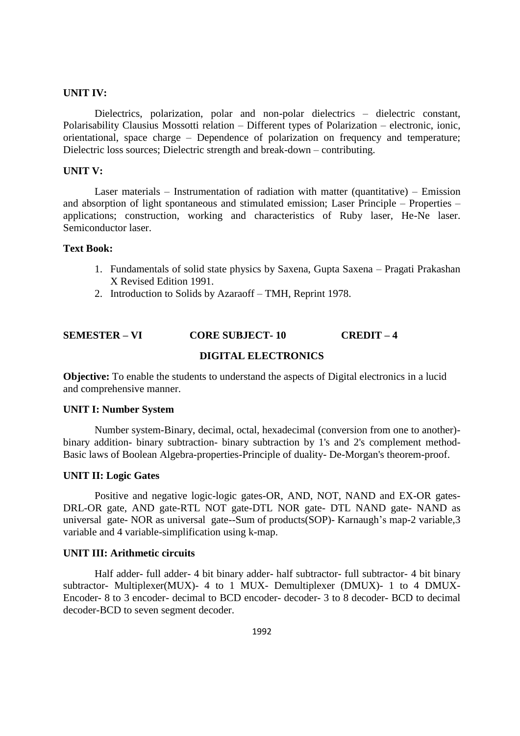**UNIT IV:**

Dielectrics, polarization, polar and non-polar dielectrics – dielectric constant, Polarisability Clausius Mossotti relation – Different types of Polarization – electronic, ionic, orientational, space charge – Dependence of polarization on frequency and temperature; Dielectric loss sources; Dielectric strength and break-down – contributing.

**UNIT V:**

Laser materials – Instrumentation of radiation with matter (quantitative) – Emission and absorption of light spontaneous and stimulated emission; Laser Principle – Properties – applications; construction, working and characteristics of Ruby laser, He-Ne laser. Semiconductor laser.

**Text Book:**

1. Fundamentals of solid state physics by Saxena, Gupta Saxena – Pragati Prakashan X Revised Edition 1991.
2. Introduction to Solids by Azaraoff – TMH, Reprint 1978.

**SEMESTER – VI CORE SUBJECT- 10 CREDIT – 4**

**DIGITAL ELECTRONICS**

**Objective:** To enable the students to understand the aspects of Digital electronics in a lucid and comprehensive manner.

**UNIT I: Number System**

Number system-Binary, decimal, octal, hexadecimal (conversion from one to another)- binary addition- binary subtraction- binary subtraction by 1's and 2's complement method- Basic laws of Boolean Algebra-properties-Principle of duality- De-Morgan's theorem-proof.

**UNIT II: Logic Gates**

Positive and negative logic-logic gates-OR, AND, NOT, NAND and EX-OR gates- DRL-OR gate, AND gate-RTL NOT gate-DTL NOR gate- DTL NAND gate- NAND as universal gate- NOR as universal gate--Sum of products(SOP)- Karnaugh's map-2 variable,3 variable and 4 variable-simplification using k-map.

**UNIT III: Arithmetic circuits**

Half adder- full adder- 4 bit binary adder- half subtractor- full subtractor- 4 bit binary subtractor- Multiplexer(MUX)- 4 to 1 MUX- Demultiplexer (DMUX)- 1 to 4 DMUX- Encoder- 8 to 3 encoder- decimal to BCD encoder- decoder- 3 to 8 decoder- BCD to decimal decoder-BCD to seven segment decoder.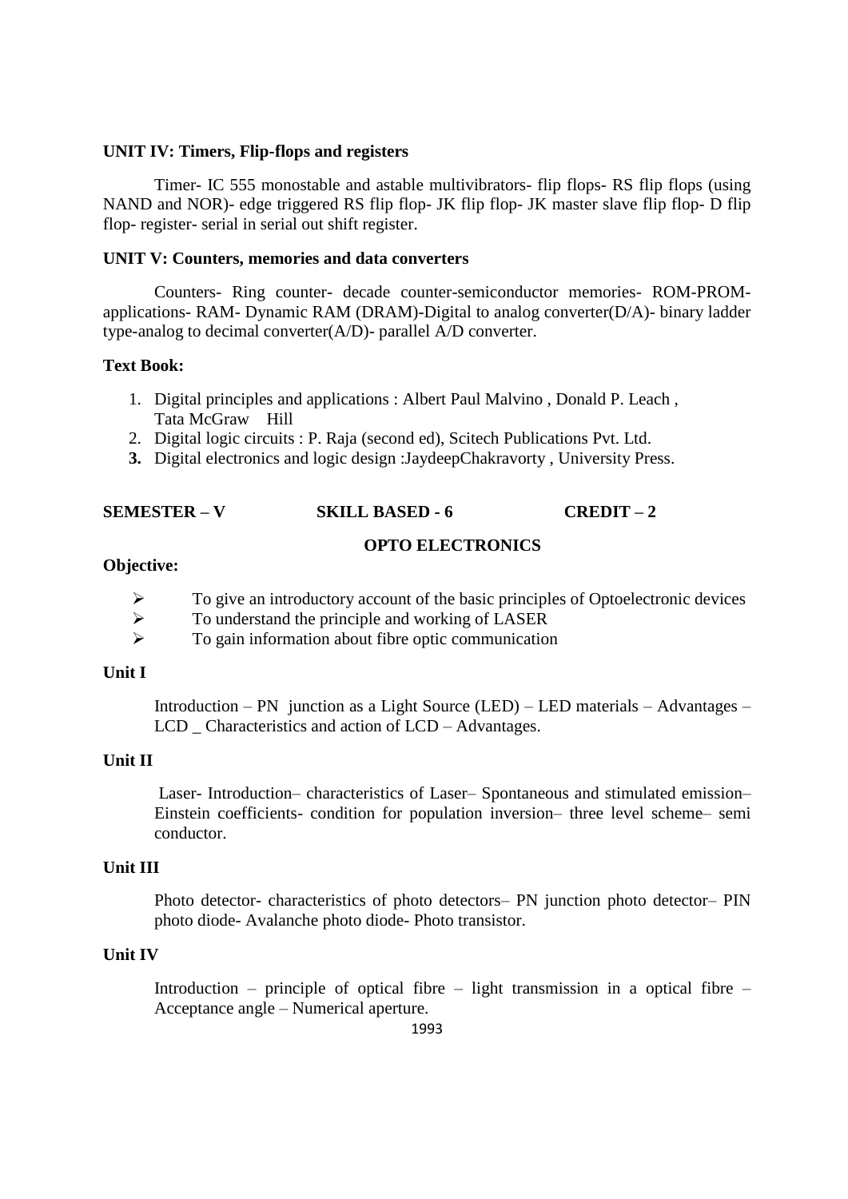**UNIT IV: Timers, Flip-flops and registers**

Timer- IC 555 monostable and astable multivibrators- flip flops- RS flip flops (using NAND and NOR)- edge triggered RS flip flop- JK flip flop- JK master slave flip flop- D flip flop- register- serial in serial out shift register.

**UNIT V: Counters, memories and data converters**

Counters- Ring counter- decade counter-semiconductor memories- ROM-PROM-applications- RAM- Dynamic RAM (DRAM)-Digital to analog converter(D/A)- binary ladder type-analog to decimal converter(A/D)- parallel A/D converter.

**Text Book:**

1. Digital principles and applications : Albert Paul Malvino , Donald P. Leach , Tata McGraw Hill
2. Digital logic circuits : P. Raja (second ed), Scitech Publications Pvt. Ltd.
3. Digital electronics and logic design :JaydeepChakravorty , University Press.

**SEMESTER – V SKILL BASED - 6 CREDIT – 2**

**OPTO ELECTRONICS**

**Objective:**

- To give an introductory account of the basic principles of Optoelectronic devices
- To understand the principle and working of LASER
- To gain information about fibre optic communication

**Unit I**

Introduction – PN junction as a Light Source (LED) – LED materials – Advantages – LCD _ Characteristics and action of LCD – Advantages.

**Unit II**

Laser- Introduction– characteristics of Laser– Spontaneous and stimulated emission– Einstein coefficients- condition for population inversion– three level scheme– semi conductor.

**Unit III**

Photo detector- characteristics of photo detectors– PN junction photo detector– PIN photo diode- Avalanche photo diode- Photo transistor.

**Unit IV**

Introduction – principle of optical fibre – light transmission in a optical fibre – Acceptance angle – Numerical aperture.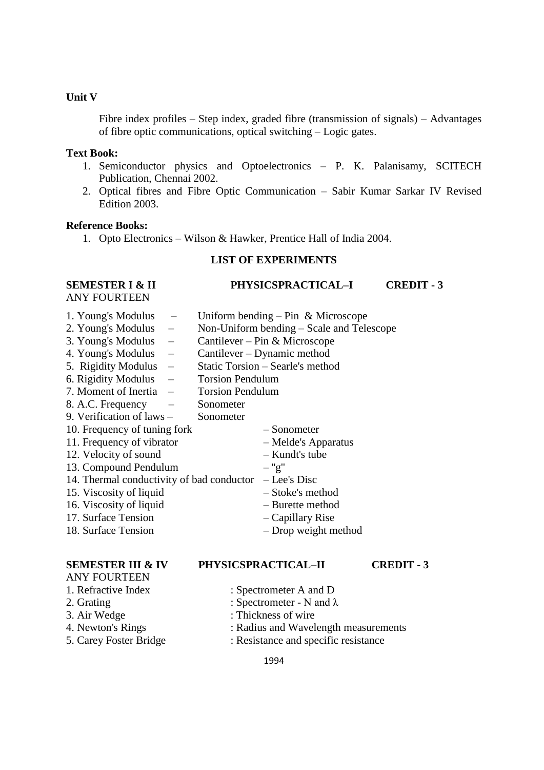**Unit V**

Fibre index profiles – Step index, graded fibre (transmission of signals) – Advantages of fibre optic communications, optical switching – Logic gates.

**Text Book:**

1. Semiconductor physics and Optoelectronics – P. K. Palanisamy, SCITECH Publication, Chennai 2002.
2. Optical fibres and Fibre Optic Communication – Sabir Kumar Sarkar IV Revised Edition 2003.

**Reference Books:**

1. Opto Electronics – Wilson & Hawker, Prentice Hall of India 2004.

## LIST OF EXPERIMENTS

**SEMESTER I & II** **PHYSICSPRACTICAL–I** **CREDIT - 3**

ANY FOURTEEN

1. Young's Modulus – Uniform bending – Pin & Microscope
2. Young's Modulus – Non-Uniform bending – Scale and Telescope
3. Young's Modulus – Cantilever – Pin & Microscope
4. Young's Modulus – Cantilever – Dynamic method
5. Rigidity Modulus – Static Torsion – Searle's method
6. Rigidity Modulus – Torsion Pendulum
7. Moment of Inertia – Torsion Pendulum
8. A.C. Frequency – Sonometer
9. Verification of laws – Sonometer
10. Frequency of tuning fork – Sonometer
11. Frequency of vibrator – Melde's Apparatus
12. Velocity of sound – Kundt's tube
13. Compound Pendulum – "g"
14. Thermal conductivity of bad conductor – Lee's Disc
15. Viscosity of liquid – Stoke's method
16. Viscosity of liquid – Burette method
17. Surface Tension – Capillary Rise
18. Surface Tension – Drop weight method

**SEMESTER III & IV** **PHYSICSPRACTICAL–II** **CREDIT - 3**

ANY FOURTEEN

1. Refractive Index : Spectrometer A and D
2. Grating : Spectrometer - N and λ
3. Air Wedge : Thickness of wire
4. Newton's Rings : Radius and Wavelength measurements
5. Carey Foster Bridge : Resistance and specific resistance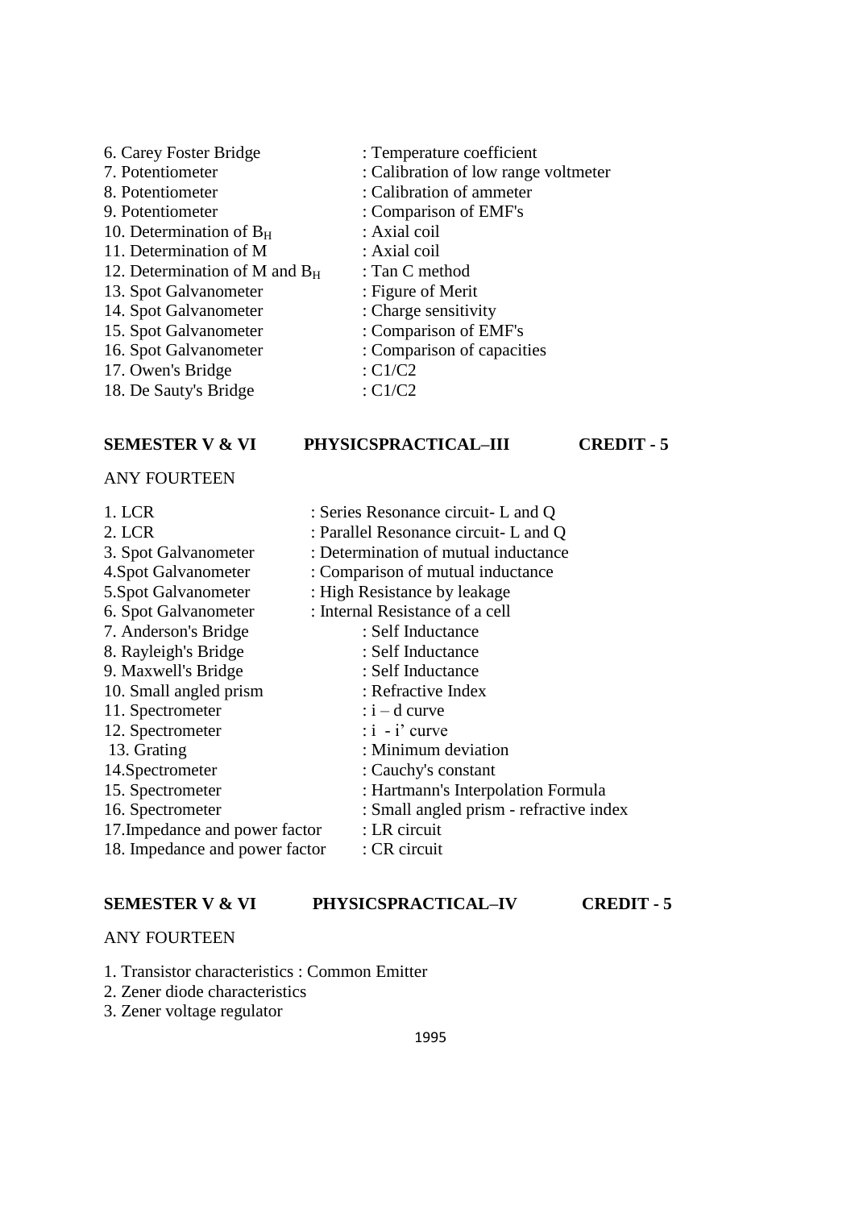6. Carey Foster Bridge : Temperature coefficient
7. Potentiometer : Calibration of low range voltmeter
8. Potentiometer : Calibration of ammeter
9. Potentiometer : Comparison of EMF's
10. Determination of $B_H$ : Axial coil
11. Determination of M : Axial coil
12. Determination of M and $B_H$ : Tan C method
13. Spot Galvanometer : Figure of Merit
14. Spot Galvanometer : Charge sensitivity
15. Spot Galvanometer : Comparison of EMF's
16. Spot Galvanometer : Comparison of capacities
17. Owen's Bridge : C1/C2
18. De Sauty's Bridge : C1/C2

**SEMESTER V & VI PHYSICSPRACTICAL–III CREDIT - 5**

ANY FOURTEEN

1. LCR : Series Resonance circuit- L and Q
2. LCR : Parallel Resonance circuit- L and Q
3. Spot Galvanometer : Determination of mutual inductance
4. Spot Galvanometer : Comparison of mutual inductance
5. Spot Galvanometer : High Resistance by leakage
6. Spot Galvanometer : Internal Resistance of a cell
7. Anderson's Bridge : Self Inductance
8. Rayleigh's Bridge : Self Inductance
9. Maxwell's Bridge : Self Inductance
10. Small angled prism : Refractive Index
11. Spectrometer : i – d curve
12. Spectrometer : i - i' curve
13. Grating : Minimum deviation
14. Spectrometer : Cauchy's constant
15. Spectrometer : Hartmann's Interpolation Formula
16. Spectrometer : Small angled prism - refractive index
17. Impedance and power factor : LR circuit
18. Impedance and power factor : CR circuit

**SEMESTER V & VI PHYSICSPRACTICAL–IV CREDIT - 5**

ANY FOURTEEN

1. Transistor characteristics : Common Emitter
2. Zener diode characteristics
3. Zener voltage regulator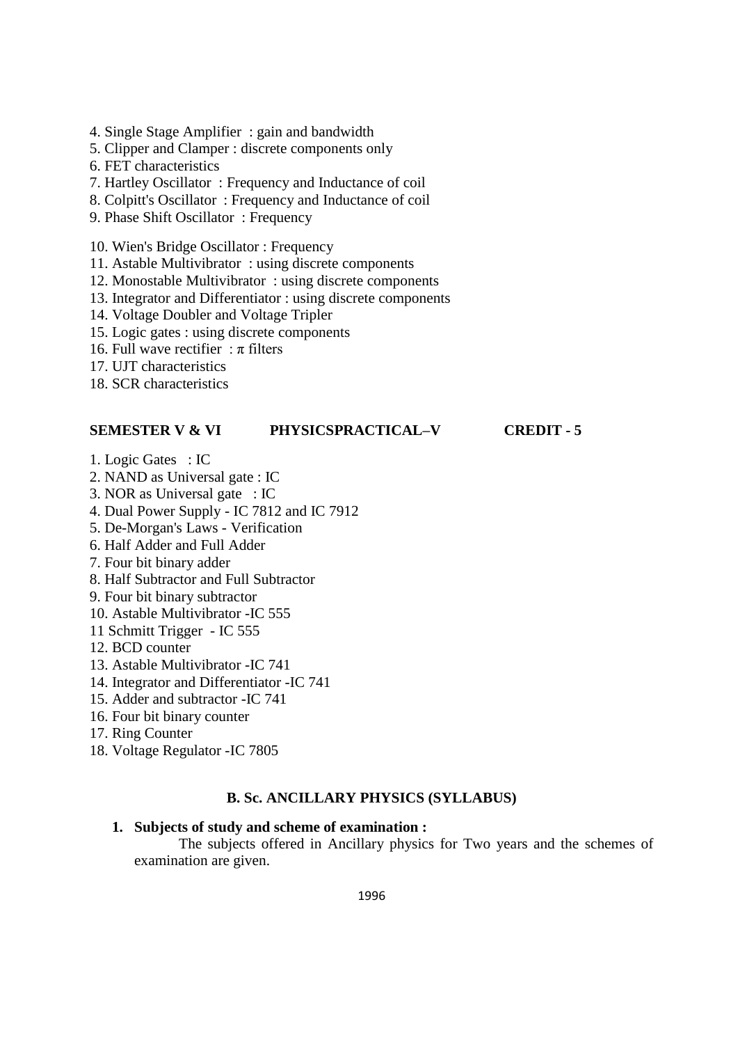4. Single Stage Amplifier : gain and bandwidth
5. Clipper and Clamper : discrete components only
6. FET characteristics
7. Hartley Oscillator : Frequency and Inductance of coil
8. Colpitt's Oscillator : Frequency and Inductance of coil
9. Phase Shift Oscillator : Frequency

10. Wien's Bridge Oscillator : Frequency
11. Astable Multivibrator : using discrete components
12. Monostable Multivibrator : using discrete components
13. Integrator and Differentiator : using discrete components
14. Voltage Doubler and Voltage Tripler
15. Logic gates : using discrete components
16. Full wave rectifier : π filters
17. UJT characteristics
18. SCR characteristics

**SEMESTER V & VI PHYSICSPRACTICAL–V CREDIT - 5**

1. Logic Gates : IC
2. NAND as Universal gate : IC
3. NOR as Universal gate : IC
4. Dual Power Supply - IC 7812 and IC 7912
5. De-Morgan's Laws - Verification
6. Half Adder and Full Adder
7. Four bit binary adder
8. Half Subtractor and Full Subtractor
9. Four bit binary subtractor
10. Astable Multivibrator -IC 555
11 Schmitt Trigger - IC 555
12. BCD counter
13. Astable Multivibrator -IC 741
14. Integrator and Differentiator -IC 741
15. Adder and subtractor -IC 741
16. Four bit binary counter
17. Ring Counter
18. Voltage Regulator -IC 7805

## B. Sc. ANCILLARY PHYSICS (SYLLABUS)

1. **Subjects of study and scheme of examination :**
   The subjects offered in Ancillary physics for Two years and the schemes of examination are given.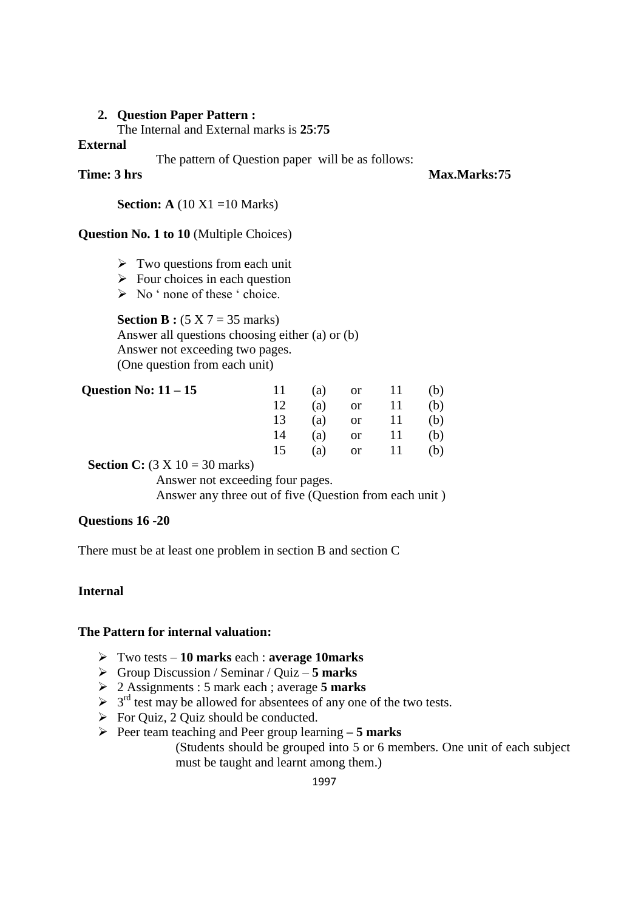2. **Question Paper Pattern :**
   The Internal and External marks is **25**:**75**

**External**

The pattern of Question paper will be as follows:

**Time: 3 hrs** **Max.Marks:75**

**Section: A** (10 X1 =10 Marks)

**Question No. 1 to 10** (Multiple Choices)

- Two questions from each unit
- Four choices in each question
- No ' none of these ' choice.

**Section B :** (5 X 7 = 35 marks)
Answer all questions choosing either (a) or (b)
Answer not exceeding two pages.
(One question from each unit)

| **Question No: 11 – 15** | | | | | |
|---|---|---|---|---|---|
| | 11 | (a) | or | 11 | (b) |
| | 12 | (a) | or | 11 | (b) |
| | 13 | (a) | or | 11 | (b) |
| | 14 | (a) | or | 11 | (b) |
| | 15 | (a) | or | 11 | (b) |

**Section C:** (3 X 10 = 30 marks)
Answer not exceeding four pages.
Answer any three out of five (Question from each unit )

**Questions 16 -20**

There must be at least one problem in section B and section C

**Internal**

**The Pattern for internal valuation:**

- Two tests – **10 marks** each : **average 10marks**
- Group Discussion / Seminar / Quiz – **5 marks**
- 2 Assignments : 5 mark each ; average **5 marks**
- 3rd test may be allowed for absentees of any one of the two tests.
- For Quiz, 2 Quiz should be conducted.
- Peer team teaching and Peer group learning **– 5 marks**
  (Students should be grouped into 5 or 6 members. One unit of each subject must be taught and learnt among them.)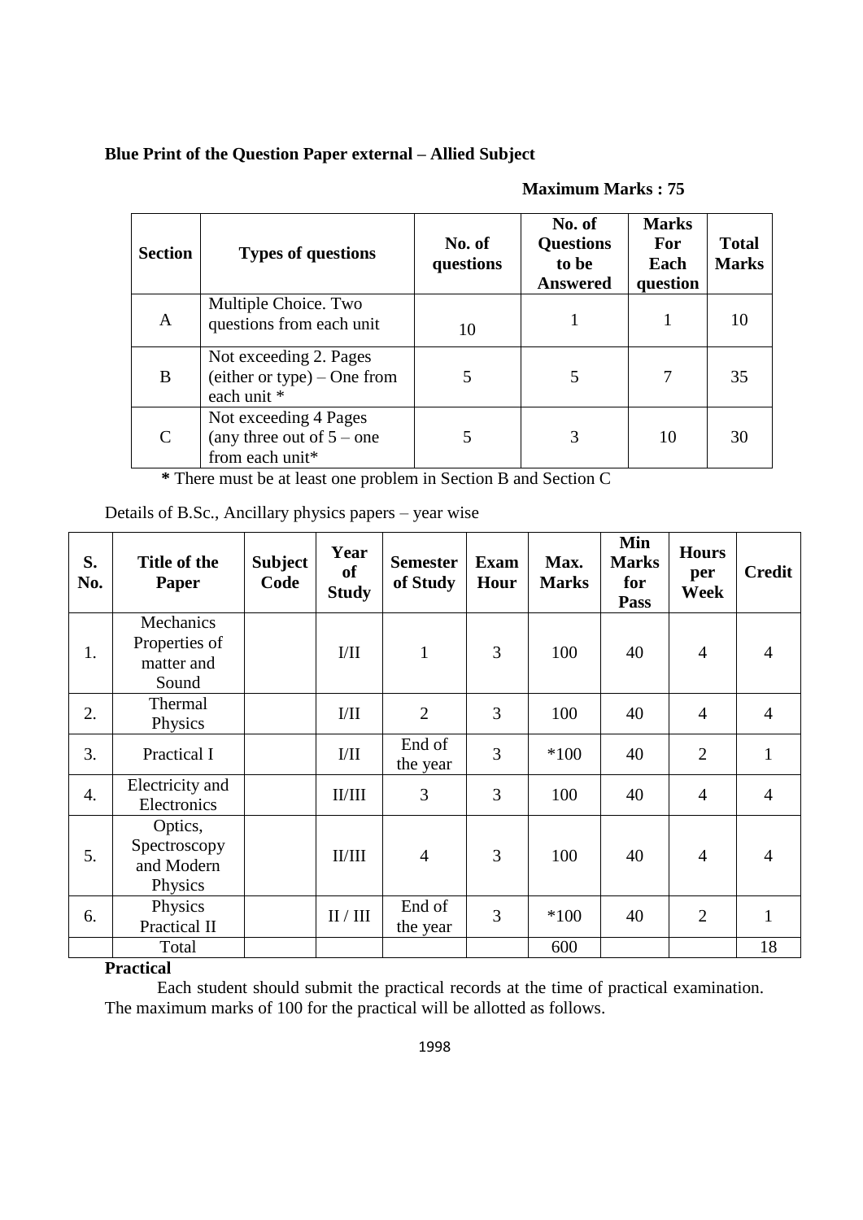**Blue Print of the Question Paper external – Allied Subject**

**Maximum Marks : 75**

| Section | Types of questions | No. of questions | No. of Questions to be Answered | Marks For Each question | Total Marks |
|---|---|---|---|---|---|
| A | Multiple Choice. Two questions from each unit | 10 | 1 | 1 | 10 |
| B | Not exceeding 2. Pages (either or type) – One from each unit * | 5 | 5 | 7 | 35 |
| C | Not exceeding 4 Pages (any three out of 5 – one from each unit* | 5 | 3 | 10 | 30 |

**\*** There must be at least one problem in Section B and Section C

Details of B.Sc., Ancillary physics papers – year wise

| S. No. | Title of the Paper | Subject Code | Year of Study | Semester of Study | Exam Hour | Max. Marks | Min Marks for Pass | Hours per Week | Credit |
|---|---|---|---|---|---|---|---|---|---|
| 1. | Mechanics Properties of matter and Sound | | I/II | 1 | 3 | 100 | 40 | 4 | 4 |
| 2. | Thermal Physics | | I/II | 2 | 3 | 100 | 40 | 4 | 4 |
| 3. | Practical I | | I/II | End of the year | 3 | *100 | 40 | 2 | 1 |
| 4. | Electricity and Electronics | | II/III | 3 | 3 | 100 | 40 | 4 | 4 |
| 5. | Optics, Spectroscopy and Modern Physics | | II/III | 4 | 3 | 100 | 40 | 4 | 4 |
| 6. | Physics Practical II | | II / III | End of the year | 3 | *100 | 40 | 2 | 1 |
| | Total | | | | | 600 | | | 18 |

**Practical**

Each student should submit the practical records at the time of practical examination. The maximum marks of 100 for the practical will be allotted as follows.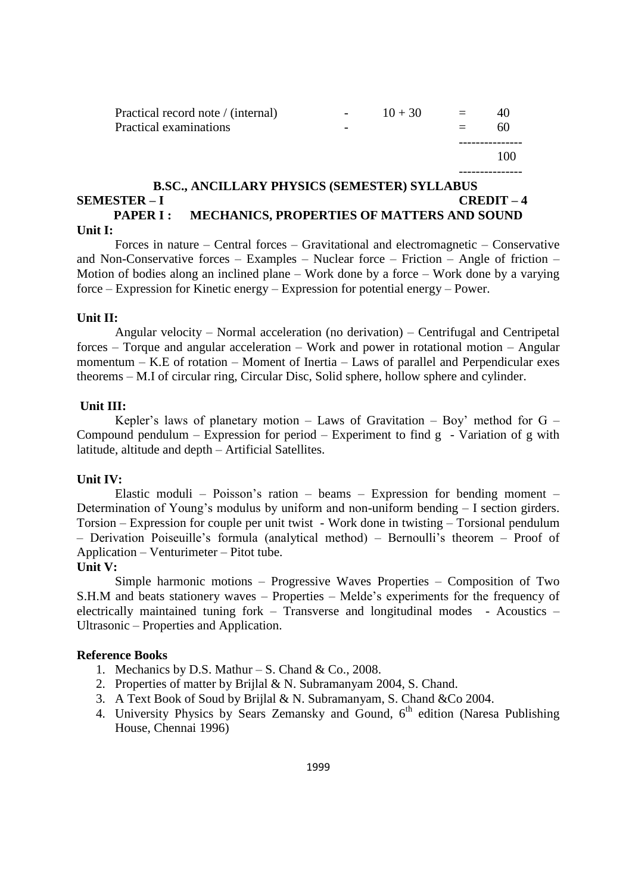| | | | | |
|---|---|---|---|---|
| Practical record note / (internal) | - | 10 + 30 | = | 40 |
| Practical examinations | - | | = | 60 |
| | | | | 100 |

## B.SC., ANCILLARY PHYSICS (SEMESTER) SYLLABUS

**SEMESTER – I** **CREDIT – 4**

### PAPER I : MECHANICS, PROPERTIES OF MATTERS AND SOUND

**Unit I:**

Forces in nature – Central forces – Gravitational and electromagnetic – Conservative and Non-Conservative forces – Examples – Nuclear force – Friction – Angle of friction – Motion of bodies along an inclined plane – Work done by a force – Work done by a varying force – Expression for Kinetic energy – Expression for potential energy – Power.

**Unit II:**

Angular velocity – Normal acceleration (no derivation) – Centrifugal and Centripetal forces – Torque and angular acceleration – Work and power in rotational motion – Angular momentum – K.E of rotation – Moment of Inertia – Laws of parallel and Perpendicular exes theorems – M.I of circular ring, Circular Disc, Solid sphere, hollow sphere and cylinder.

**Unit III:**

Kepler's laws of planetary motion – Laws of Gravitation – Boy' method for G – Compound pendulum – Expression for period – Experiment to find g - Variation of g with latitude, altitude and depth – Artificial Satellites.

**Unit IV:**

Elastic moduli – Poisson's ration – beams – Expression for bending moment – Determination of Young's modulus by uniform and non-uniform bending – I section girders. Torsion – Expression for couple per unit twist - Work done in twisting – Torsional pendulum – Derivation Poiseuille's formula (analytical method) – Bernoulli's theorem – Proof of Application – Venturimeter – Pitot tube.

**Unit V:**

Simple harmonic motions – Progressive Waves Properties – Composition of Two S.H.M and beats stationery waves – Properties – Melde's experiments for the frequency of electrically maintained tuning fork – Transverse and longitudinal modes - Acoustics – Ultrasonic – Properties and Application.

**Reference Books**

1. Mechanics by D.S. Mathur – S. Chand & Co., 2008.
2. Properties of matter by Brijlal & N. Subramanyam 2004, S. Chand.
3. A Text Book of Soud by Brijlal & N. Subramanyam, S. Chand &Co 2004.
4. University Physics by Sears Zemansky and Gound, 6th edition (Naresa Publishing House, Chennai 1996)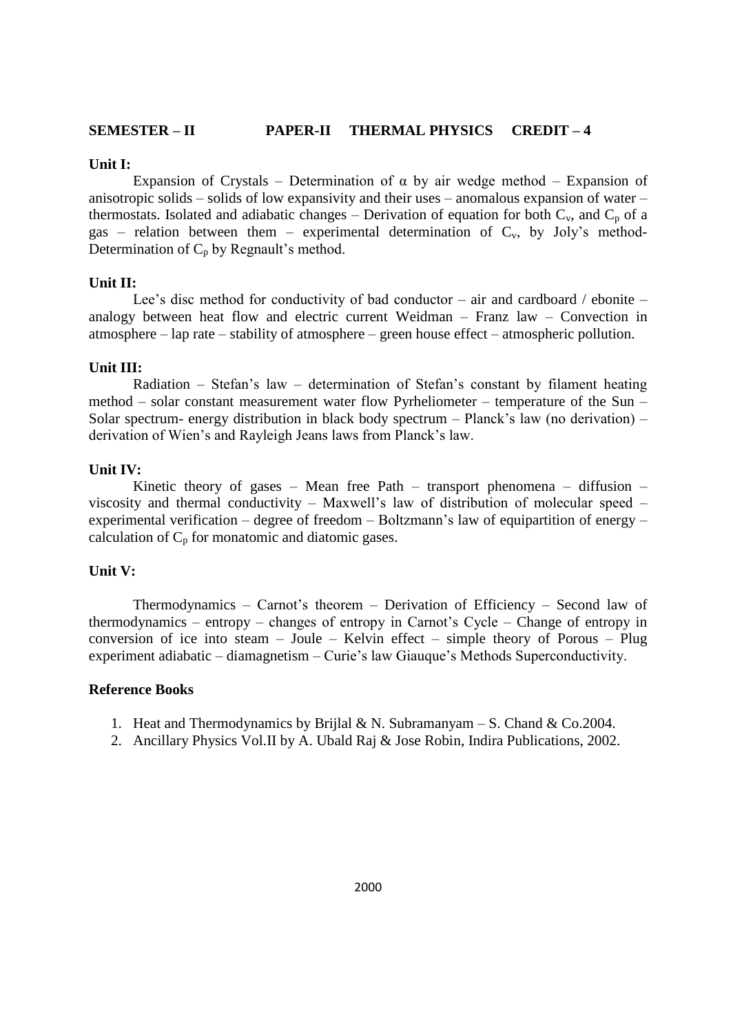**SEMESTER – II PAPER-II THERMAL PHYSICS CREDIT – 4**

**Unit I:**

Expansion of Crystals – Determination of $\alpha$ by air wedge method – Expansion of anisotropic solids – solids of low expansivity and their uses – anomalous expansion of water – thermostats. Isolated and adiabatic changes – Derivation of equation for both $C_v$, and $C_p$ of a gas – relation between them – experimental determination of $C_v$, by Joly's method- Determination of $C_p$ by Regnault's method.

**Unit II:**

Lee's disc method for conductivity of bad conductor – air and cardboard / ebonite – analogy between heat flow and electric current Weidman – Franz law – Convection in atmosphere – lap rate – stability of atmosphere – green house effect – atmospheric pollution.

**Unit III:**

Radiation – Stefan's law – determination of Stefan's constant by filament heating method – solar constant measurement water flow Pyrheliometer – temperature of the Sun – Solar spectrum- energy distribution in black body spectrum – Planck's law (no derivation) – derivation of Wien's and Rayleigh Jeans laws from Planck's law.

**Unit IV:**

Kinetic theory of gases – Mean free Path – transport phenomena – diffusion – viscosity and thermal conductivity – Maxwell's law of distribution of molecular speed – experimental verification – degree of freedom – Boltzmann's law of equipartition of energy – calculation of $C_p$ for monatomic and diatomic gases.

**Unit V:**

Thermodynamics – Carnot's theorem – Derivation of Efficiency – Second law of thermodynamics – entropy – changes of entropy in Carnot's Cycle – Change of entropy in conversion of ice into steam – Joule – Kelvin effect – simple theory of Porous – Plug experiment adiabatic – diamagnetism – Curie's law Giauque's Methods Superconductivity.

**Reference Books**

1. Heat and Thermodynamics by Brijlal & N. Subramanyam – S. Chand & Co.2004.
2. Ancillary Physics Vol.II by A. Ubald Raj & Jose Robin, Indira Publications, 2002.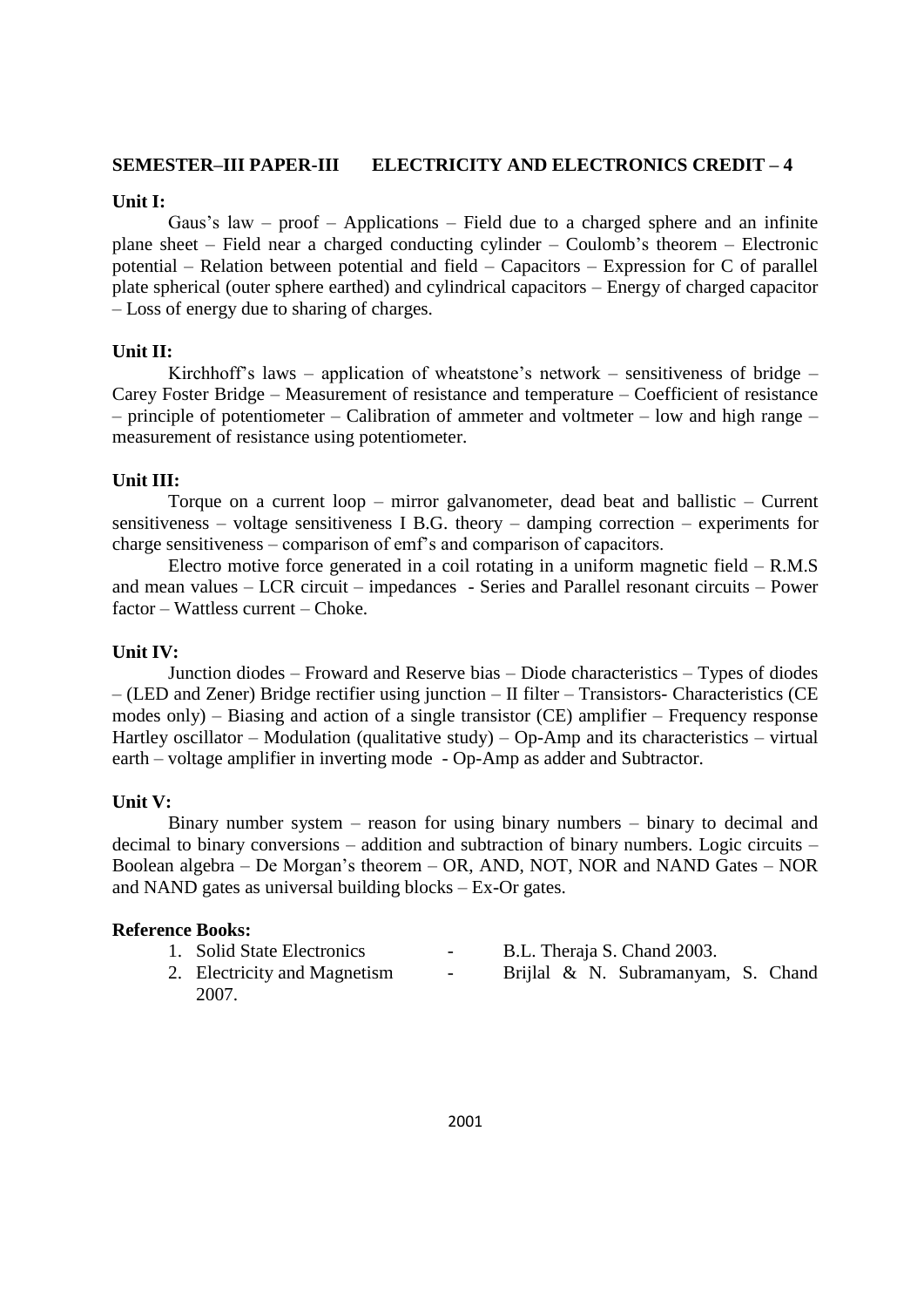**SEMESTER–III PAPER-III ELECTRICITY AND ELECTRONICS CREDIT – 4**

**Unit I:**

Gaus's law – proof – Applications – Field due to a charged sphere and an infinite plane sheet – Field near a charged conducting cylinder – Coulomb's theorem – Electronic potential – Relation between potential and field – Capacitors – Expression for C of parallel plate spherical (outer sphere earthed) and cylindrical capacitors – Energy of charged capacitor – Loss of energy due to sharing of charges.

**Unit II:**

Kirchhoff's laws – application of wheatstone's network – sensitiveness of bridge – Carey Foster Bridge – Measurement of resistance and temperature – Coefficient of resistance – principle of potentiometer – Calibration of ammeter and voltmeter – low and high range – measurement of resistance using potentiometer.

**Unit III:**

Torque on a current loop – mirror galvanometer, dead beat and ballistic – Current sensitiveness – voltage sensitiveness I B.G. theory – damping correction – experiments for charge sensitiveness – comparison of emf's and comparison of capacitors.

Electro motive force generated in a coil rotating in a uniform magnetic field – R.M.S and mean values – LCR circuit – impedances - Series and Parallel resonant circuits – Power factor – Wattless current – Choke.

**Unit IV:**

Junction diodes – Froward and Reserve bias – Diode characteristics – Types of diodes – (LED and Zener) Bridge rectifier using junction – II filter – Transistors- Characteristics (CE modes only) – Biasing and action of a single transistor (CE) amplifier – Frequency response Hartley oscillator – Modulation (qualitative study) – Op-Amp and its characteristics – virtual earth – voltage amplifier in inverting mode - Op-Amp as adder and Subtractor.

**Unit V:**

Binary number system – reason for using binary numbers – binary to decimal and decimal to binary conversions – addition and subtraction of binary numbers. Logic circuits – Boolean algebra – De Morgan's theorem – OR, AND, NOT, NOR and NAND Gates – NOR and NAND gates as universal building blocks – Ex-Or gates.

**Reference Books:**

1. Solid State Electronics - B.L. Theraja S. Chand 2003.
2. Electricity and Magnetism - Brijlal & N. Subramanyam, S. Chand 2007.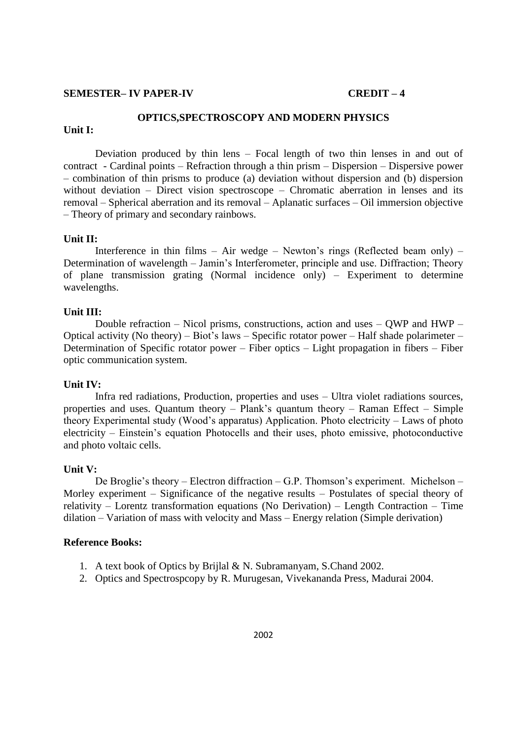**SEMESTER– IV PAPER-IV** **CREDIT – 4**

## OPTICS,SPECTROSCOPY AND MODERN PHYSICS

**Unit I:**

Deviation produced by thin lens – Focal length of two thin lenses in and out of contract - Cardinal points – Refraction through a thin prism – Dispersion – Dispersive power – combination of thin prisms to produce (a) deviation without dispersion and (b) dispersion without deviation – Direct vision spectroscope – Chromatic aberration in lenses and its removal – Spherical aberration and its removal – Aplanatic surfaces – Oil immersion objective – Theory of primary and secondary rainbows.

**Unit II:**

Interference in thin films – Air wedge – Newton's rings (Reflected beam only) – Determination of wavelength – Jamin's Interferometer, principle and use. Diffraction; Theory of plane transmission grating (Normal incidence only) – Experiment to determine wavelengths.

**Unit III:**

Double refraction – Nicol prisms, constructions, action and uses – QWP and HWP – Optical activity (No theory) – Biot's laws – Specific rotator power – Half shade polarimeter – Determination of Specific rotator power – Fiber optics – Light propagation in fibers – Fiber optic communication system.

**Unit IV:**

Infra red radiations, Production, properties and uses – Ultra violet radiations sources, properties and uses. Quantum theory – Plank's quantum theory – Raman Effect – Simple theory Experimental study (Wood's apparatus) Application. Photo electricity – Laws of photo electricity – Einstein's equation Photocells and their uses, photo emissive, photoconductive and photo voltaic cells.

**Unit V:**

De Broglie's theory – Electron diffraction – G.P. Thomson's experiment. Michelson – Morley experiment – Significance of the negative results – Postulates of special theory of relativity – Lorentz transformation equations (No Derivation) – Length Contraction – Time dilation – Variation of mass with velocity and Mass – Energy relation (Simple derivation)

**Reference Books:**

1. A text book of Optics by Brijlal & N. Subramanyam, S.Chand 2002.
2. Optics and Spectrospcopy by R. Murugesan, Vivekananda Press, Madurai 2004.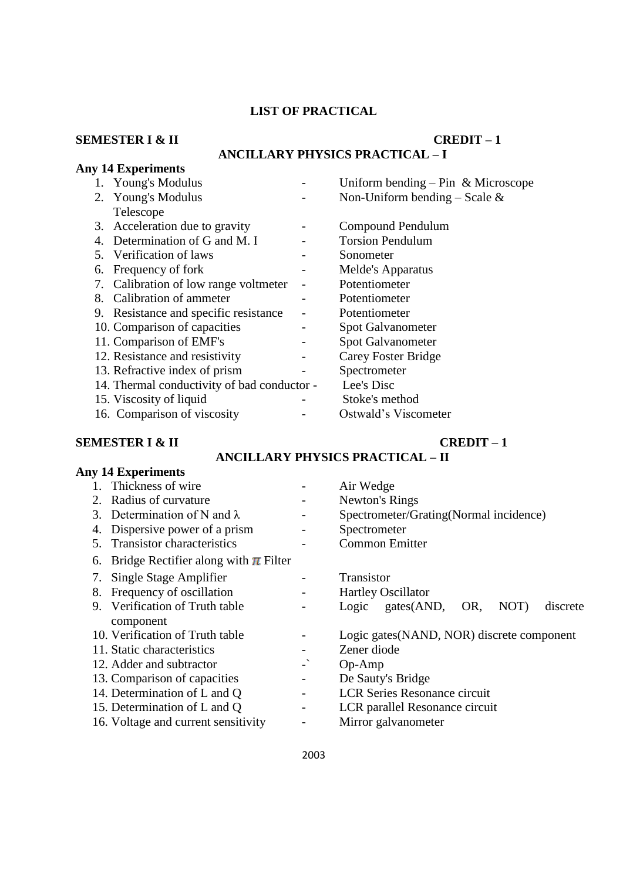## LIST OF PRACTICAL

**SEMESTER I & II** **CREDIT – 1**

### ANCILLARY PHYSICS PRACTICAL – I

**Any 14 Experiments**

| No. | Experiment | | Method |
|---|---|---|---|
| 1. | Young's Modulus | - | Uniform bending – Pin & Microscope |
| 2. | Young's Modulus | - | Non-Uniform bending – Scale & Telescope |
| 3. | Acceleration due to gravity | - | Compound Pendulum |
| 4. | Determination of G and M. I | - | Torsion Pendulum |
| 5. | Verification of laws | - | Sonometer |
| 6. | Frequency of fork | - | Melde's Apparatus |
| 7. | Calibration of low range voltmeter | - | Potentiometer |
| 8. | Calibration of ammeter | - | Potentiometer |
| 9. | Resistance and specific resistance | - | Potentiometer |
| 10. | Comparison of capacities | - | Spot Galvanometer |
| 11. | Comparison of EMF's | - | Spot Galvanometer |
| 12. | Resistance and resistivity | - | Carey Foster Bridge |
| 13. | Refractive index of prism | - | Spectrometer |
| 14. | Thermal conductivity of bad conductor | - | Lee's Disc |
| 15. | Viscosity of liquid | - | Stoke's method |
| 16. | Comparison of viscosity | - | Ostwald's Viscometer |

**SEMESTER I & II** **CREDIT – 1**

### ANCILLARY PHYSICS PRACTICAL – II

**Any 14 Experiments**

| No. | Experiment | | Method |
|---|---|---|---|
| 1. | Thickness of wire | - | Air Wedge |
| 2. | Radius of curvature | - | Newton's Rings |
| 3. | Determination of N and $\lambda$ | - | Spectrometer/Grating(Normal incidence) |
| 4. | Dispersive power of a prism | - | Spectrometer |
| 5. | Transistor characteristics | - | Common Emitter |
| 6. | Bridge Rectifier along with $\pi$ Filter | | |
| 7. | Single Stage Amplifier | - | Transistor |
| 8. | Frequency of oscillation | - | Hartley Oscillator |
| 9. | Verification of Truth table | - | Logic gates(AND, OR, NOT) discrete component |
| 10. | Verification of Truth table | - | Logic gates(NAND, NOR) discrete component |
| 11. | Static characteristics | - | Zener diode |
| 12. | Adder and subtractor | -` | Op-Amp |
| 13. | Comparison of capacities | - | De Sauty's Bridge |
| 14. | Determination of L and Q | - | LCR Series Resonance circuit |
| 15. | Determination of L and Q | - | LCR parallel Resonance circuit |
| 16. | Voltage and current sensitivity | - | Mirror galvanometer |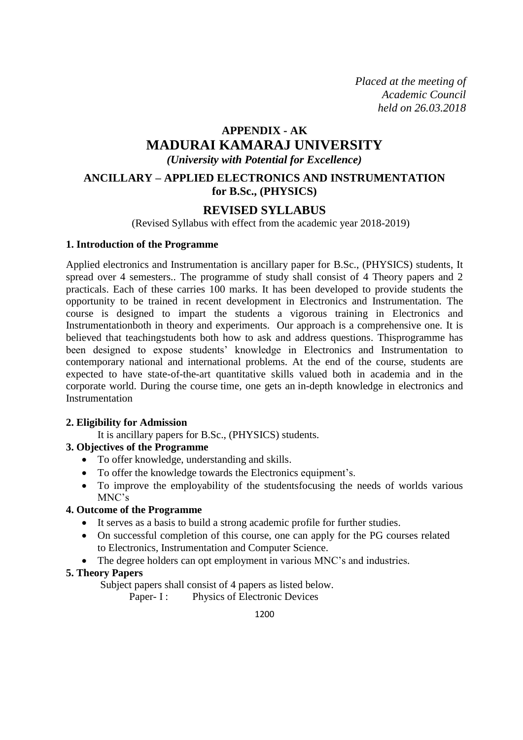*Placed at the meeting of*
*Academic Council*
*held on 26.03.2018*

# APPENDIX - AK
# MADURAI KAMARAJ UNIVERSITY
*(University with Potential for Excellence)*

## ANCILLARY – APPLIED ELECTRONICS AND INSTRUMENTATION for B.Sc., (PHYSICS)

## REVISED SYLLABUS

(Revised Syllabus with effect from the academic year 2018-2019)

**1. Introduction of the Programme**

Applied electronics and Instrumentation is ancillary paper for B.Sc., (PHYSICS) students, It spread over 4 semesters.. The programme of study shall consist of 4 Theory papers and 2 practicals. Each of these carries 100 marks. It has been developed to provide students the opportunity to be trained in recent development in Electronics and Instrumentation. The course is designed to impart the students a vigorous training in Electronics and Instrumentationboth in theory and experiments. Our approach is a comprehensive one. It is believed that teachingstudents both how to ask and address questions. Thisprogramme has been designed to expose students' knowledge in Electronics and Instrumentation to contemporary national and international problems. At the end of the course, students are expected to have state-of-the-art quantitative skills valued both in academia and in the corporate world. During the course time, one gets an in-depth knowledge in electronics and Instrumentation

**2. Eligibility for Admission**

It is ancillary papers for B.Sc., (PHYSICS) students.

**3. Objectives of the Programme**

- To offer knowledge, understanding and skills.
- To offer the knowledge towards the Electronics equipment's.
- To improve the employability of the studentsfocusing the needs of worlds various MNC's

**4. Outcome of the Programme**

- It serves as a basis to build a strong academic profile for further studies.
- On successful completion of this course, one can apply for the PG courses related to Electronics, Instrumentation and Computer Science.
- The degree holders can opt employment in various MNC's and industries.

**5. Theory Papers**

Subject papers shall consist of 4 papers as listed below.

Paper- I : Physics of Electronic Devices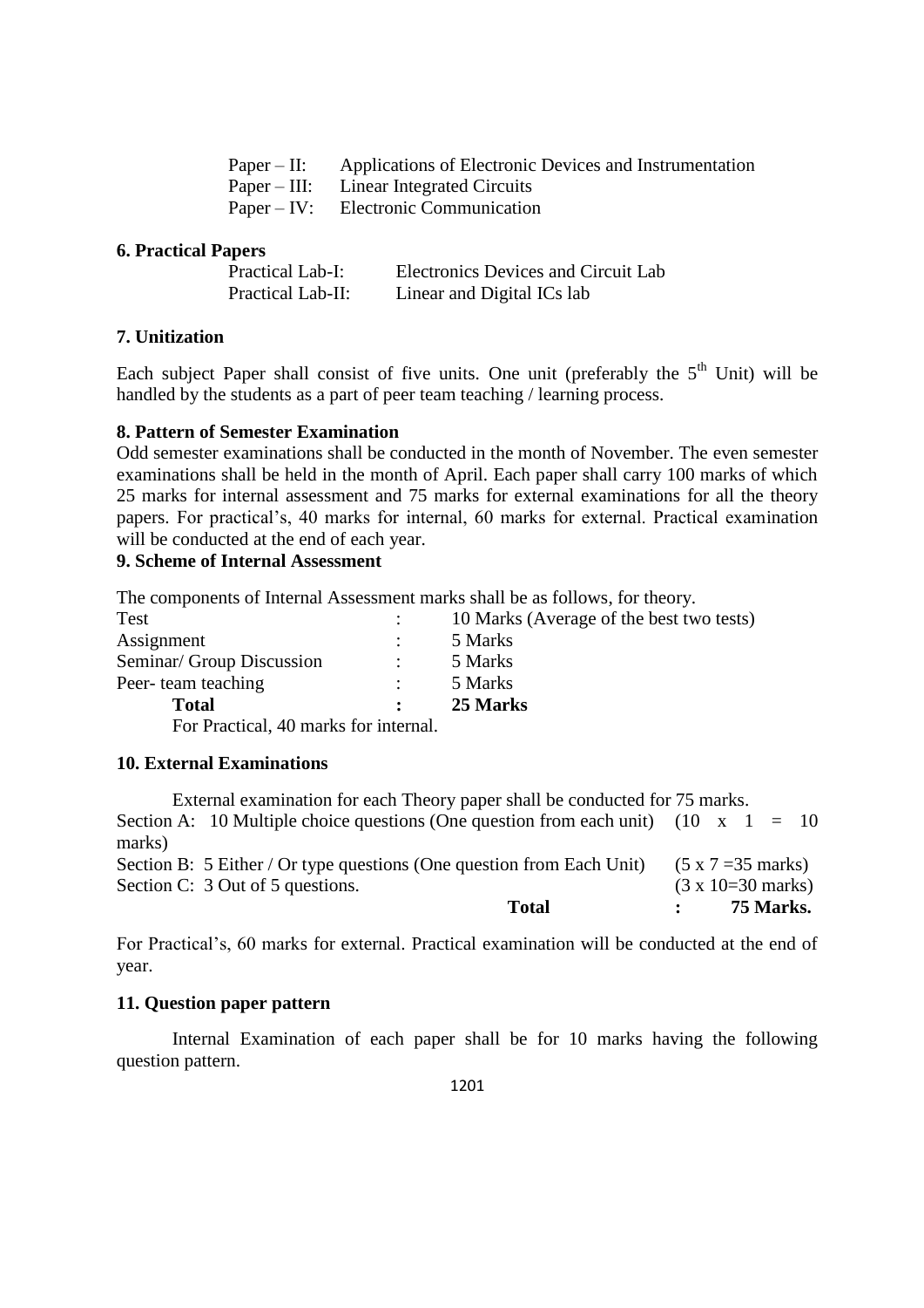Paper – II: Applications of Electronic Devices and Instrumentation
Paper – III: Linear Integrated Circuits
Paper – IV: Electronic Communication

**6. Practical Papers**

Practical Lab-I: Electronics Devices and Circuit Lab
Practical Lab-II: Linear and Digital ICs lab

**7. Unitization**

Each subject Paper shall consist of five units. One unit (preferably the $5^{th}$ Unit) will be handled by the students as a part of peer team teaching / learning process.

**8. Pattern of Semester Examination**

Odd semester examinations shall be conducted in the month of November. The even semester examinations shall be held in the month of April. Each paper shall carry 100 marks of which 25 marks for internal assessment and 75 marks for external examinations for all the theory papers. For practical's, 40 marks for internal, 60 marks for external. Practical examination will be conducted at the end of each year.

**9. Scheme of Internal Assessment**

The components of Internal Assessment marks shall be as follows, for theory.

| | | |
|---|---|---|
| Test | : | 10 Marks (Average of the best two tests) |
| Assignment | : | 5 Marks |
| Seminar/ Group Discussion | : | 5 Marks |
| Peer- team teaching | : | 5 Marks |
| **Total** | **:** | **25 Marks** |

For Practical, 40 marks for internal.

**10. External Examinations**

External examination for each Theory paper shall be conducted for 75 marks.

| | |
|---|---|
| Section A: 10 Multiple choice questions (One question from each unit) | (10 x 1 = 10 marks) |
| Section B: 5 Either / Or type questions (One question from Each Unit) | (5 x 7 =35 marks) |
| Section C: 3 Out of 5 questions. | (3 x 10=30 marks) |
| **Total** | **: 75 Marks.** |

For Practical's, 60 marks for external. Practical examination will be conducted at the end of year.

**11. Question paper pattern**

Internal Examination of each paper shall be for 10 marks having the following question pattern.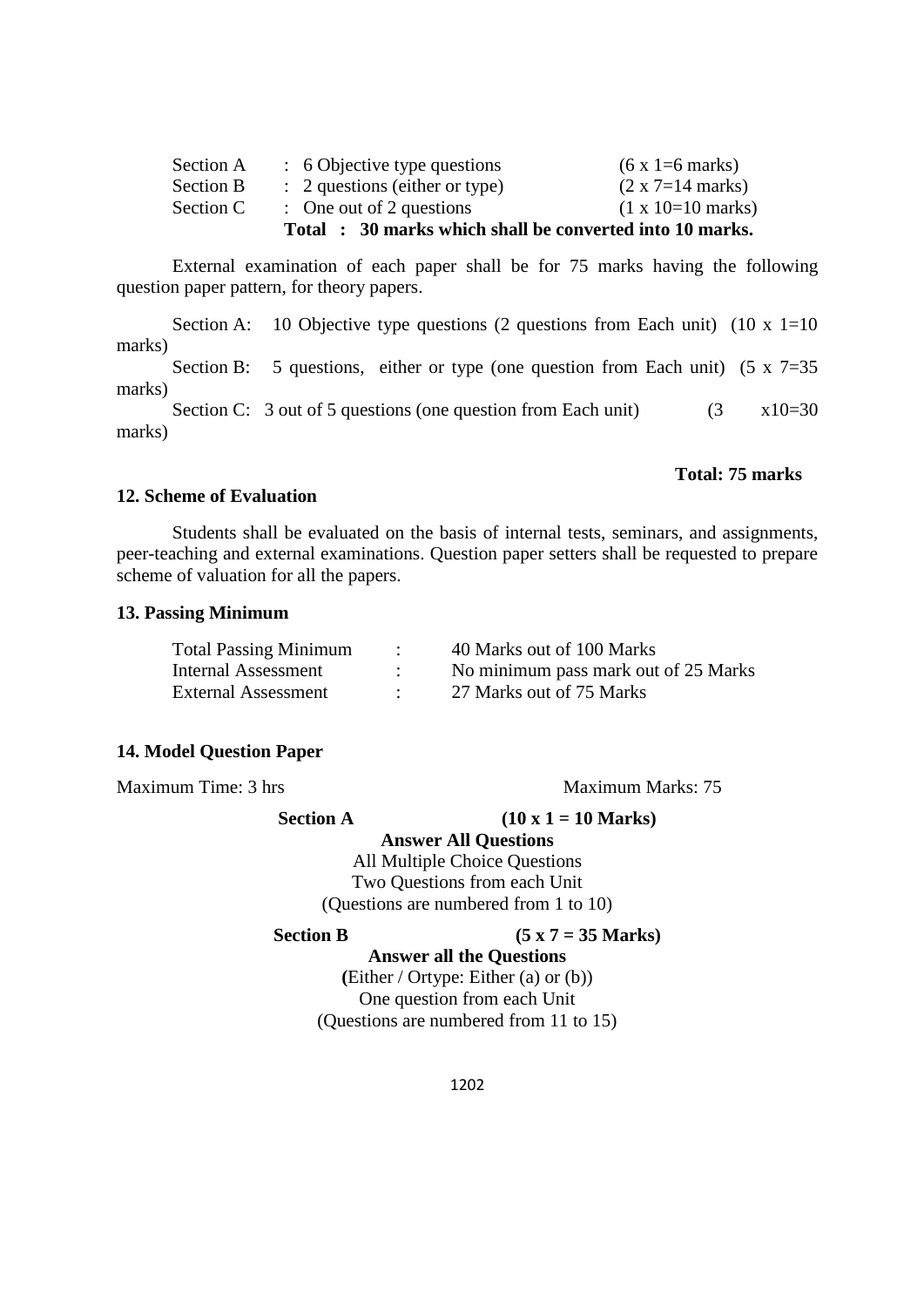| | | | |
|---|---|---|---|
| Section A | : | 6 Objective type questions | (6 x 1=6 marks) |
| Section B | : | 2 questions (either or type) | (2 x 7=14 marks) |
| Section C | : | One out of 2 questions | (1 x 10=10 marks) |

**Total : 30 marks which shall be converted into 10 marks.**

External examination of each paper shall be for 75 marks having the following question paper pattern, for theory papers.

Section A: 10 Objective type questions (2 questions from Each unit) (10 x 1=10 marks)

Section B: 5 questions, either or type (one question from Each unit) (5 x 7=35 marks)

Section C: 3 out of 5 questions (one question from Each unit) (3 x10=30 marks)

**Total: 75 marks**

## 12. Scheme of Evaluation

Students shall be evaluated on the basis of internal tests, seminars, and assignments, peer-teaching and external examinations. Question paper setters shall be requested to prepare scheme of valuation for all the papers.

## 13. Passing Minimum

| | | |
|---|---|---|
| Total Passing Minimum | : | 40 Marks out of 100 Marks |
| Internal Assessment | : | No minimum pass mark out of 25 Marks |
| External Assessment | : | 27 Marks out of 75 Marks |

## 14. Model Question Paper

Maximum Time: 3 hrs Maximum Marks: 75

**Section A (10 x 1 = 10 Marks)**

**Answer All Questions**

All Multiple Choice Questions

Two Questions from each Unit

(Questions are numbered from 1 to 10)

**Section B (5 x 7 = 35 Marks)**

**Answer all the Questions**

(Either / Ortype: Either (a) or (b))

One question from each Unit

(Questions are numbered from 11 to 15)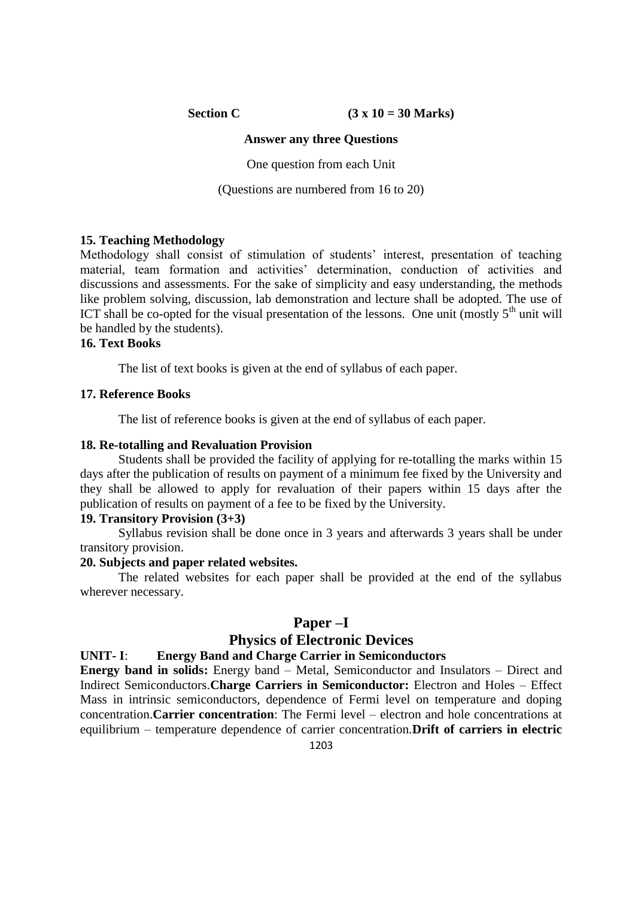**Section C (3 x 10 = 30 Marks)**

**Answer any three Questions**

One question from each Unit

(Questions are numbered from 16 to 20)

**15. Teaching Methodology**

Methodology shall consist of stimulation of students' interest, presentation of teaching material, team formation and activities' determination, conduction of activities and discussions and assessments. For the sake of simplicity and easy understanding, the methods like problem solving, discussion, lab demonstration and lecture shall be adopted. The use of ICT shall be co-opted for the visual presentation of the lessons. One unit (mostly $5^{th}$ unit will be handled by the students).

**16. Text Books**

The list of text books is given at the end of syllabus of each paper.

**17. Reference Books**

The list of reference books is given at the end of syllabus of each paper.

**18. Re-totalling and Revaluation Provision**

Students shall be provided the facility of applying for re-totalling the marks within 15 days after the publication of results on payment of a minimum fee fixed by the University and they shall be allowed to apply for revaluation of their papers within 15 days after the publication of results on payment of a fee to be fixed by the University.

**19. Transitory Provision (3+3)**

Syllabus revision shall be done once in 3 years and afterwards 3 years shall be under transitory provision.

**20. Subjects and paper related websites.**

The related websites for each paper shall be provided at the end of the syllabus wherever necessary.

## Paper –I

## Physics of Electronic Devices

**UNIT- I**: **Energy Band and Charge Carrier in Semiconductors**

**Energy band in solids:** Energy band – Metal, Semiconductor and Insulators – Direct and Indirect Semiconductors.**Charge Carriers in Semiconductor:** Electron and Holes – Effect Mass in intrinsic semiconductors, dependence of Fermi level on temperature and doping concentration.**Carrier concentration**: The Fermi level – electron and hole concentrations at equilibrium – temperature dependence of carrier concentration.**Drift of carriers in electric**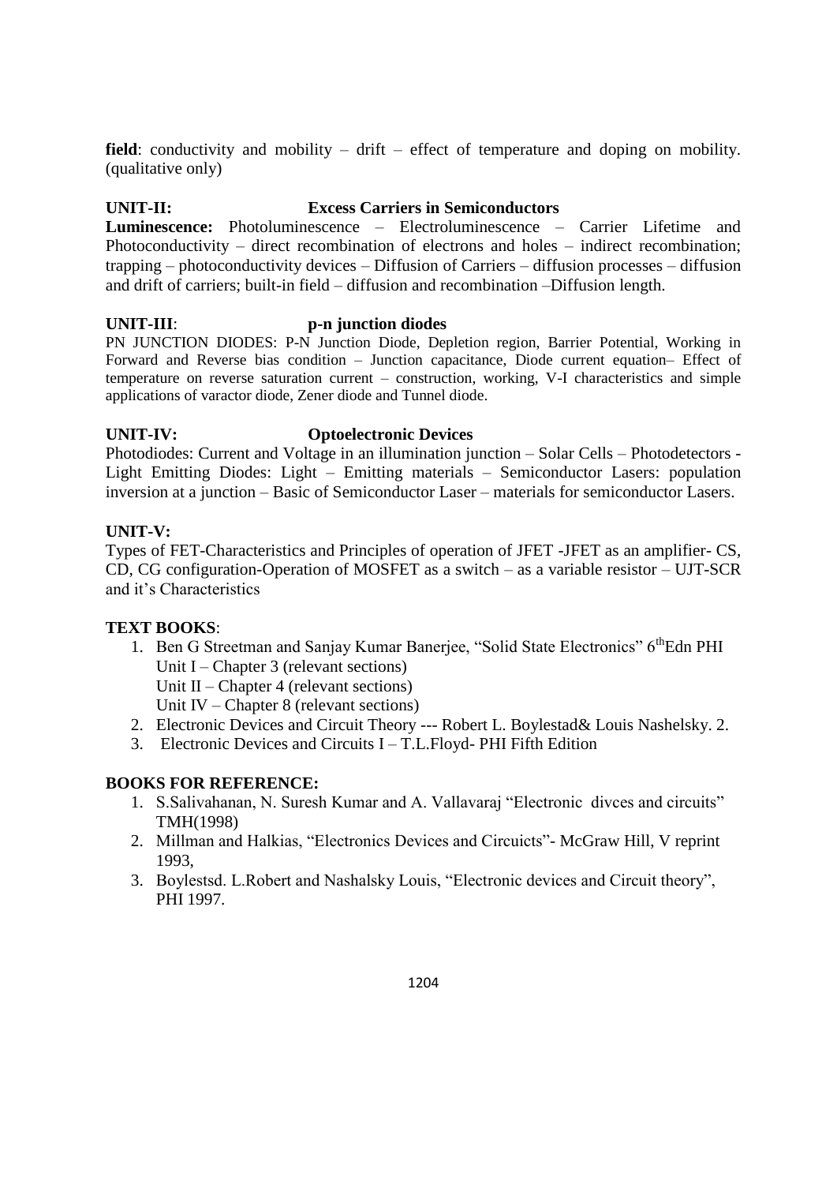**field**: conductivity and mobility – drift – effect of temperature and doping on mobility. (qualitative only)

**UNIT-II: Excess Carriers in Semiconductors**

**Luminescence:** Photoluminescence – Electroluminescence – Carrier Lifetime and Photoconductivity – direct recombination of electrons and holes – indirect recombination; trapping – photoconductivity devices – Diffusion of Carriers – diffusion processes – diffusion and drift of carriers; built-in field – diffusion and recombination –Diffusion length.

**UNIT-III: p-n junction diodes**

PN JUNCTION DIODES: P-N Junction Diode, Depletion region, Barrier Potential, Working in Forward and Reverse bias condition – Junction capacitance, Diode current equation– Effect of temperature on reverse saturation current – construction, working, V-I characteristics and simple applications of varactor diode, Zener diode and Tunnel diode.

**UNIT-IV: Optoelectronic Devices**

Photodiodes: Current and Voltage in an illumination junction – Solar Cells – Photodetectors - Light Emitting Diodes: Light – Emitting materials – Semiconductor Lasers: population inversion at a junction – Basic of Semiconductor Laser – materials for semiconductor Lasers.

**UNIT-V:**

Types of FET-Characteristics and Principles of operation of JFET -JFET as an amplifier- CS, CD, CG configuration-Operation of MOSFET as a switch – as a variable resistor – UJT-SCR and it's Characteristics

**TEXT BOOKS**:

1. Ben G Streetman and Sanjay Kumar Banerjee, "Solid State Electronics" 6thEdn PHI
   Unit I – Chapter 3 (relevant sections)
   Unit II – Chapter 4 (relevant sections)
   Unit IV – Chapter 8 (relevant sections)
2. Electronic Devices and Circuit Theory --- Robert L. Boylestad& Louis Nashelsky. 2.
3. Electronic Devices and Circuits I – T.L.Floyd- PHI Fifth Edition

**BOOKS FOR REFERENCE:**

1. S.Salivahanan, N. Suresh Kumar and A. Vallavaraj "Electronic divces and circuits" TMH(1998)
2. Millman and Halkias, "Electronics Devices and Circuicts"- McGraw Hill, V reprint 1993,
3. Boylestsd. L.Robert and Nashalsky Louis, "Electronic devices and Circuit theory", PHI 1997.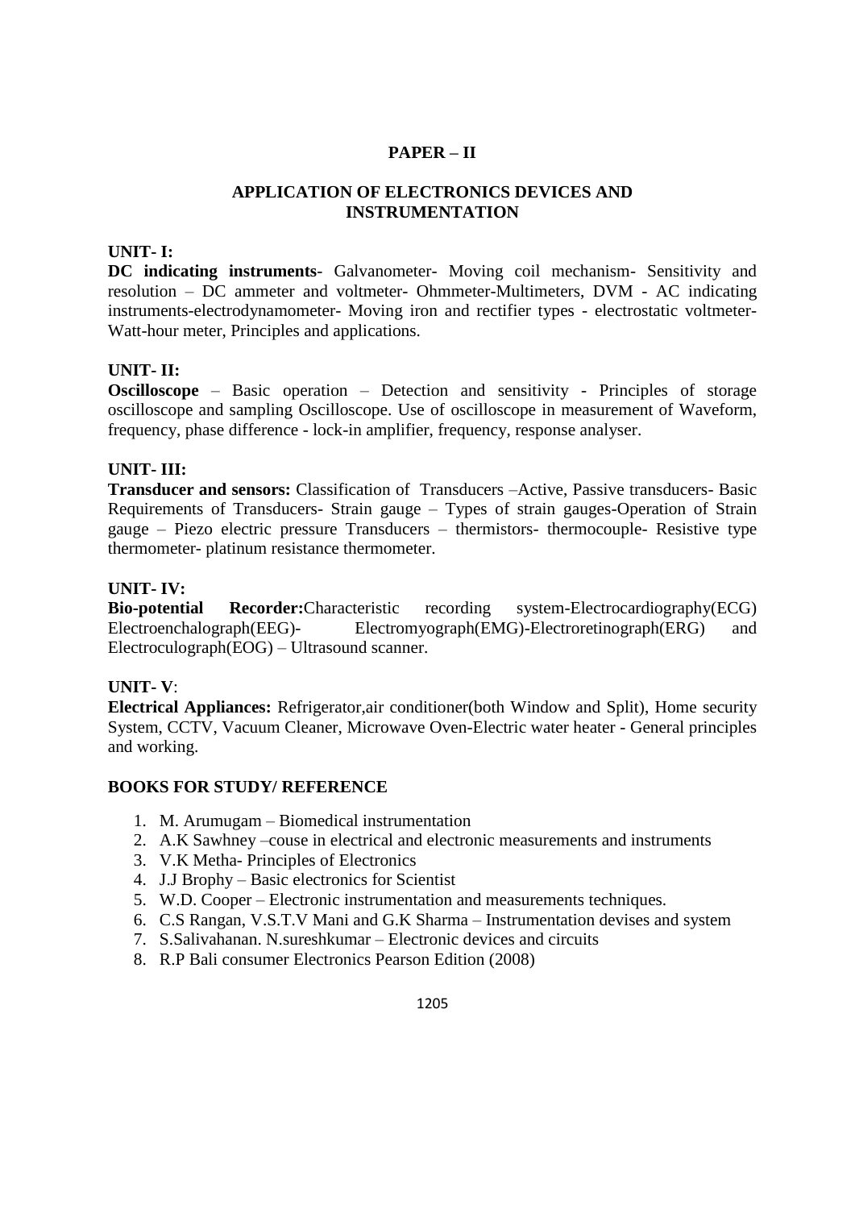## PAPER – II

## APPLICATION OF ELECTRONICS DEVICES AND INSTRUMENTATION

**UNIT- I:**

**DC indicating instruments**- Galvanometer- Moving coil mechanism- Sensitivity and resolution – DC ammeter and voltmeter- Ohmmeter-Multimeters, DVM - AC indicating instruments-electrodynamometer- Moving iron and rectifier types - electrostatic voltmeter-Watt-hour meter, Principles and applications.

**UNIT- II:**

**Oscilloscope** – Basic operation – Detection and sensitivity - Principles of storage oscilloscope and sampling Oscilloscope. Use of oscilloscope in measurement of Waveform, frequency, phase difference - lock-in amplifier, frequency, response analyser.

**UNIT- III:**

**Transducer and sensors:** Classification of Transducers –Active, Passive transducers- Basic Requirements of Transducers- Strain gauge – Types of strain gauges-Operation of Strain gauge – Piezo electric pressure Transducers – thermistors- thermocouple- Resistive type thermometer- platinum resistance thermometer.

**UNIT- IV:**

**Bio-potential Recorder:**Characteristic recording system-Electrocardiography(ECG) Electroenchalograph(EEG)- Electromyograph(EMG)-Electroretinograph(ERG) and Electroculograph(EOG) – Ultrasound scanner.

**UNIT- V**:

**Electrical Appliances:** Refrigerator,air conditioner(both Window and Split), Home security System, CCTV, Vacuum Cleaner, Microwave Oven-Electric water heater - General principles and working.

**BOOKS FOR STUDY/ REFERENCE**

1. M. Arumugam – Biomedical instrumentation
2. A.K Sawhney –couse in electrical and electronic measurements and instruments
3. V.K Metha- Principles of Electronics
4. J.J Brophy – Basic electronics for Scientist
5. W.D. Cooper – Electronic instrumentation and measurements techniques.
6. C.S Rangan, V.S.T.V Mani and G.K Sharma – Instrumentation devises and system
7. S.Salivahanan. N.sureshkumar – Electronic devices and circuits
8. R.P Bali consumer Electronics Pearson Edition (2008)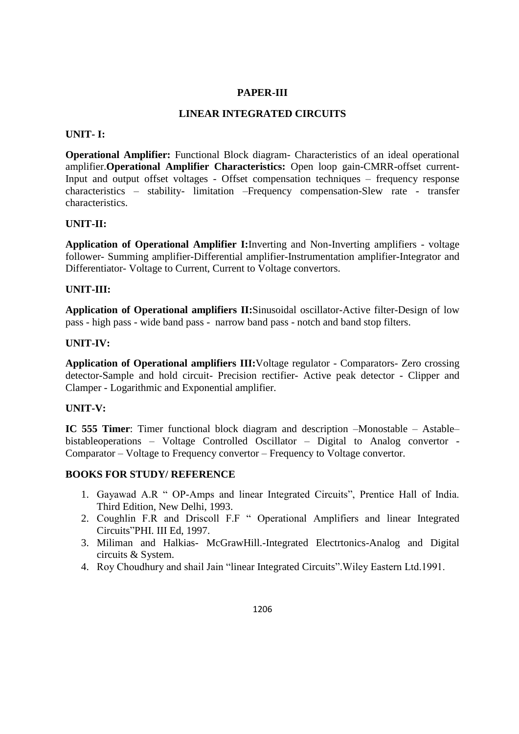## PAPER-III

## LINEAR INTEGRATED CIRCUITS

**UNIT- I:**

**Operational Amplifier:** Functional Block diagram- Characteristics of an ideal operational amplifier.**Operational Amplifier Characteristics:** Open loop gain-CMRR-offset current-Input and output offset voltages - Offset compensation techniques – frequency response characteristics – stability- limitation –Frequency compensation-Slew rate - transfer characteristics.

**UNIT-II:**

**Application of Operational Amplifier I:**Inverting and Non-Inverting amplifiers - voltage follower- Summing amplifier-Differential amplifier-Instrumentation amplifier-Integrator and Differentiator- Voltage to Current, Current to Voltage convertors.

**UNIT-III:**

**Application of Operational amplifiers II:**Sinusoidal oscillator-Active filter-Design of low pass - high pass - wide band pass - narrow band pass - notch and band stop filters.

**UNIT-IV:**

**Application of Operational amplifiers III:**Voltage regulator - Comparators- Zero crossing detector-Sample and hold circuit- Precision rectifier- Active peak detector - Clipper and Clamper - Logarithmic and Exponential amplifier.

**UNIT-V:**

**IC 555 Timer**: Timer functional block diagram and description –Monostable – Astable– bistableoperations – Voltage Controlled Oscillator – Digital to Analog convertor - Comparator – Voltage to Frequency convertor – Frequency to Voltage convertor.

**BOOKS FOR STUDY/ REFERENCE**

1. Gayawad A.R " OP-Amps and linear Integrated Circuits", Prentice Hall of India. Third Edition, New Delhi, 1993.
2. Coughlin F.R and Driscoll F.F " Operational Amplifiers and linear Integrated Circuits"PHI. III Ed, 1997.
3. Miliman and Halkias- McGrawHill.-Integrated Electrtonics-Analog and Digital circuits & System.
4. Roy Choudhury and shail Jain "linear Integrated Circuits".Wiley Eastern Ltd.1991.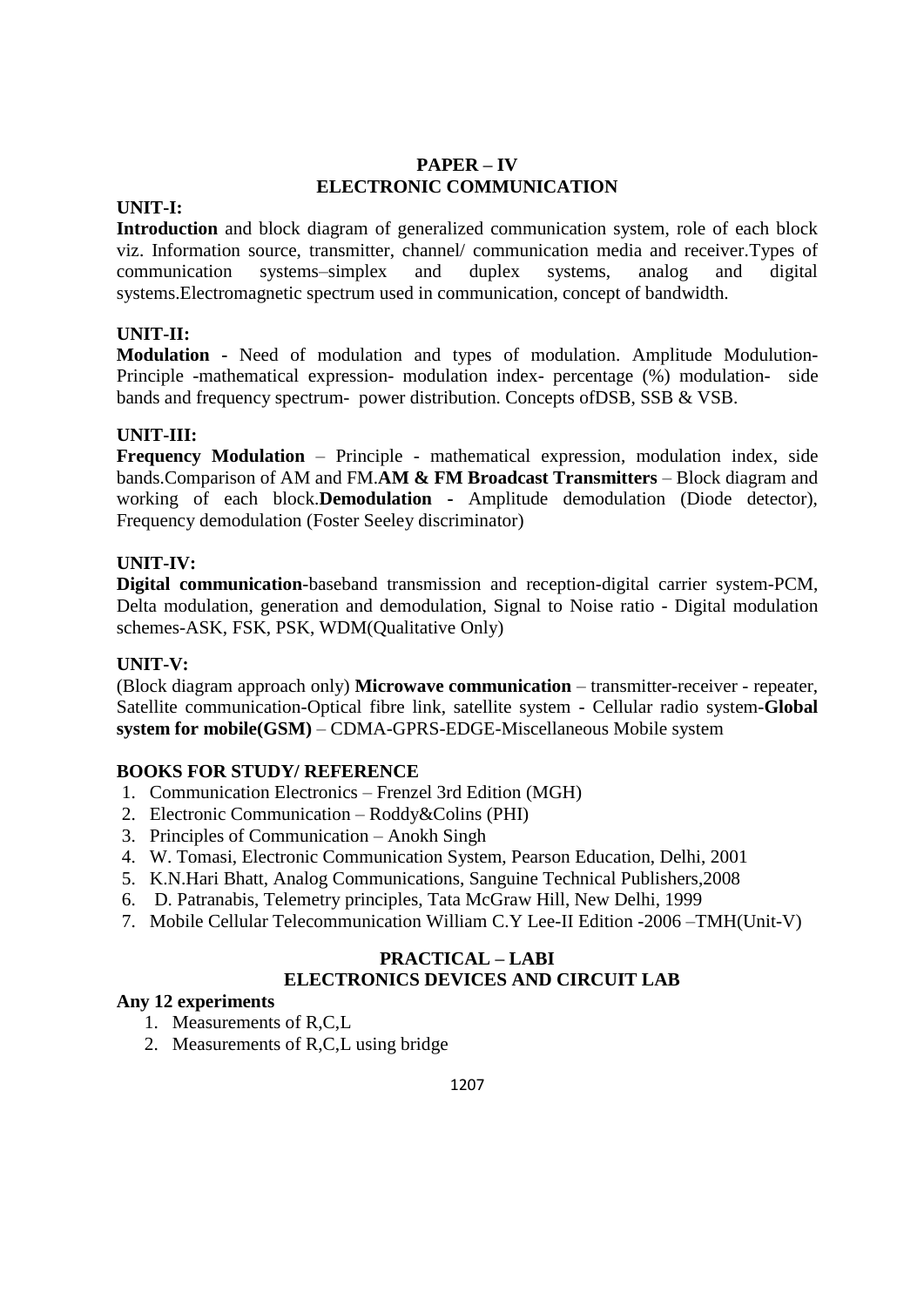## PAPER – IV
## ELECTRONIC COMMUNICATION

**UNIT-I:**

**Introduction** and block diagram of generalized communication system, role of each block viz. Information source, transmitter, channel/ communication media and receiver.Types of communication systems–simplex and duplex systems, analog and digital systems.Electromagnetic spectrum used in communication, concept of bandwidth.

**UNIT-II:**

**Modulation -** Need of modulation and types of modulation. Amplitude Modulution-Principle -mathematical expression- modulation index- percentage (%) modulation- side bands and frequency spectrum- power distribution. Concepts ofDSB, SSB & VSB.

**UNIT-III:**

**Frequency Modulation** – Principle - mathematical expression, modulation index, side bands.Comparison of AM and FM.**AM & FM Broadcast Transmitters** – Block diagram and working of each block.**Demodulation** - Amplitude demodulation (Diode detector), Frequency demodulation (Foster Seeley discriminator)

**UNIT-IV:**

**Digital communication**-baseband transmission and reception-digital carrier system-PCM, Delta modulation, generation and demodulation, Signal to Noise ratio - Digital modulation schemes-ASK, FSK, PSK, WDM(Qualitative Only)

**UNIT-V:**

(Block diagram approach only) **Microwave communication** – transmitter-receiver - repeater, Satellite communication-Optical fibre link, satellite system - Cellular radio system-**Global system for mobile(GSM)** – CDMA-GPRS-EDGE-Miscellaneous Mobile system

**BOOKS FOR STUDY/ REFERENCE**

1. Communication Electronics – Frenzel 3rd Edition (MGH)
2. Electronic Communication – Roddy&Colins (PHI)
3. Principles of Communication – Anokh Singh
4. W. Tomasi, Electronic Communication System, Pearson Education, Delhi, 2001
5. K.N.Hari Bhatt, Analog Communications, Sanguine Technical Publishers,2008
6. D. Patranabis, Telemetry principles, Tata McGraw Hill, New Delhi, 1999
7. Mobile Cellular Telecommunication William C.Y Lee-II Edition -2006 –TMH(Unit-V)

## PRACTICAL – LABI
## ELECTRONICS DEVICES AND CIRCUIT LAB

**Any 12 experiments**

1. Measurements of R,C,L
2. Measurements of R,C,L using bridge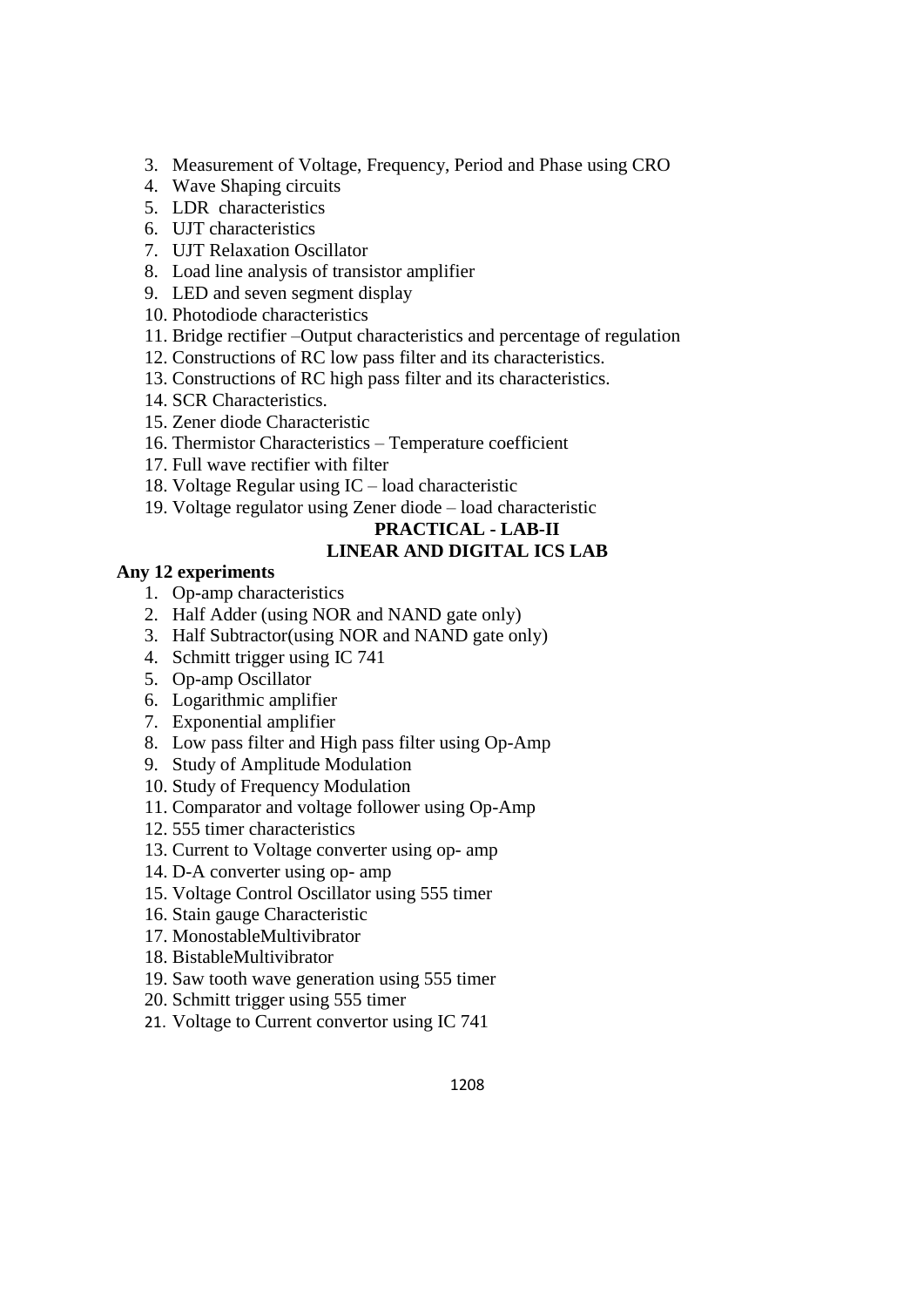3. Measurement of Voltage, Frequency, Period and Phase using CRO
4. Wave Shaping circuits
5. LDR characteristics
6. UJT characteristics
7. UJT Relaxation Oscillator
8. Load line analysis of transistor amplifier
9. LED and seven segment display
10. Photodiode characteristics
11. Bridge rectifier –Output characteristics and percentage of regulation
12. Constructions of RC low pass filter and its characteristics.
13. Constructions of RC high pass filter and its characteristics.
14. SCR Characteristics.
15. Zener diode Characteristic
16. Thermistor Characteristics – Temperature coefficient
17. Full wave rectifier with filter
18. Voltage Regular using IC – load characteristic
19. Voltage regulator using Zener diode – load characteristic

**PRACTICAL - LAB-II**

**LINEAR AND DIGITAL ICS LAB**

**Any 12 experiments**

1. Op-amp characteristics
2. Half Adder (using NOR and NAND gate only)
3. Half Subtractor(using NOR and NAND gate only)
4. Schmitt trigger using IC 741
5. Op-amp Oscillator
6. Logarithmic amplifier
7. Exponential amplifier
8. Low pass filter and High pass filter using Op-Amp
9. Study of Amplitude Modulation
10. Study of Frequency Modulation
11. Comparator and voltage follower using Op-Amp
12. 555 timer characteristics
13. Current to Voltage converter using op- amp
14. D-A converter using op- amp
15. Voltage Control Oscillator using 555 timer
16. Stain gauge Characteristic
17. MonostableMultivibrator
18. BistableMultivibrator
19. Saw tooth wave generation using 555 timer
20. Schmitt trigger using 555 timer
21. Voltage to Current convertor using IC 741